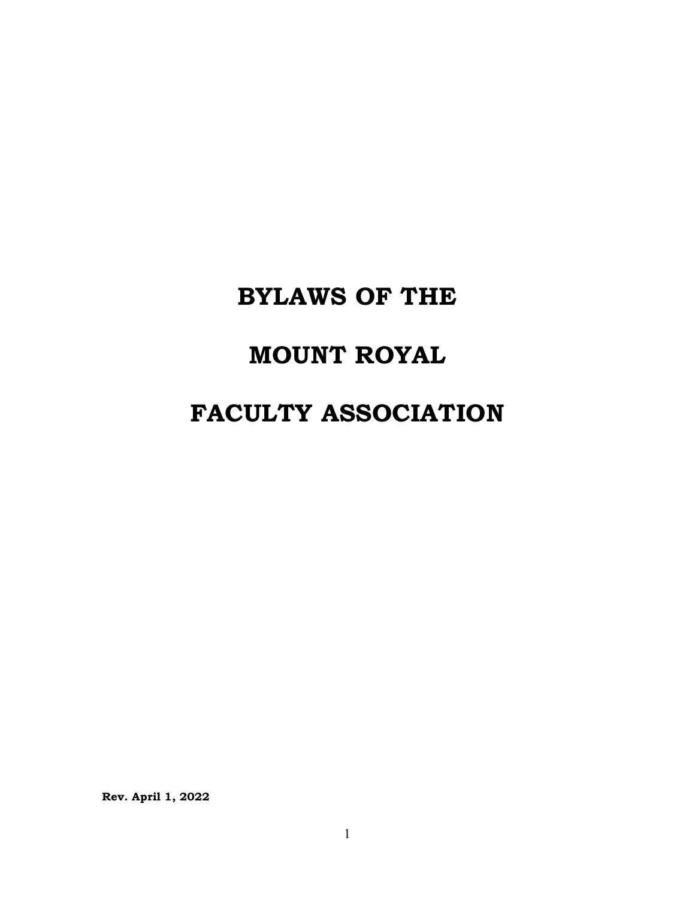# BYLAWS OF THE

# MOUNT ROYAL

# FACULTY ASSOCIATION

**Rev. April 1, 2022**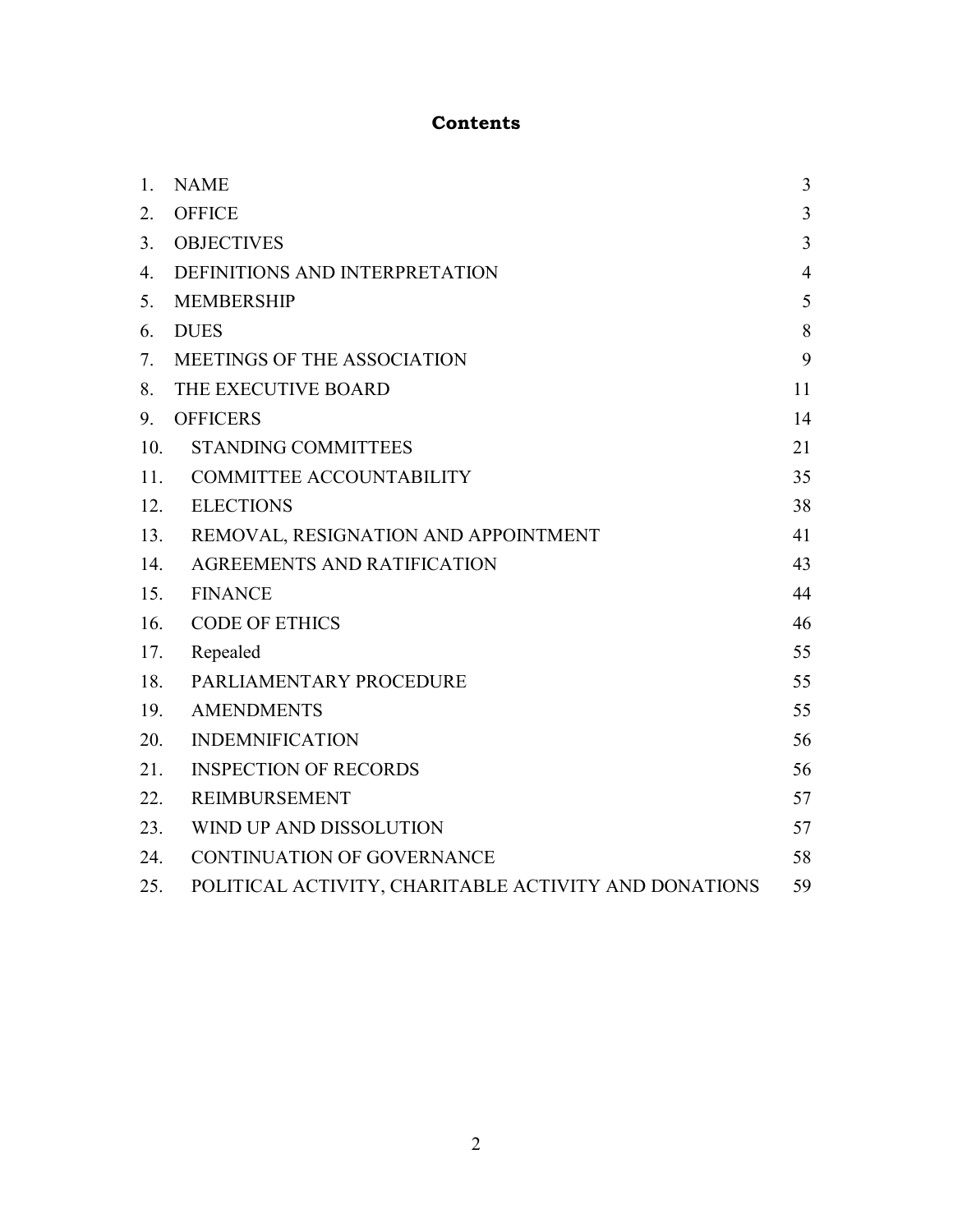# Contents

| | | |
|---|---|---|
| 1. | NAME | 3 |
| 2. | OFFICE | 3 |
| 3. | OBJECTIVES | 3 |
| 4. | DEFINITIONS AND INTERPRETATION | 4 |
| 5. | MEMBERSHIP | 5 |
| 6. | DUES | 8 |
| 7. | MEETINGS OF THE ASSOCIATION | 9 |
| 8. | THE EXECUTIVE BOARD | 11 |
| 9. | OFFICERS | 14 |
| 10. | STANDING COMMITTEES | 21 |
| 11. | COMMITTEE ACCOUNTABILITY | 35 |
| 12. | ELECTIONS | 38 |
| 13. | REMOVAL, RESIGNATION AND APPOINTMENT | 41 |
| 14. | AGREEMENTS AND RATIFICATION | 43 |
| 15. | FINANCE | 44 |
| 16. | CODE OF ETHICS | 46 |
| 17. | Repealed | 55 |
| 18. | PARLIAMENTARY PROCEDURE | 55 |
| 19. | AMENDMENTS | 55 |
| 20. | INDEMNIFICATION | 56 |
| 21. | INSPECTION OF RECORDS | 56 |
| 22. | REIMBURSEMENT | 57 |
| 23. | WIND UP AND DISSOLUTION | 57 |
| 24. | CONTINUATION OF GOVERNANCE | 58 |
| 25. | POLITICAL ACTIVITY, CHARITABLE ACTIVITY AND DONATIONS | 59 |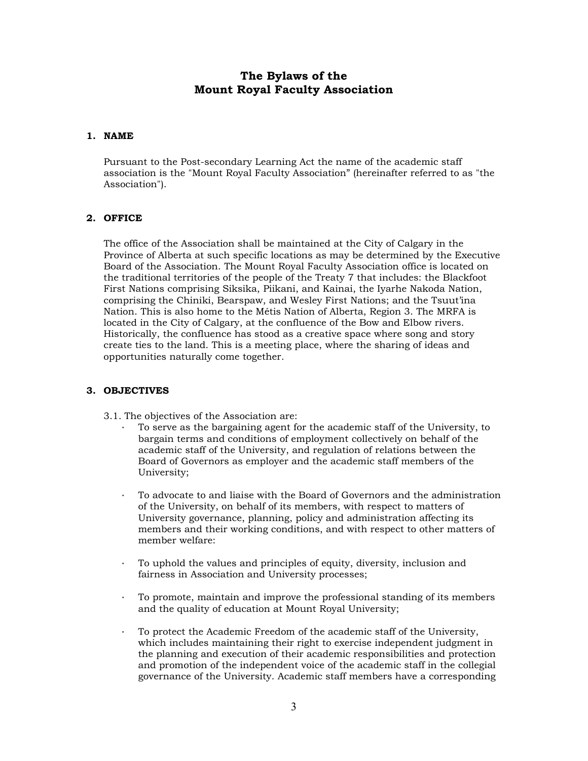# The Bylaws of the Mount Royal Faculty Association

## 1. NAME

Pursuant to the Post-secondary Learning Act the name of the academic staff association is the "Mount Royal Faculty Association" (hereinafter referred to as "the Association").

## 2. OFFICE

The office of the Association shall be maintained at the City of Calgary in the Province of Alberta at such specific locations as may be determined by the Executive Board of the Association. The Mount Royal Faculty Association office is located on the traditional territories of the people of the Treaty 7 that includes: the Blackfoot First Nations comprising Siksika, Piikani, and Kainai, the Iyarhe Nakoda Nation, comprising the Chiniki, Bearspaw, and Wesley First Nations; and the Tsuut'ina Nation. This is also home to the Métis Nation of Alberta, Region 3. The MRFA is located in the City of Calgary, at the confluence of the Bow and Elbow rivers. Historically, the confluence has stood as a creative space where song and story create ties to the land. This is a meeting place, where the sharing of ideas and opportunities naturally come together.

## 3. OBJECTIVES

3.1. The objectives of the Association are:

- To serve as the bargaining agent for the academic staff of the University, to bargain terms and conditions of employment collectively on behalf of the academic staff of the University, and regulation of relations between the Board of Governors as employer and the academic staff members of the University;

- To advocate to and liaise with the Board of Governors and the administration of the University, on behalf of its members, with respect to matters of University governance, planning, policy and administration affecting its members and their working conditions, and with respect to other matters of member welfare:

- To uphold the values and principles of equity, diversity, inclusion and fairness in Association and University processes;

- To promote, maintain and improve the professional standing of its members and the quality of education at Mount Royal University;

- To protect the Academic Freedom of the academic staff of the University, which includes maintaining their right to exercise independent judgment in the planning and execution of their academic responsibilities and protection and promotion of the independent voice of the academic staff in the collegial governance of the University. Academic staff members have a corresponding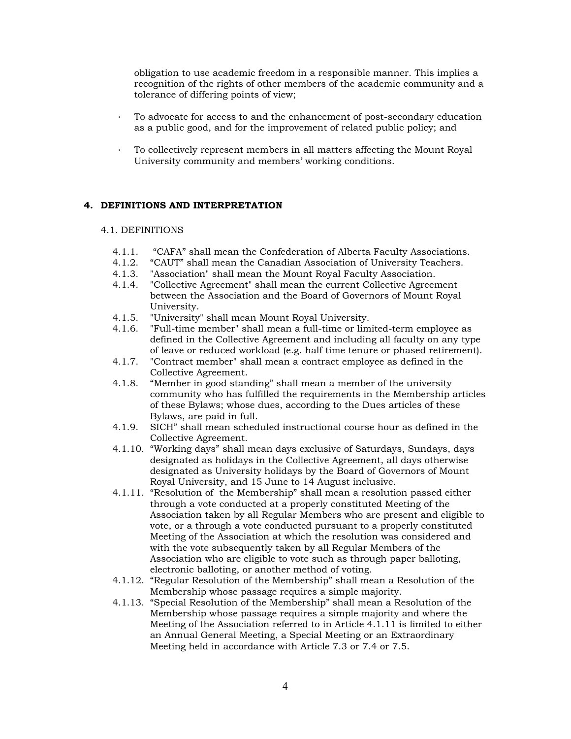obligation to use academic freedom in a responsible manner. This implies a recognition of the rights of other members of the academic community and a tolerance of differing points of view;

- To advocate for access to and the enhancement of post-secondary education as a public good, and for the improvement of related public policy; and

- To collectively represent members in all matters affecting the Mount Royal University community and members' working conditions.

## 4. DEFINITIONS AND INTERPRETATION

### 4.1. DEFINITIONS

4.1.1. "CAFA" shall mean the Confederation of Alberta Faculty Associations.

4.1.2. "CAUT" shall mean the Canadian Association of University Teachers.

4.1.3. "Association" shall mean the Mount Royal Faculty Association.

4.1.4. "Collective Agreement" shall mean the current Collective Agreement between the Association and the Board of Governors of Mount Royal University.

4.1.5. "University" shall mean Mount Royal University.

4.1.6. "Full-time member" shall mean a full-time or limited-term employee as defined in the Collective Agreement and including all faculty on any type of leave or reduced workload (e.g. half time tenure or phased retirement).

4.1.7. "Contract member" shall mean a contract employee as defined in the Collective Agreement.

4.1.8. "Member in good standing" shall mean a member of the university community who has fulfilled the requirements in the Membership articles of these Bylaws; whose dues, according to the Dues articles of these Bylaws, are paid in full.

4.1.9. SICH" shall mean scheduled instructional course hour as defined in the Collective Agreement.

4.1.10. "Working days" shall mean days exclusive of Saturdays, Sundays, days designated as holidays in the Collective Agreement, all days otherwise designated as University holidays by the Board of Governors of Mount Royal University, and 15 June to 14 August inclusive.

4.1.11. "Resolution of the Membership" shall mean a resolution passed either through a vote conducted at a properly constituted Meeting of the Association taken by all Regular Members who are present and eligible to vote, or a through a vote conducted pursuant to a properly constituted Meeting of the Association at which the resolution was considered and with the vote subsequently taken by all Regular Members of the Association who are eligible to vote such as through paper balloting, electronic balloting, or another method of voting.

4.1.12. "Regular Resolution of the Membership" shall mean a Resolution of the Membership whose passage requires a simple majority.

4.1.13. "Special Resolution of the Membership" shall mean a Resolution of the Membership whose passage requires a simple majority and where the Meeting of the Association referred to in Article 4.1.11 is limited to either an Annual General Meeting, a Special Meeting or an Extraordinary Meeting held in accordance with Article 7.3 or 7.4 or 7.5.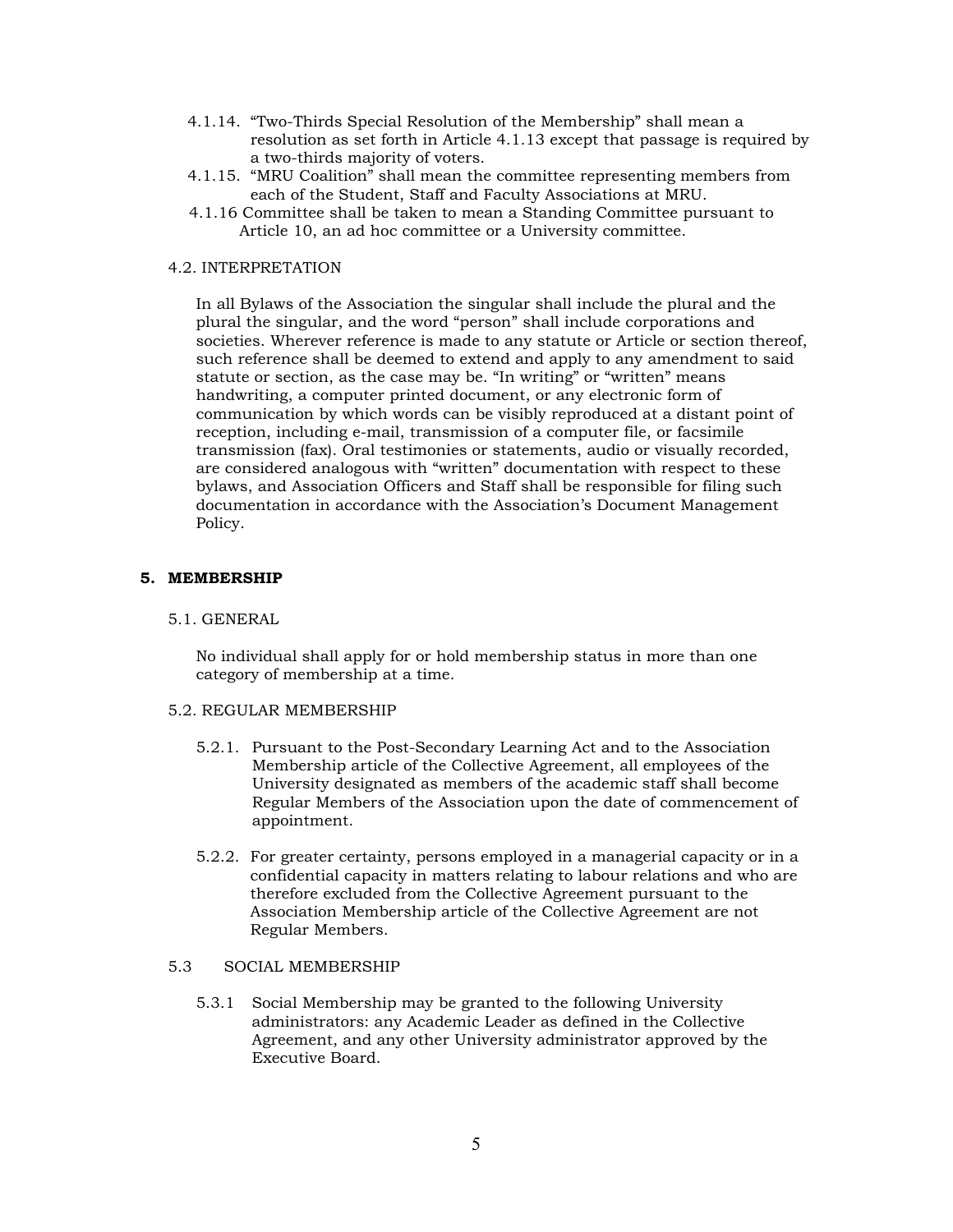4.1.14. "Two-Thirds Special Resolution of the Membership" shall mean a resolution as set forth in Article 4.1.13 except that passage is required by a two-thirds majority of voters.

4.1.15. "MRU Coalition" shall mean the committee representing members from each of the Student, Staff and Faculty Associations at MRU.

4.1.16 Committee shall be taken to mean a Standing Committee pursuant to Article 10, an ad hoc committee or a University committee.

4.2. INTERPRETATION

In all Bylaws of the Association the singular shall include the plural and the plural the singular, and the word "person" shall include corporations and societies. Wherever reference is made to any statute or Article or section thereof, such reference shall be deemed to extend and apply to any amendment to said statute or section, as the case may be. "In writing" or "written" means handwriting, a computer printed document, or any electronic form of communication by which words can be visibly reproduced at a distant point of reception, including e-mail, transmission of a computer file, or facsimile transmission (fax). Oral testimonies or statements, audio or visually recorded, are considered analogous with "written" documentation with respect to these bylaws, and Association Officers and Staff shall be responsible for filing such documentation in accordance with the Association's Document Management Policy.

## 5. MEMBERSHIP

5.1. GENERAL

No individual shall apply for or hold membership status in more than one category of membership at a time.

5.2. REGULAR MEMBERSHIP

5.2.1. Pursuant to the Post-Secondary Learning Act and to the Association Membership article of the Collective Agreement, all employees of the University designated as members of the academic staff shall become Regular Members of the Association upon the date of commencement of appointment.

5.2.2. For greater certainty, persons employed in a managerial capacity or in a confidential capacity in matters relating to labour relations and who are therefore excluded from the Collective Agreement pursuant to the Association Membership article of the Collective Agreement are not Regular Members.

5.3 SOCIAL MEMBERSHIP

5.3.1 Social Membership may be granted to the following University administrators: any Academic Leader as defined in the Collective Agreement, and any other University administrator approved by the Executive Board.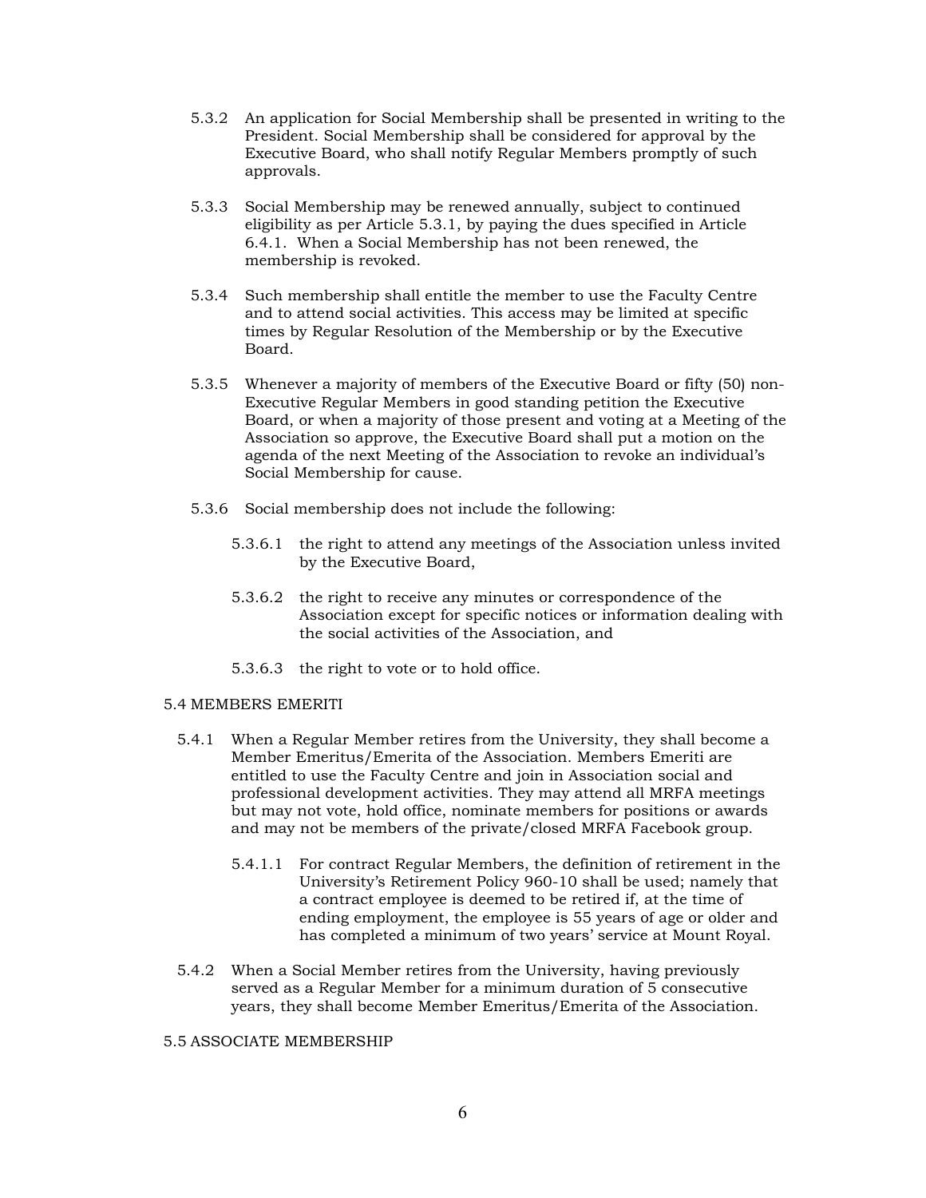5.3.2 An application for Social Membership shall be presented in writing to the President. Social Membership shall be considered for approval by the Executive Board, who shall notify Regular Members promptly of such approvals.

5.3.3 Social Membership may be renewed annually, subject to continued eligibility as per Article 5.3.1, by paying the dues specified in Article 6.4.1. When a Social Membership has not been renewed, the membership is revoked.

5.3.4 Such membership shall entitle the member to use the Faculty Centre and to attend social activities. This access may be limited at specific times by Regular Resolution of the Membership or by the Executive Board.

5.3.5 Whenever a majority of members of the Executive Board or fifty (50) non-Executive Regular Members in good standing petition the Executive Board, or when a majority of those present and voting at a Meeting of the Association so approve, the Executive Board shall put a motion on the agenda of the next Meeting of the Association to revoke an individual's Social Membership for cause.

5.3.6 Social membership does not include the following:

5.3.6.1 the right to attend any meetings of the Association unless invited by the Executive Board,

5.3.6.2 the right to receive any minutes or correspondence of the Association except for specific notices or information dealing with the social activities of the Association, and

5.3.6.3 the right to vote or to hold office.

## 5.4 MEMBERS EMERITI

5.4.1 When a Regular Member retires from the University, they shall become a Member Emeritus/Emerita of the Association. Members Emeriti are entitled to use the Faculty Centre and join in Association social and professional development activities. They may attend all MRFA meetings but may not vote, hold office, nominate members for positions or awards and may not be members of the private/closed MRFA Facebook group.

5.4.1.1 For contract Regular Members, the definition of retirement in the University's Retirement Policy 960-10 shall be used; namely that a contract employee is deemed to be retired if, at the time of ending employment, the employee is 55 years of age or older and has completed a minimum of two years' service at Mount Royal.

5.4.2 When a Social Member retires from the University, having previously served as a Regular Member for a minimum duration of 5 consecutive years, they shall become Member Emeritus/Emerita of the Association.

## 5.5 ASSOCIATE MEMBERSHIP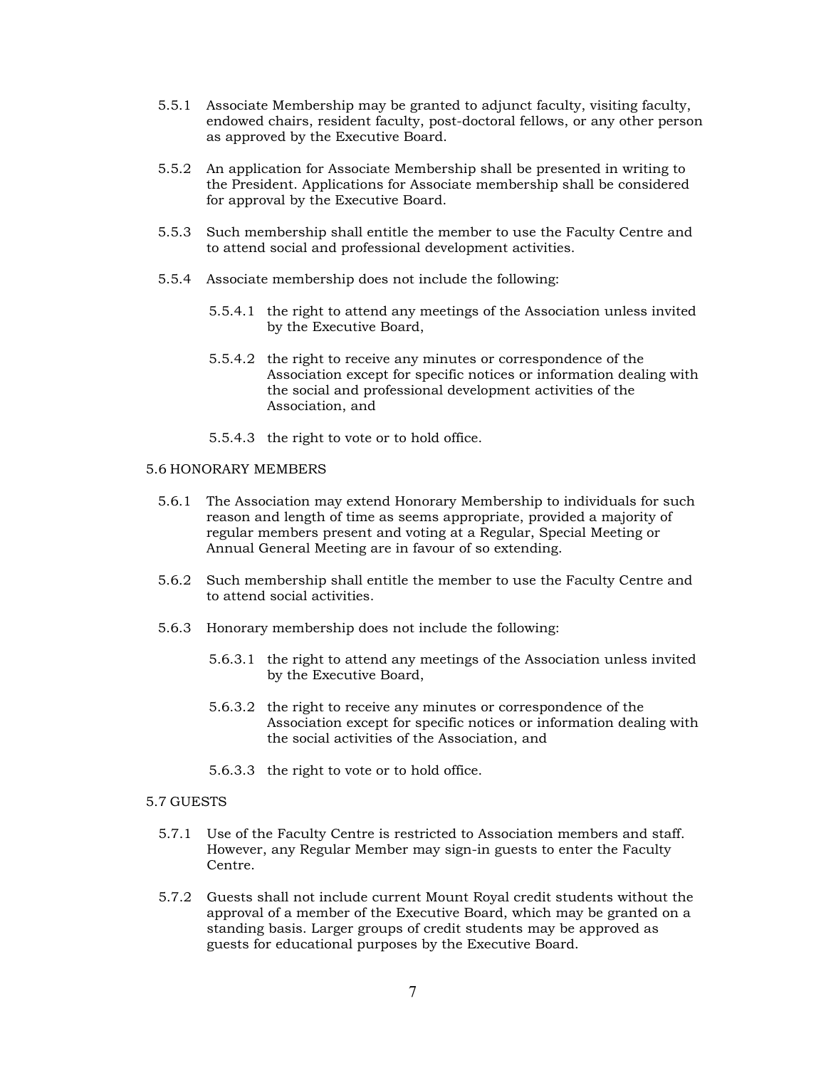5.5.1 Associate Membership may be granted to adjunct faculty, visiting faculty, endowed chairs, resident faculty, post-doctoral fellows, or any other person as approved by the Executive Board.

5.5.2 An application for Associate Membership shall be presented in writing to the President. Applications for Associate membership shall be considered for approval by the Executive Board.

5.5.3 Such membership shall entitle the member to use the Faculty Centre and to attend social and professional development activities.

5.5.4 Associate membership does not include the following:

5.5.4.1 the right to attend any meetings of the Association unless invited by the Executive Board,

5.5.4.2 the right to receive any minutes or correspondence of the Association except for specific notices or information dealing with the social and professional development activities of the Association, and

5.5.4.3 the right to vote or to hold office.

5.6 HONORARY MEMBERS

5.6.1 The Association may extend Honorary Membership to individuals for such reason and length of time as seems appropriate, provided a majority of regular members present and voting at a Regular, Special Meeting or Annual General Meeting are in favour of so extending.

5.6.2 Such membership shall entitle the member to use the Faculty Centre and to attend social activities.

5.6.3 Honorary membership does not include the following:

5.6.3.1 the right to attend any meetings of the Association unless invited by the Executive Board,

5.6.3.2 the right to receive any minutes or correspondence of the Association except for specific notices or information dealing with the social activities of the Association, and

5.6.3.3 the right to vote or to hold office.

5.7 GUESTS

5.7.1 Use of the Faculty Centre is restricted to Association members and staff. However, any Regular Member may sign-in guests to enter the Faculty Centre.

5.7.2 Guests shall not include current Mount Royal credit students without the approval of a member of the Executive Board, which may be granted on a standing basis. Larger groups of credit students may be approved as guests for educational purposes by the Executive Board.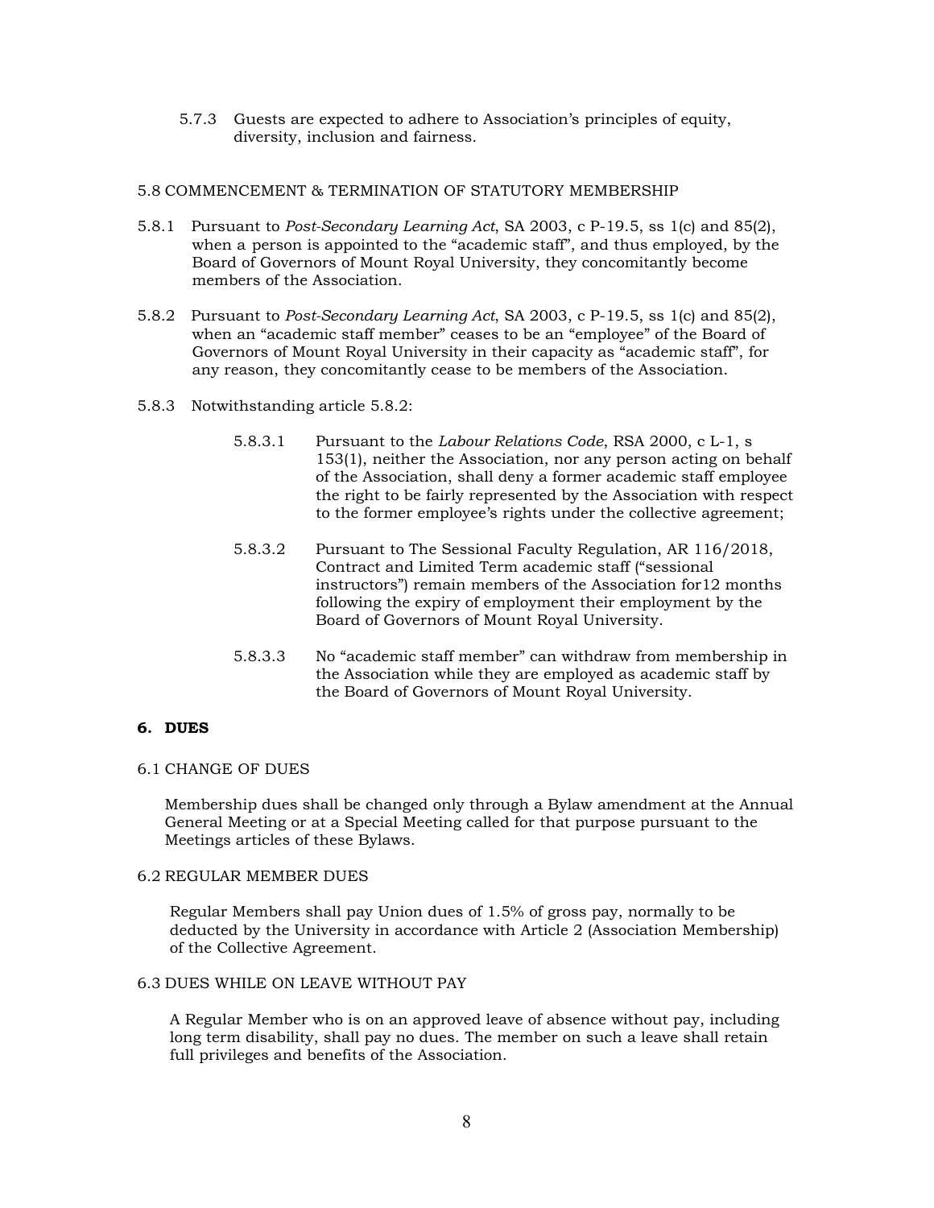5.7.3 Guests are expected to adhere to Association's principles of equity, diversity, inclusion and fairness.

5.8 COMMENCEMENT & TERMINATION OF STATUTORY MEMBERSHIP

5.8.1 Pursuant to *Post-Secondary Learning Act*, SA 2003, c P-19.5, ss 1(c) and 85(2), when a person is appointed to the "academic staff", and thus employed, by the Board of Governors of Mount Royal University, they concomitantly become members of the Association.

5.8.2 Pursuant to *Post-Secondary Learning Act*, SA 2003, c P-19.5, ss 1(c) and 85(2), when an "academic staff member" ceases to be an "employee" of the Board of Governors of Mount Royal University in their capacity as "academic staff", for any reason, they concomitantly cease to be members of the Association.

5.8.3 Notwithstanding article 5.8.2:

5.8.3.1 Pursuant to the *Labour Relations Code*, RSA 2000, c L-1, s 153(1), neither the Association, nor any person acting on behalf of the Association, shall deny a former academic staff employee the right to be fairly represented by the Association with respect to the former employee's rights under the collective agreement;

5.8.3.2 Pursuant to The Sessional Faculty Regulation, AR 116/2018, Contract and Limited Term academic staff ("sessional instructors") remain members of the Association for12 months following the expiry of employment their employment by the Board of Governors of Mount Royal University.

5.8.3.3 No "academic staff member" can withdraw from membership in the Association while they are employed as academic staff by the Board of Governors of Mount Royal University.

## 6. DUES

6.1 CHANGE OF DUES

Membership dues shall be changed only through a Bylaw amendment at the Annual General Meeting or at a Special Meeting called for that purpose pursuant to the Meetings articles of these Bylaws.

6.2 REGULAR MEMBER DUES

Regular Members shall pay Union dues of 1.5% of gross pay, normally to be deducted by the University in accordance with Article 2 (Association Membership) of the Collective Agreement.

6.3 DUES WHILE ON LEAVE WITHOUT PAY

A Regular Member who is on an approved leave of absence without pay, including long term disability, shall pay no dues. The member on such a leave shall retain full privileges and benefits of the Association.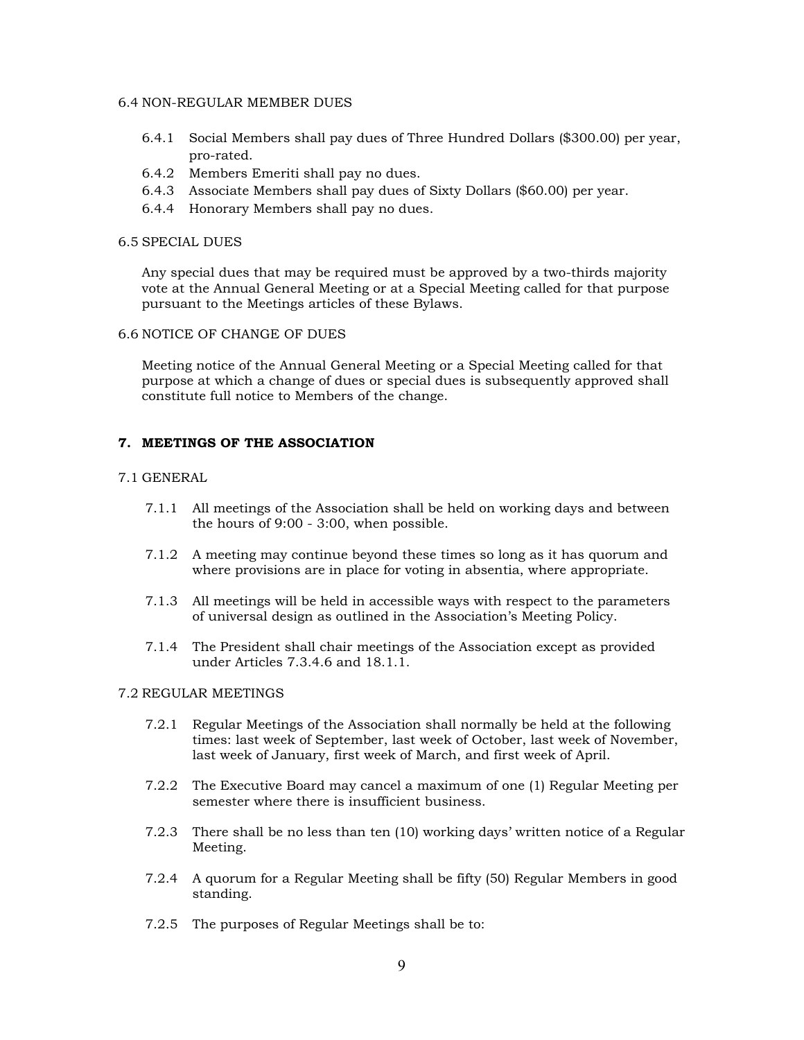6.4 NON-REGULAR MEMBER DUES

6.4.1 Social Members shall pay dues of Three Hundred Dollars ($300.00) per year, pro-rated.

6.4.2 Members Emeriti shall pay no dues.

6.4.3 Associate Members shall pay dues of Sixty Dollars ($60.00) per year.

6.4.4 Honorary Members shall pay no dues.

6.5 SPECIAL DUES

Any special dues that may be required must be approved by a two-thirds majority vote at the Annual General Meeting or at a Special Meeting called for that purpose pursuant to the Meetings articles of these Bylaws.

6.6 NOTICE OF CHANGE OF DUES

Meeting notice of the Annual General Meeting or a Special Meeting called for that purpose at which a change of dues or special dues is subsequently approved shall constitute full notice to Members of the change.

## 7. MEETINGS OF THE ASSOCIATION

7.1 GENERAL

7.1.1 All meetings of the Association shall be held on working days and between the hours of 9:00 - 3:00, when possible.

7.1.2 A meeting may continue beyond these times so long as it has quorum and where provisions are in place for voting in absentia, where appropriate.

7.1.3 All meetings will be held in accessible ways with respect to the parameters of universal design as outlined in the Association's Meeting Policy.

7.1.4 The President shall chair meetings of the Association except as provided under Articles 7.3.4.6 and 18.1.1.

7.2 REGULAR MEETINGS

7.2.1 Regular Meetings of the Association shall normally be held at the following times: last week of September, last week of October, last week of November, last week of January, first week of March, and first week of April.

7.2.2 The Executive Board may cancel a maximum of one (1) Regular Meeting per semester where there is insufficient business.

7.2.3 There shall be no less than ten (10) working days' written notice of a Regular Meeting.

7.2.4 A quorum for a Regular Meeting shall be fifty (50) Regular Members in good standing.

7.2.5 The purposes of Regular Meetings shall be to: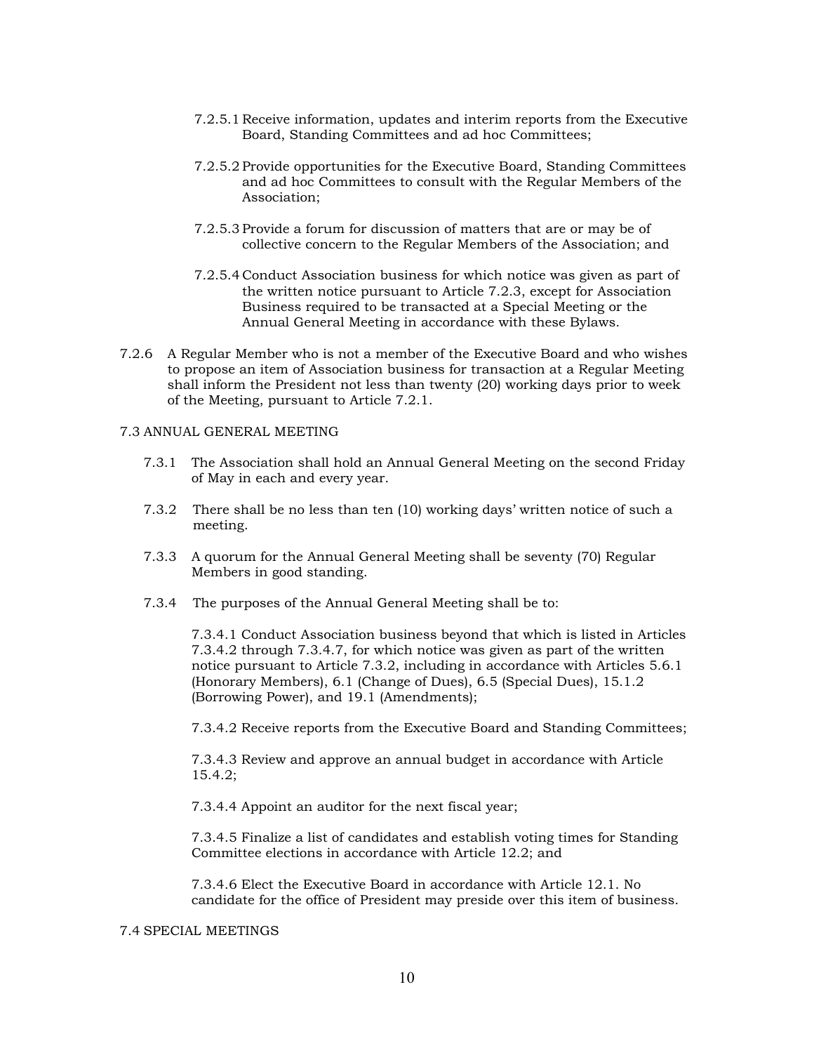7.2.5.1 Receive information, updates and interim reports from the Executive Board, Standing Committees and ad hoc Committees;

7.2.5.2 Provide opportunities for the Executive Board, Standing Committees and ad hoc Committees to consult with the Regular Members of the Association;

7.2.5.3 Provide a forum for discussion of matters that are or may be of collective concern to the Regular Members of the Association; and

7.2.5.4 Conduct Association business for which notice was given as part of the written notice pursuant to Article 7.2.3, except for Association Business required to be transacted at a Special Meeting or the Annual General Meeting in accordance with these Bylaws.

7.2.6 A Regular Member who is not a member of the Executive Board and who wishes to propose an item of Association business for transaction at a Regular Meeting shall inform the President not less than twenty (20) working days prior to week of the Meeting, pursuant to Article 7.2.1.

7.3 ANNUAL GENERAL MEETING

7.3.1 The Association shall hold an Annual General Meeting on the second Friday of May in each and every year.

7.3.2 There shall be no less than ten (10) working days' written notice of such a meeting.

7.3.3 A quorum for the Annual General Meeting shall be seventy (70) Regular Members in good standing.

7.3.4 The purposes of the Annual General Meeting shall be to:

7.3.4.1 Conduct Association business beyond that which is listed in Articles 7.3.4.2 through 7.3.4.7, for which notice was given as part of the written notice pursuant to Article 7.3.2, including in accordance with Articles 5.6.1 (Honorary Members), 6.1 (Change of Dues), 6.5 (Special Dues), 15.1.2 (Borrowing Power), and 19.1 (Amendments);

7.3.4.2 Receive reports from the Executive Board and Standing Committees;

7.3.4.3 Review and approve an annual budget in accordance with Article 15.4.2;

7.3.4.4 Appoint an auditor for the next fiscal year;

7.3.4.5 Finalize a list of candidates and establish voting times for Standing Committee elections in accordance with Article 12.2; and

7.3.4.6 Elect the Executive Board in accordance with Article 12.1. No candidate for the office of President may preside over this item of business.

7.4 SPECIAL MEETINGS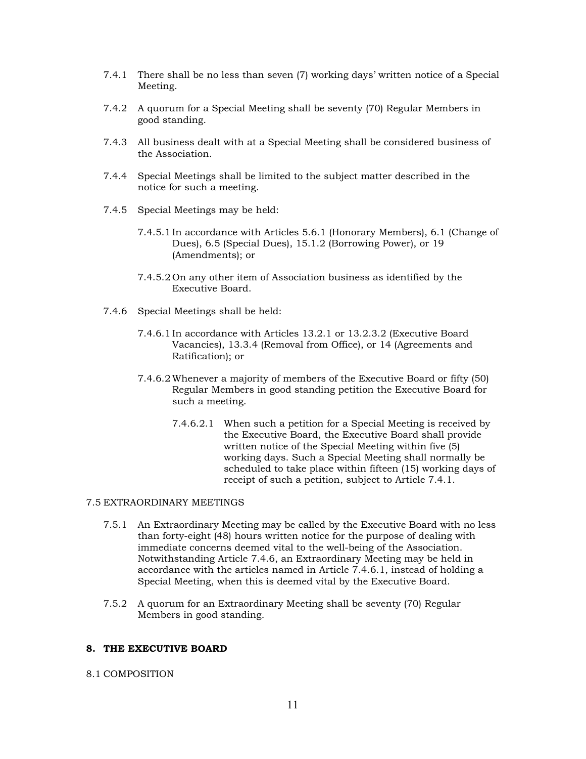7.4.1 There shall be no less than seven (7) working days' written notice of a Special Meeting.

7.4.2 A quorum for a Special Meeting shall be seventy (70) Regular Members in good standing.

7.4.3 All business dealt with at a Special Meeting shall be considered business of the Association.

7.4.4 Special Meetings shall be limited to the subject matter described in the notice for such a meeting.

7.4.5 Special Meetings may be held:

7.4.5.1 In accordance with Articles 5.6.1 (Honorary Members), 6.1 (Change of Dues), 6.5 (Special Dues), 15.1.2 (Borrowing Power), or 19 (Amendments); or

7.4.5.2 On any other item of Association business as identified by the Executive Board.

7.4.6 Special Meetings shall be held:

7.4.6.1 In accordance with Articles 13.2.1 or 13.2.3.2 (Executive Board Vacancies), 13.3.4 (Removal from Office), or 14 (Agreements and Ratification); or

7.4.6.2 Whenever a majority of members of the Executive Board or fifty (50) Regular Members in good standing petition the Executive Board for such a meeting.

7.4.6.2.1 When such a petition for a Special Meeting is received by the Executive Board, the Executive Board shall provide written notice of the Special Meeting within five (5) working days. Such a Special Meeting shall normally be scheduled to take place within fifteen (15) working days of receipt of such a petition, subject to Article 7.4.1.

7.5 EXTRAORDINARY MEETINGS

7.5.1 An Extraordinary Meeting may be called by the Executive Board with no less than forty-eight (48) hours written notice for the purpose of dealing with immediate concerns deemed vital to the well-being of the Association. Notwithstanding Article 7.4.6, an Extraordinary Meeting may be held in accordance with the articles named in Article 7.4.6.1, instead of holding a Special Meeting, when this is deemed vital by the Executive Board.

7.5.2 A quorum for an Extraordinary Meeting shall be seventy (70) Regular Members in good standing.

## 8. THE EXECUTIVE BOARD

8.1 COMPOSITION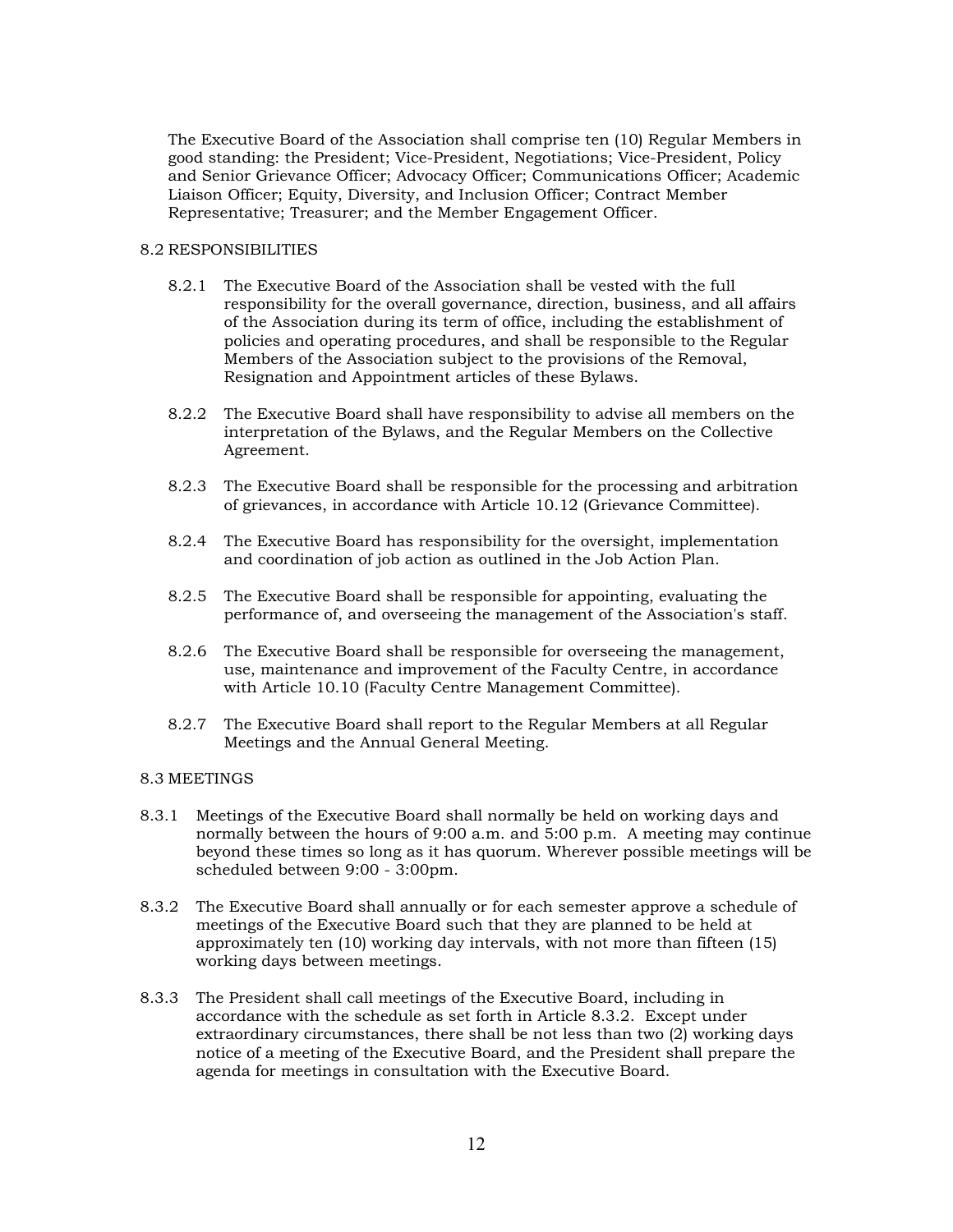The Executive Board of the Association shall comprise ten (10) Regular Members in good standing: the President; Vice-President, Negotiations; Vice-President, Policy and Senior Grievance Officer; Advocacy Officer; Communications Officer; Academic Liaison Officer; Equity, Diversity, and Inclusion Officer; Contract Member Representative; Treasurer; and the Member Engagement Officer.

8.2 RESPONSIBILITIES

8.2.1 The Executive Board of the Association shall be vested with the full responsibility for the overall governance, direction, business, and all affairs of the Association during its term of office, including the establishment of policies and operating procedures, and shall be responsible to the Regular Members of the Association subject to the provisions of the Removal, Resignation and Appointment articles of these Bylaws.

8.2.2 The Executive Board shall have responsibility to advise all members on the interpretation of the Bylaws, and the Regular Members on the Collective Agreement.

8.2.3 The Executive Board shall be responsible for the processing and arbitration of grievances, in accordance with Article 10.12 (Grievance Committee).

8.2.4 The Executive Board has responsibility for the oversight, implementation and coordination of job action as outlined in the Job Action Plan.

8.2.5 The Executive Board shall be responsible for appointing, evaluating the performance of, and overseeing the management of the Association's staff.

8.2.6 The Executive Board shall be responsible for overseeing the management, use, maintenance and improvement of the Faculty Centre, in accordance with Article 10.10 (Faculty Centre Management Committee).

8.2.7 The Executive Board shall report to the Regular Members at all Regular Meetings and the Annual General Meeting.

8.3 MEETINGS

8.3.1 Meetings of the Executive Board shall normally be held on working days and normally between the hours of 9:00 a.m. and 5:00 p.m. A meeting may continue beyond these times so long as it has quorum. Wherever possible meetings will be scheduled between 9:00 - 3:00pm.

8.3.2 The Executive Board shall annually or for each semester approve a schedule of meetings of the Executive Board such that they are planned to be held at approximately ten (10) working day intervals, with not more than fifteen (15) working days between meetings.

8.3.3 The President shall call meetings of the Executive Board, including in accordance with the schedule as set forth in Article 8.3.2. Except under extraordinary circumstances, there shall be not less than two (2) working days notice of a meeting of the Executive Board, and the President shall prepare the agenda for meetings in consultation with the Executive Board.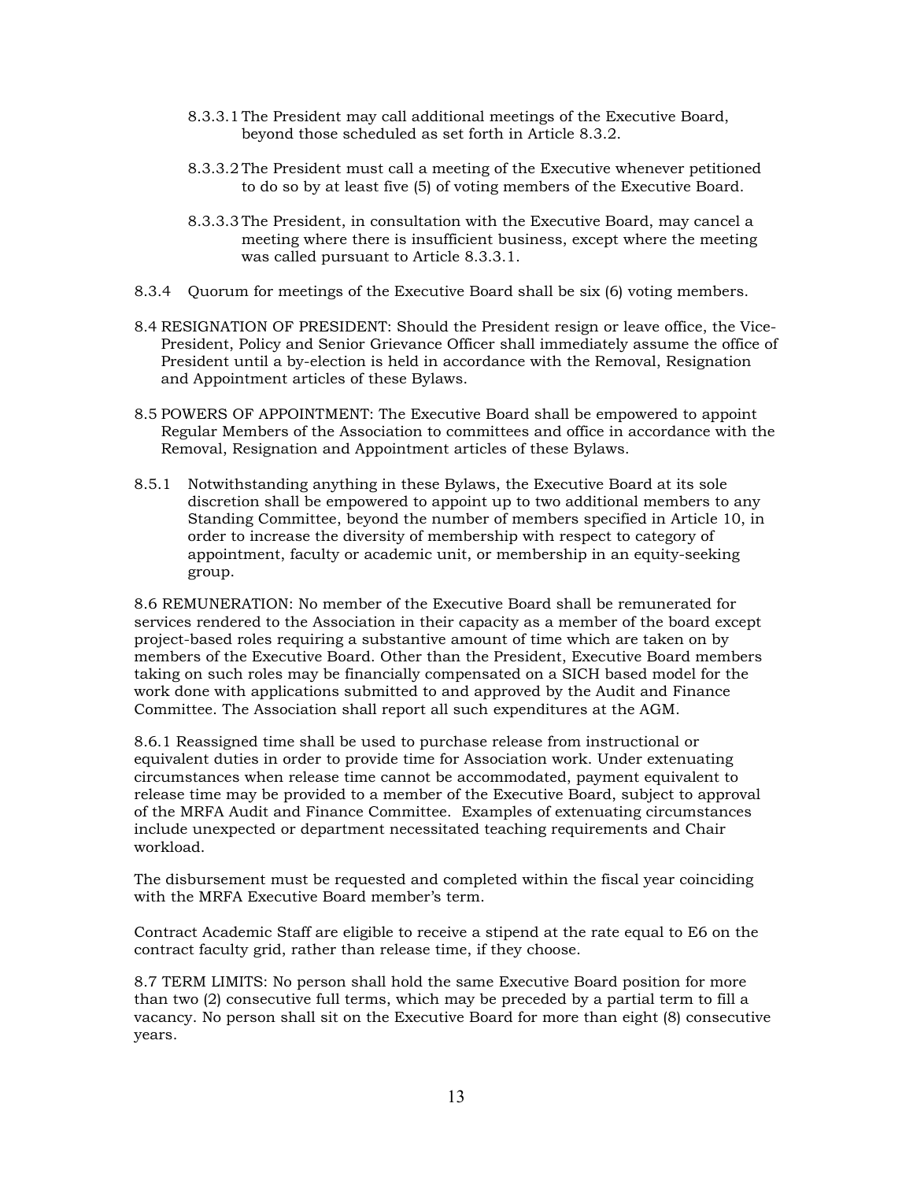8.3.3.1 The President may call additional meetings of the Executive Board, beyond those scheduled as set forth in Article 8.3.2.

8.3.3.2 The President must call a meeting of the Executive whenever petitioned to do so by at least five (5) of voting members of the Executive Board.

8.3.3.3 The President, in consultation with the Executive Board, may cancel a meeting where there is insufficient business, except where the meeting was called pursuant to Article 8.3.3.1.

8.3.4 Quorum for meetings of the Executive Board shall be six (6) voting members.

8.4 RESIGNATION OF PRESIDENT: Should the President resign or leave office, the Vice-President, Policy and Senior Grievance Officer shall immediately assume the office of President until a by-election is held in accordance with the Removal, Resignation and Appointment articles of these Bylaws.

8.5 POWERS OF APPOINTMENT: The Executive Board shall be empowered to appoint Regular Members of the Association to committees and office in accordance with the Removal, Resignation and Appointment articles of these Bylaws.

8.5.1 Notwithstanding anything in these Bylaws, the Executive Board at its sole discretion shall be empowered to appoint up to two additional members to any Standing Committee, beyond the number of members specified in Article 10, in order to increase the diversity of membership with respect to category of appointment, faculty or academic unit, or membership in an equity-seeking group.

8.6 REMUNERATION: No member of the Executive Board shall be remunerated for services rendered to the Association in their capacity as a member of the board except project-based roles requiring a substantive amount of time which are taken on by members of the Executive Board. Other than the President, Executive Board members taking on such roles may be financially compensated on a SICH based model for the work done with applications submitted to and approved by the Audit and Finance Committee. The Association shall report all such expenditures at the AGM.

8.6.1 Reassigned time shall be used to purchase release from instructional or equivalent duties in order to provide time for Association work. Under extenuating circumstances when release time cannot be accommodated, payment equivalent to release time may be provided to a member of the Executive Board, subject to approval of the MRFA Audit and Finance Committee. Examples of extenuating circumstances include unexpected or department necessitated teaching requirements and Chair workload.

The disbursement must be requested and completed within the fiscal year coinciding with the MRFA Executive Board member's term.

Contract Academic Staff are eligible to receive a stipend at the rate equal to E6 on the contract faculty grid, rather than release time, if they choose.

8.7 TERM LIMITS: No person shall hold the same Executive Board position for more than two (2) consecutive full terms, which may be preceded by a partial term to fill a vacancy. No person shall sit on the Executive Board for more than eight (8) consecutive years.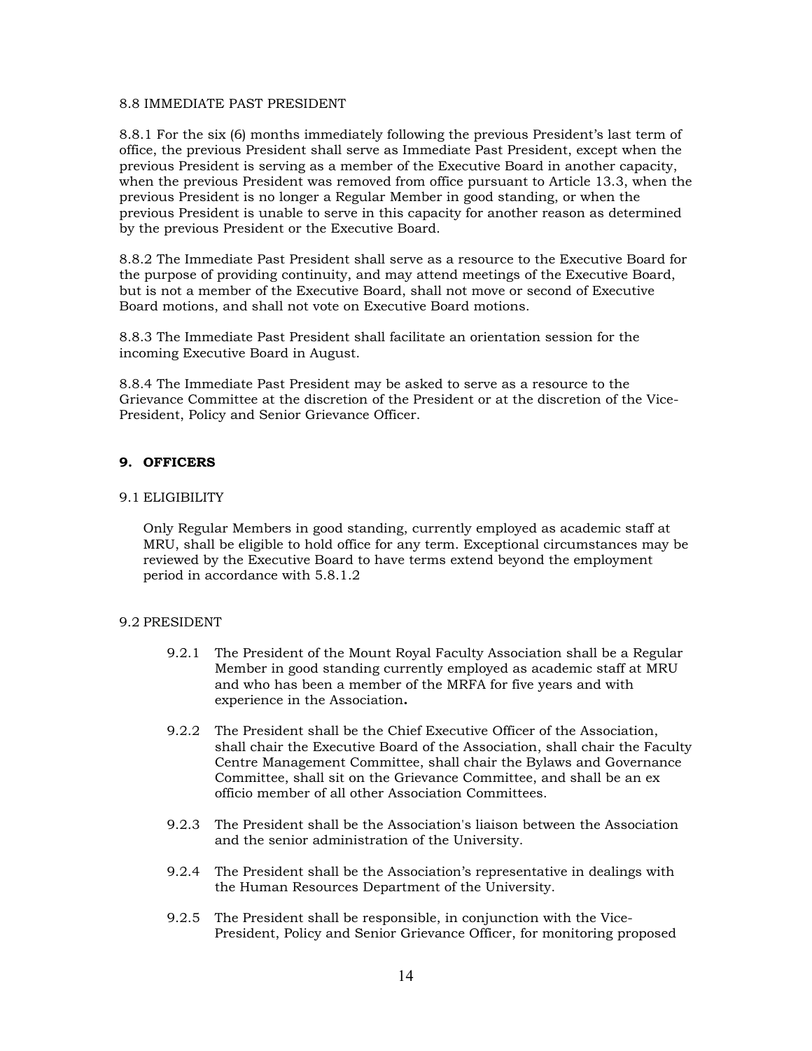### 8.8 IMMEDIATE PAST PRESIDENT

8.8.1 For the six (6) months immediately following the previous President's last term of office, the previous President shall serve as Immediate Past President, except when the previous President is serving as a member of the Executive Board in another capacity, when the previous President was removed from office pursuant to Article 13.3, when the previous President is no longer a Regular Member in good standing, or when the previous President is unable to serve in this capacity for another reason as determined by the previous President or the Executive Board.

8.8.2 The Immediate Past President shall serve as a resource to the Executive Board for the purpose of providing continuity, and may attend meetings of the Executive Board, but is not a member of the Executive Board, shall not move or second of Executive Board motions, and shall not vote on Executive Board motions.

8.8.3 The Immediate Past President shall facilitate an orientation session for the incoming Executive Board in August.

8.8.4 The Immediate Past President may be asked to serve as a resource to the Grievance Committee at the discretion of the President or at the discretion of the Vice-President, Policy and Senior Grievance Officer.

## 9. OFFICERS

### 9.1 ELIGIBILITY

Only Regular Members in good standing, currently employed as academic staff at MRU, shall be eligible to hold office for any term. Exceptional circumstances may be reviewed by the Executive Board to have terms extend beyond the employment period in accordance with 5.8.1.2

### 9.2 PRESIDENT

9.2.1 The President of the Mount Royal Faculty Association shall be a Regular Member in good standing currently employed as academic staff at MRU and who has been a member of the MRFA for five years and with experience in the Association**.**

9.2.2 The President shall be the Chief Executive Officer of the Association, shall chair the Executive Board of the Association, shall chair the Faculty Centre Management Committee, shall chair the Bylaws and Governance Committee, shall sit on the Grievance Committee, and shall be an ex officio member of all other Association Committees.

9.2.3 The President shall be the Association's liaison between the Association and the senior administration of the University.

9.2.4 The President shall be the Association's representative in dealings with the Human Resources Department of the University.

9.2.5 The President shall be responsible, in conjunction with the Vice-President, Policy and Senior Grievance Officer, for monitoring proposed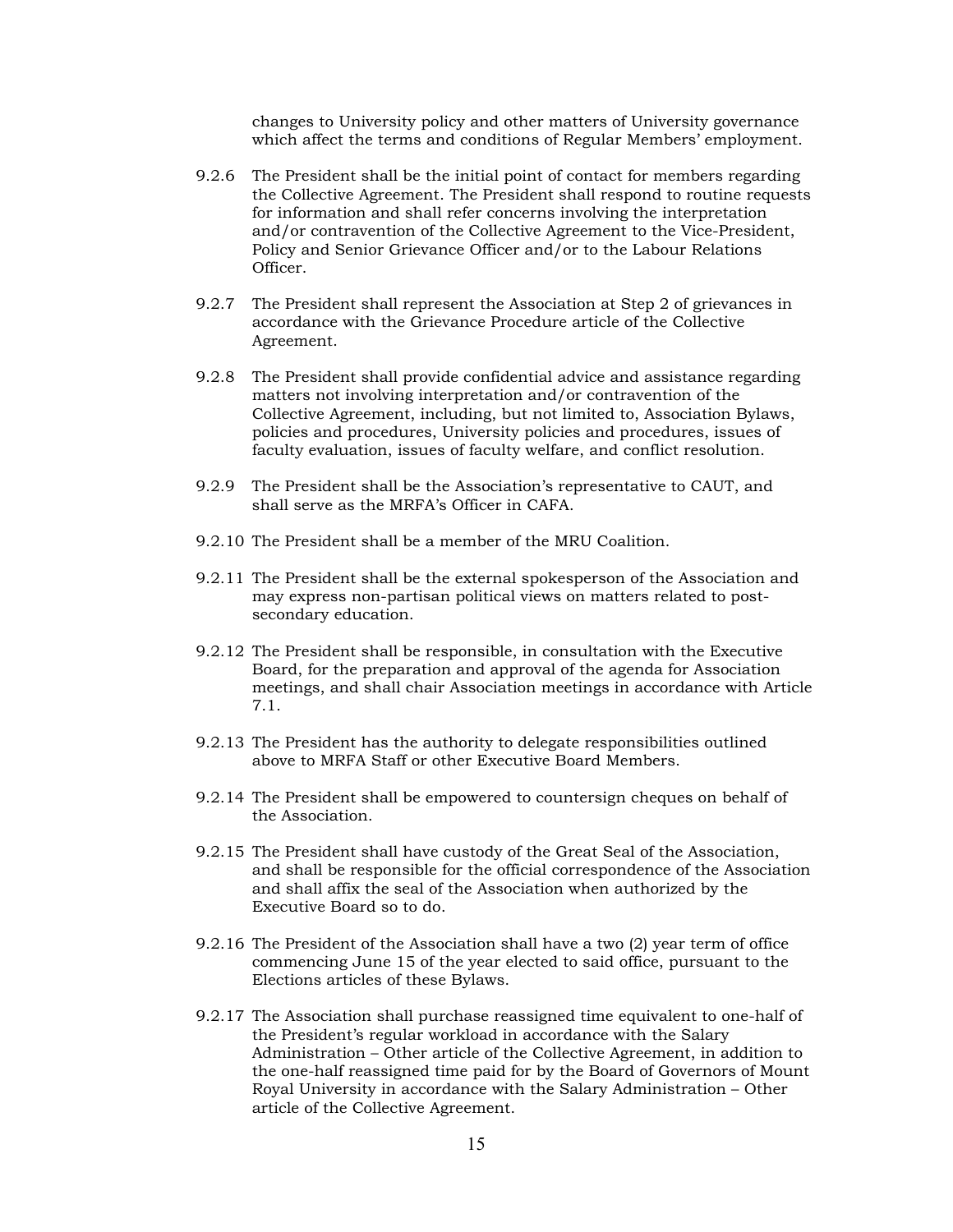changes to University policy and other matters of University governance which affect the terms and conditions of Regular Members' employment.

9.2.6 The President shall be the initial point of contact for members regarding the Collective Agreement. The President shall respond to routine requests for information and shall refer concerns involving the interpretation and/or contravention of the Collective Agreement to the Vice-President, Policy and Senior Grievance Officer and/or to the Labour Relations Officer.

9.2.7 The President shall represent the Association at Step 2 of grievances in accordance with the Grievance Procedure article of the Collective Agreement.

9.2.8 The President shall provide confidential advice and assistance regarding matters not involving interpretation and/or contravention of the Collective Agreement, including, but not limited to, Association Bylaws, policies and procedures, University policies and procedures, issues of faculty evaluation, issues of faculty welfare, and conflict resolution.

9.2.9 The President shall be the Association's representative to CAUT, and shall serve as the MRFA's Officer in CAFA.

9.2.10 The President shall be a member of the MRU Coalition.

9.2.11 The President shall be the external spokesperson of the Association and may express non-partisan political views on matters related to post-secondary education.

9.2.12 The President shall be responsible, in consultation with the Executive Board, for the preparation and approval of the agenda for Association meetings, and shall chair Association meetings in accordance with Article 7.1.

9.2.13 The President has the authority to delegate responsibilities outlined above to MRFA Staff or other Executive Board Members.

9.2.14 The President shall be empowered to countersign cheques on behalf of the Association.

9.2.15 The President shall have custody of the Great Seal of the Association, and shall be responsible for the official correspondence of the Association and shall affix the seal of the Association when authorized by the Executive Board so to do.

9.2.16 The President of the Association shall have a two (2) year term of office commencing June 15 of the year elected to said office, pursuant to the Elections articles of these Bylaws.

9.2.17 The Association shall purchase reassigned time equivalent to one-half of the President's regular workload in accordance with the Salary Administration – Other article of the Collective Agreement, in addition to the one-half reassigned time paid for by the Board of Governors of Mount Royal University in accordance with the Salary Administration – Other article of the Collective Agreement.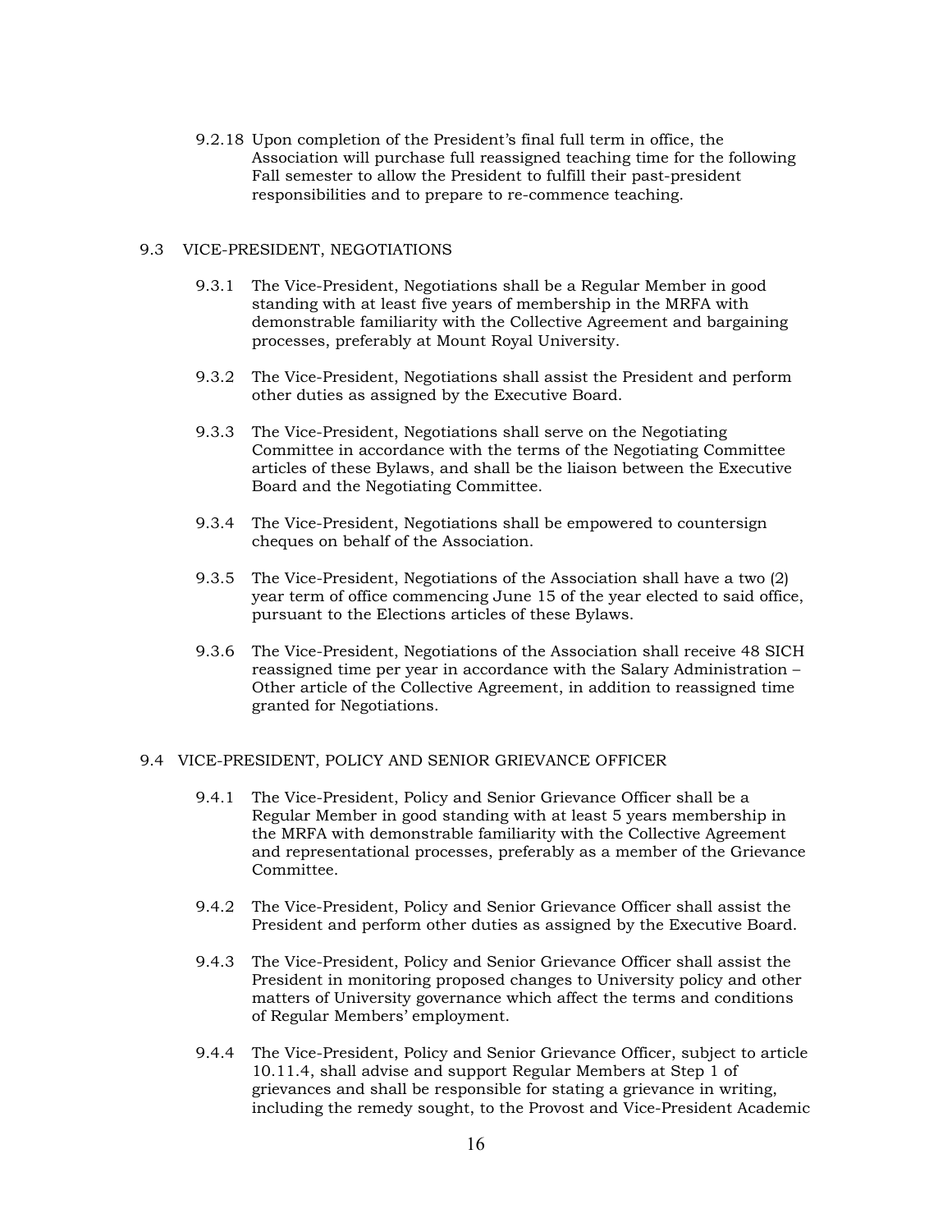9.2.18 Upon completion of the President's final full term in office, the Association will purchase full reassigned teaching time for the following Fall semester to allow the President to fulfill their past-president responsibilities and to prepare to re-commence teaching.

## 9.3 VICE-PRESIDENT, NEGOTIATIONS

9.3.1 The Vice-President, Negotiations shall be a Regular Member in good standing with at least five years of membership in the MRFA with demonstrable familiarity with the Collective Agreement and bargaining processes, preferably at Mount Royal University.

9.3.2 The Vice-President, Negotiations shall assist the President and perform other duties as assigned by the Executive Board.

9.3.3 The Vice-President, Negotiations shall serve on the Negotiating Committee in accordance with the terms of the Negotiating Committee articles of these Bylaws, and shall be the liaison between the Executive Board and the Negotiating Committee.

9.3.4 The Vice-President, Negotiations shall be empowered to countersign cheques on behalf of the Association.

9.3.5 The Vice-President, Negotiations of the Association shall have a two (2) year term of office commencing June 15 of the year elected to said office, pursuant to the Elections articles of these Bylaws.

9.3.6 The Vice-President, Negotiations of the Association shall receive 48 SICH reassigned time per year in accordance with the Salary Administration – Other article of the Collective Agreement, in addition to reassigned time granted for Negotiations.

## 9.4 VICE-PRESIDENT, POLICY AND SENIOR GRIEVANCE OFFICER

9.4.1 The Vice-President, Policy and Senior Grievance Officer shall be a Regular Member in good standing with at least 5 years membership in the MRFA with demonstrable familiarity with the Collective Agreement and representational processes, preferably as a member of the Grievance Committee.

9.4.2 The Vice-President, Policy and Senior Grievance Officer shall assist the President and perform other duties as assigned by the Executive Board.

9.4.3 The Vice-President, Policy and Senior Grievance Officer shall assist the President in monitoring proposed changes to University policy and other matters of University governance which affect the terms and conditions of Regular Members' employment.

9.4.4 The Vice-President, Policy and Senior Grievance Officer, subject to article 10.11.4, shall advise and support Regular Members at Step 1 of grievances and shall be responsible for stating a grievance in writing, including the remedy sought, to the Provost and Vice-President Academic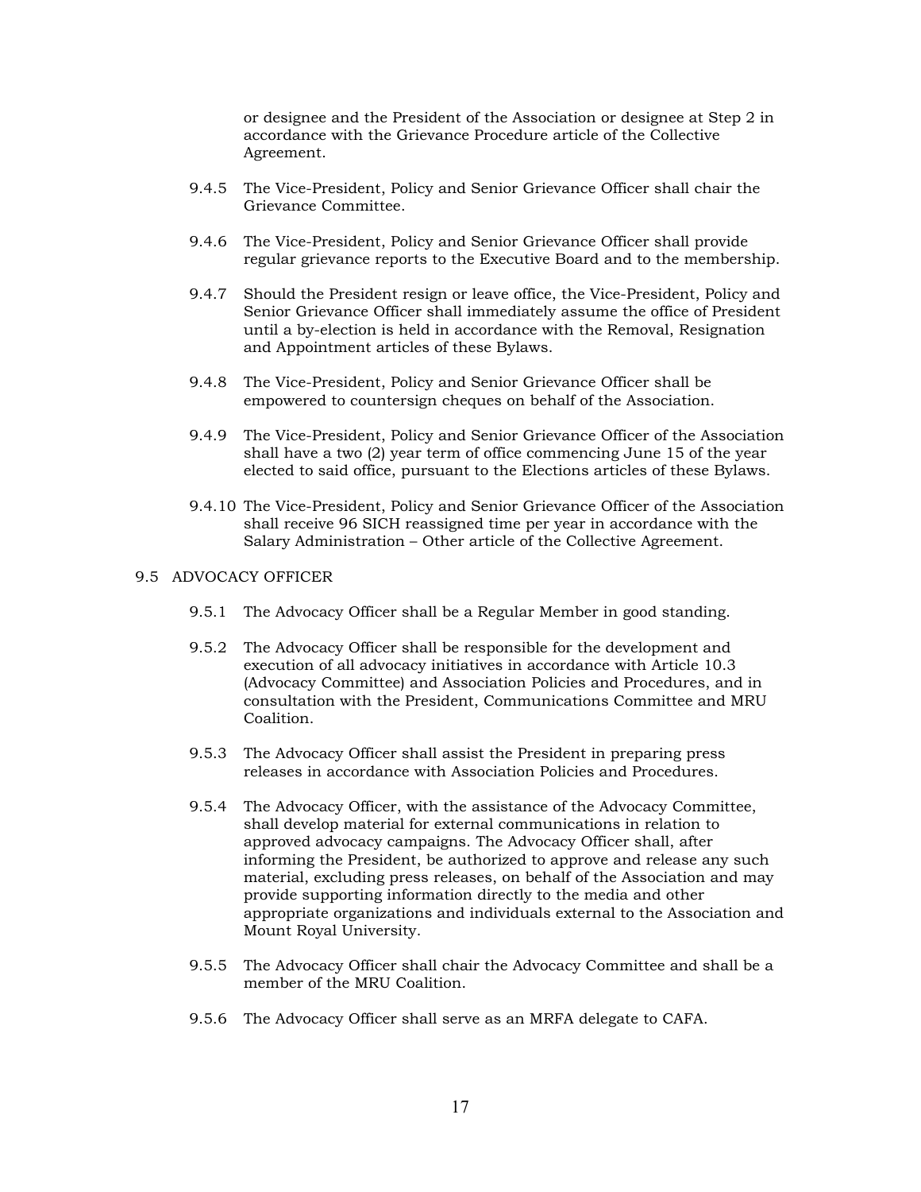or designee and the President of the Association or designee at Step 2 in accordance with the Grievance Procedure article of the Collective Agreement.

9.4.5 The Vice-President, Policy and Senior Grievance Officer shall chair the Grievance Committee.

9.4.6 The Vice-President, Policy and Senior Grievance Officer shall provide regular grievance reports to the Executive Board and to the membership.

9.4.7 Should the President resign or leave office, the Vice-President, Policy and Senior Grievance Officer shall immediately assume the office of President until a by-election is held in accordance with the Removal, Resignation and Appointment articles of these Bylaws.

9.4.8 The Vice-President, Policy and Senior Grievance Officer shall be empowered to countersign cheques on behalf of the Association.

9.4.9 The Vice-President, Policy and Senior Grievance Officer of the Association shall have a two (2) year term of office commencing June 15 of the year elected to said office, pursuant to the Elections articles of these Bylaws.

9.4.10 The Vice-President, Policy and Senior Grievance Officer of the Association shall receive 96 SICH reassigned time per year in accordance with the Salary Administration – Other article of the Collective Agreement.

9.5 ADVOCACY OFFICER

9.5.1 The Advocacy Officer shall be a Regular Member in good standing.

9.5.2 The Advocacy Officer shall be responsible for the development and execution of all advocacy initiatives in accordance with Article 10.3 (Advocacy Committee) and Association Policies and Procedures, and in consultation with the President, Communications Committee and MRU Coalition.

9.5.3 The Advocacy Officer shall assist the President in preparing press releases in accordance with Association Policies and Procedures.

9.5.4 The Advocacy Officer, with the assistance of the Advocacy Committee, shall develop material for external communications in relation to approved advocacy campaigns. The Advocacy Officer shall, after informing the President, be authorized to approve and release any such material, excluding press releases, on behalf of the Association and may provide supporting information directly to the media and other appropriate organizations and individuals external to the Association and Mount Royal University.

9.5.5 The Advocacy Officer shall chair the Advocacy Committee and shall be a member of the MRU Coalition.

9.5.6 The Advocacy Officer shall serve as an MRFA delegate to CAFA.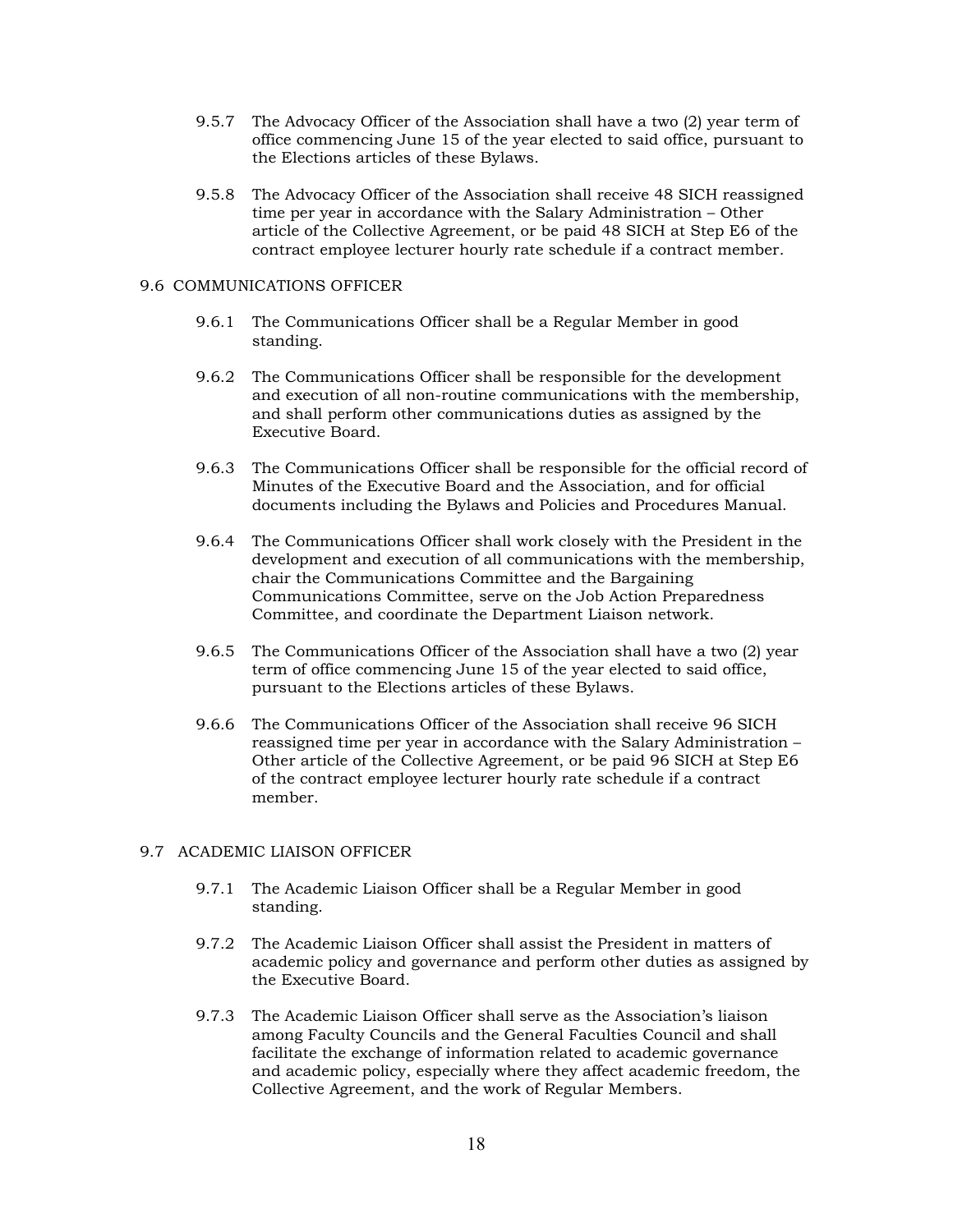9.5.7 The Advocacy Officer of the Association shall have a two (2) year term of office commencing June 15 of the year elected to said office, pursuant to the Elections articles of these Bylaws.

9.5.8 The Advocacy Officer of the Association shall receive 48 SICH reassigned time per year in accordance with the Salary Administration – Other article of the Collective Agreement, or be paid 48 SICH at Step E6 of the contract employee lecturer hourly rate schedule if a contract member.

## 9.6 COMMUNICATIONS OFFICER

9.6.1 The Communications Officer shall be a Regular Member in good standing.

9.6.2 The Communications Officer shall be responsible for the development and execution of all non-routine communications with the membership, and shall perform other communications duties as assigned by the Executive Board.

9.6.3 The Communications Officer shall be responsible for the official record of Minutes of the Executive Board and the Association, and for official documents including the Bylaws and Policies and Procedures Manual.

9.6.4 The Communications Officer shall work closely with the President in the development and execution of all communications with the membership, chair the Communications Committee and the Bargaining Communications Committee, serve on the Job Action Preparedness Committee, and coordinate the Department Liaison network.

9.6.5 The Communications Officer of the Association shall have a two (2) year term of office commencing June 15 of the year elected to said office, pursuant to the Elections articles of these Bylaws.

9.6.6 The Communications Officer of the Association shall receive 96 SICH reassigned time per year in accordance with the Salary Administration – Other article of the Collective Agreement, or be paid 96 SICH at Step E6 of the contract employee lecturer hourly rate schedule if a contract member.

## 9.7 ACADEMIC LIAISON OFFICER

9.7.1 The Academic Liaison Officer shall be a Regular Member in good standing.

9.7.2 The Academic Liaison Officer shall assist the President in matters of academic policy and governance and perform other duties as assigned by the Executive Board.

9.7.3 The Academic Liaison Officer shall serve as the Association's liaison among Faculty Councils and the General Faculties Council and shall facilitate the exchange of information related to academic governance and academic policy, especially where they affect academic freedom, the Collective Agreement, and the work of Regular Members.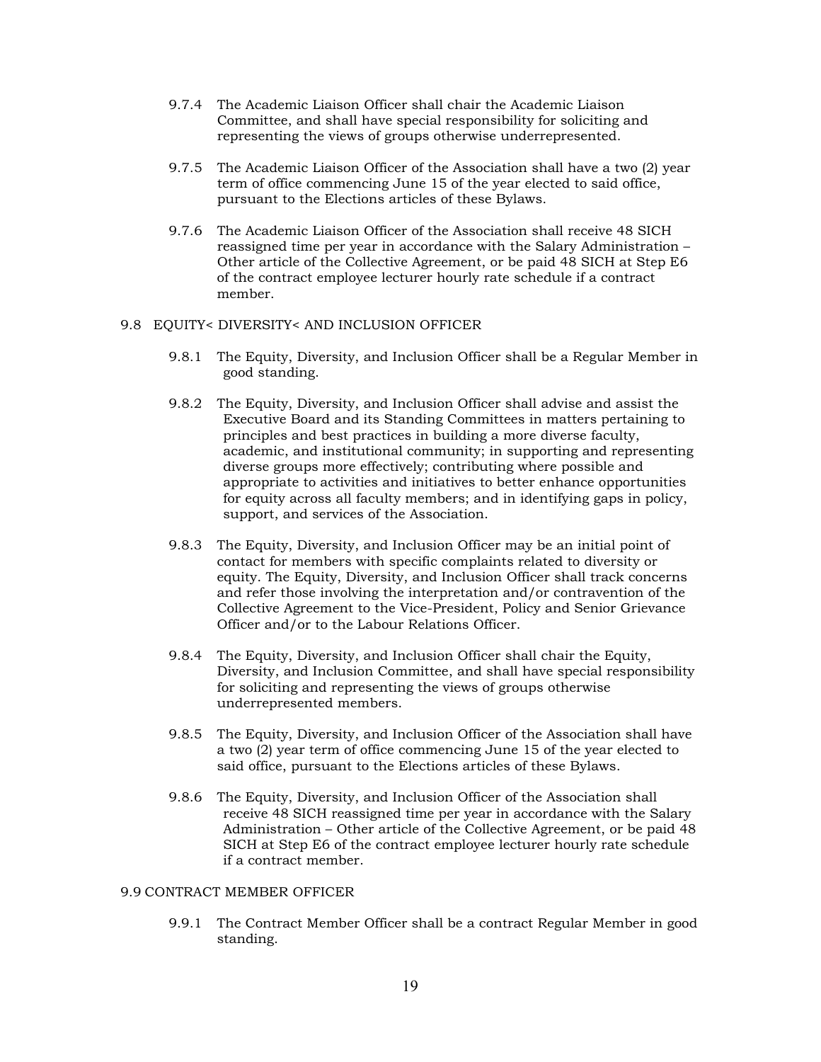9.7.4 The Academic Liaison Officer shall chair the Academic Liaison Committee, and shall have special responsibility for soliciting and representing the views of groups otherwise underrepresented.

9.7.5 The Academic Liaison Officer of the Association shall have a two (2) year term of office commencing June 15 of the year elected to said office, pursuant to the Elections articles of these Bylaws.

9.7.6 The Academic Liaison Officer of the Association shall receive 48 SICH reassigned time per year in accordance with the Salary Administration – Other article of the Collective Agreement, or be paid 48 SICH at Step E6 of the contract employee lecturer hourly rate schedule if a contract member.

## 9.8 EQUITY< DIVERSITY< AND INCLUSION OFFICER

9.8.1 The Equity, Diversity, and Inclusion Officer shall be a Regular Member in good standing.

9.8.2 The Equity, Diversity, and Inclusion Officer shall advise and assist the Executive Board and its Standing Committees in matters pertaining to principles and best practices in building a more diverse faculty, academic, and institutional community; in supporting and representing diverse groups more effectively; contributing where possible and appropriate to activities and initiatives to better enhance opportunities for equity across all faculty members; and in identifying gaps in policy, support, and services of the Association.

9.8.3 The Equity, Diversity, and Inclusion Officer may be an initial point of contact for members with specific complaints related to diversity or equity. The Equity, Diversity, and Inclusion Officer shall track concerns and refer those involving the interpretation and/or contravention of the Collective Agreement to the Vice-President, Policy and Senior Grievance Officer and/or to the Labour Relations Officer.

9.8.4 The Equity, Diversity, and Inclusion Officer shall chair the Equity, Diversity, and Inclusion Committee, and shall have special responsibility for soliciting and representing the views of groups otherwise underrepresented members.

9.8.5 The Equity, Diversity, and Inclusion Officer of the Association shall have a two (2) year term of office commencing June 15 of the year elected to said office, pursuant to the Elections articles of these Bylaws.

9.8.6 The Equity, Diversity, and Inclusion Officer of the Association shall receive 48 SICH reassigned time per year in accordance with the Salary Administration – Other article of the Collective Agreement, or be paid 48 SICH at Step E6 of the contract employee lecturer hourly rate schedule if a contract member.

## 9.9 CONTRACT MEMBER OFFICER

9.9.1 The Contract Member Officer shall be a contract Regular Member in good standing.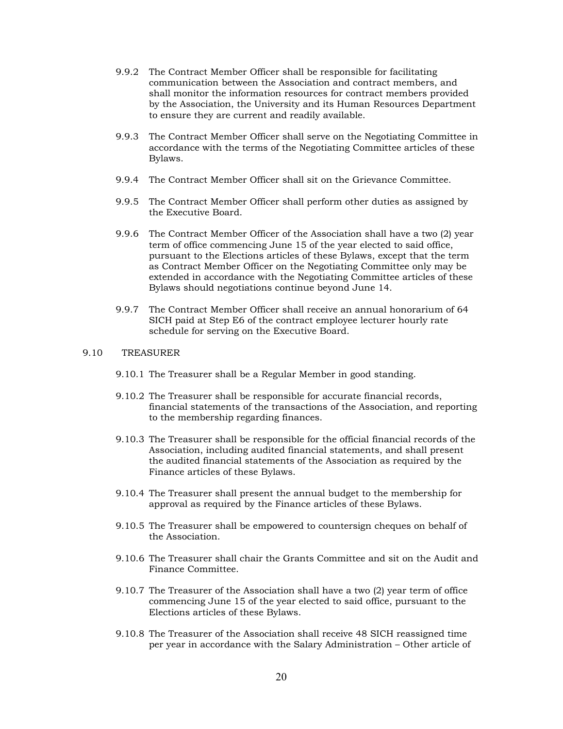9.9.2 The Contract Member Officer shall be responsible for facilitating communication between the Association and contract members, and shall monitor the information resources for contract members provided by the Association, the University and its Human Resources Department to ensure they are current and readily available.

9.9.3 The Contract Member Officer shall serve on the Negotiating Committee in accordance with the terms of the Negotiating Committee articles of these Bylaws.

9.9.4 The Contract Member Officer shall sit on the Grievance Committee.

9.9.5 The Contract Member Officer shall perform other duties as assigned by the Executive Board.

9.9.6 The Contract Member Officer of the Association shall have a two (2) year term of office commencing June 15 of the year elected to said office, pursuant to the Elections articles of these Bylaws, except that the term as Contract Member Officer on the Negotiating Committee only may be extended in accordance with the Negotiating Committee articles of these Bylaws should negotiations continue beyond June 14.

9.9.7 The Contract Member Officer shall receive an annual honorarium of 64 SICH paid at Step E6 of the contract employee lecturer hourly rate schedule for serving on the Executive Board.

## 9.10 TREASURER

9.10.1 The Treasurer shall be a Regular Member in good standing.

9.10.2 The Treasurer shall be responsible for accurate financial records, financial statements of the transactions of the Association, and reporting to the membership regarding finances.

9.10.3 The Treasurer shall be responsible for the official financial records of the Association, including audited financial statements, and shall present the audited financial statements of the Association as required by the Finance articles of these Bylaws.

9.10.4 The Treasurer shall present the annual budget to the membership for approval as required by the Finance articles of these Bylaws.

9.10.5 The Treasurer shall be empowered to countersign cheques on behalf of the Association.

9.10.6 The Treasurer shall chair the Grants Committee and sit on the Audit and Finance Committee.

9.10.7 The Treasurer of the Association shall have a two (2) year term of office commencing June 15 of the year elected to said office, pursuant to the Elections articles of these Bylaws.

9.10.8 The Treasurer of the Association shall receive 48 SICH reassigned time per year in accordance with the Salary Administration – Other article of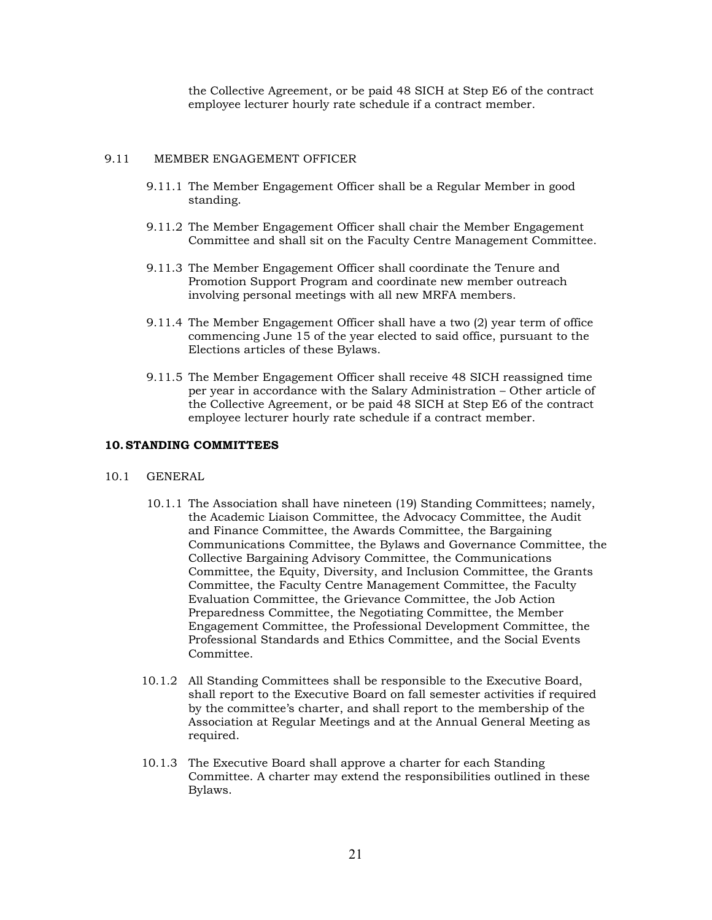the Collective Agreement, or be paid 48 SICH at Step E6 of the contract employee lecturer hourly rate schedule if a contract member.

9.11 MEMBER ENGAGEMENT OFFICER

9.11.1 The Member Engagement Officer shall be a Regular Member in good standing.

9.11.2 The Member Engagement Officer shall chair the Member Engagement Committee and shall sit on the Faculty Centre Management Committee.

9.11.3 The Member Engagement Officer shall coordinate the Tenure and Promotion Support Program and coordinate new member outreach involving personal meetings with all new MRFA members.

9.11.4 The Member Engagement Officer shall have a two (2) year term of office commencing June 15 of the year elected to said office, pursuant to the Elections articles of these Bylaws.

9.11.5 The Member Engagement Officer shall receive 48 SICH reassigned time per year in accordance with the Salary Administration – Other article of the Collective Agreement, or be paid 48 SICH at Step E6 of the contract employee lecturer hourly rate schedule if a contract member.

## 10. STANDING COMMITTEES

10.1 GENERAL

10.1.1 The Association shall have nineteen (19) Standing Committees; namely, the Academic Liaison Committee, the Advocacy Committee, the Audit and Finance Committee, the Awards Committee, the Bargaining Communications Committee, the Bylaws and Governance Committee, the Collective Bargaining Advisory Committee, the Communications Committee, the Equity, Diversity, and Inclusion Committee, the Grants Committee, the Faculty Centre Management Committee, the Faculty Evaluation Committee, the Grievance Committee, the Job Action Preparedness Committee, the Negotiating Committee, the Member Engagement Committee, the Professional Development Committee, the Professional Standards and Ethics Committee, and the Social Events Committee.

10.1.2 All Standing Committees shall be responsible to the Executive Board, shall report to the Executive Board on fall semester activities if required by the committee's charter, and shall report to the membership of the Association at Regular Meetings and at the Annual General Meeting as required.

10.1.3 The Executive Board shall approve a charter for each Standing Committee. A charter may extend the responsibilities outlined in these Bylaws.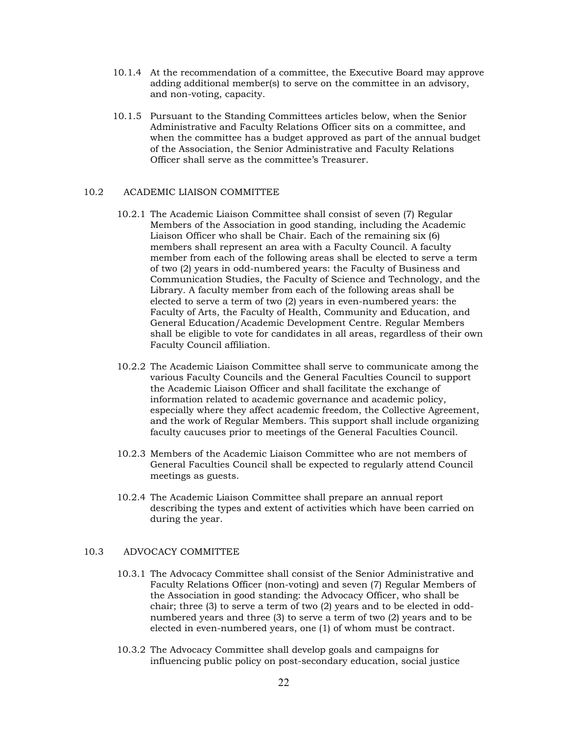10.1.4 At the recommendation of a committee, the Executive Board may approve adding additional member(s) to serve on the committee in an advisory, and non-voting, capacity.

10.1.5 Pursuant to the Standing Committees articles below, when the Senior Administrative and Faculty Relations Officer sits on a committee, and when the committee has a budget approved as part of the annual budget of the Association, the Senior Administrative and Faculty Relations Officer shall serve as the committee's Treasurer.

## 10.2 ACADEMIC LIAISON COMMITTEE

10.2.1 The Academic Liaison Committee shall consist of seven (7) Regular Members of the Association in good standing, including the Academic Liaison Officer who shall be Chair. Each of the remaining six (6) members shall represent an area with a Faculty Council. A faculty member from each of the following areas shall be elected to serve a term of two (2) years in odd-numbered years: the Faculty of Business and Communication Studies, the Faculty of Science and Technology, and the Library. A faculty member from each of the following areas shall be elected to serve a term of two (2) years in even-numbered years: the Faculty of Arts, the Faculty of Health, Community and Education, and General Education/Academic Development Centre. Regular Members shall be eligible to vote for candidates in all areas, regardless of their own Faculty Council affiliation.

10.2.2 The Academic Liaison Committee shall serve to communicate among the various Faculty Councils and the General Faculties Council to support the Academic Liaison Officer and shall facilitate the exchange of information related to academic governance and academic policy, especially where they affect academic freedom, the Collective Agreement, and the work of Regular Members. This support shall include organizing faculty caucuses prior to meetings of the General Faculties Council.

10.2.3 Members of the Academic Liaison Committee who are not members of General Faculties Council shall be expected to regularly attend Council meetings as guests.

10.2.4 The Academic Liaison Committee shall prepare an annual report describing the types and extent of activities which have been carried on during the year.

## 10.3 ADVOCACY COMMITTEE

10.3.1 The Advocacy Committee shall consist of the Senior Administrative and Faculty Relations Officer (non-voting) and seven (7) Regular Members of the Association in good standing: the Advocacy Officer, who shall be chair; three (3) to serve a term of two (2) years and to be elected in odd-numbered years and three (3) to serve a term of two (2) years and to be elected in even-numbered years, one (1) of whom must be contract.

10.3.2 The Advocacy Committee shall develop goals and campaigns for influencing public policy on post-secondary education, social justice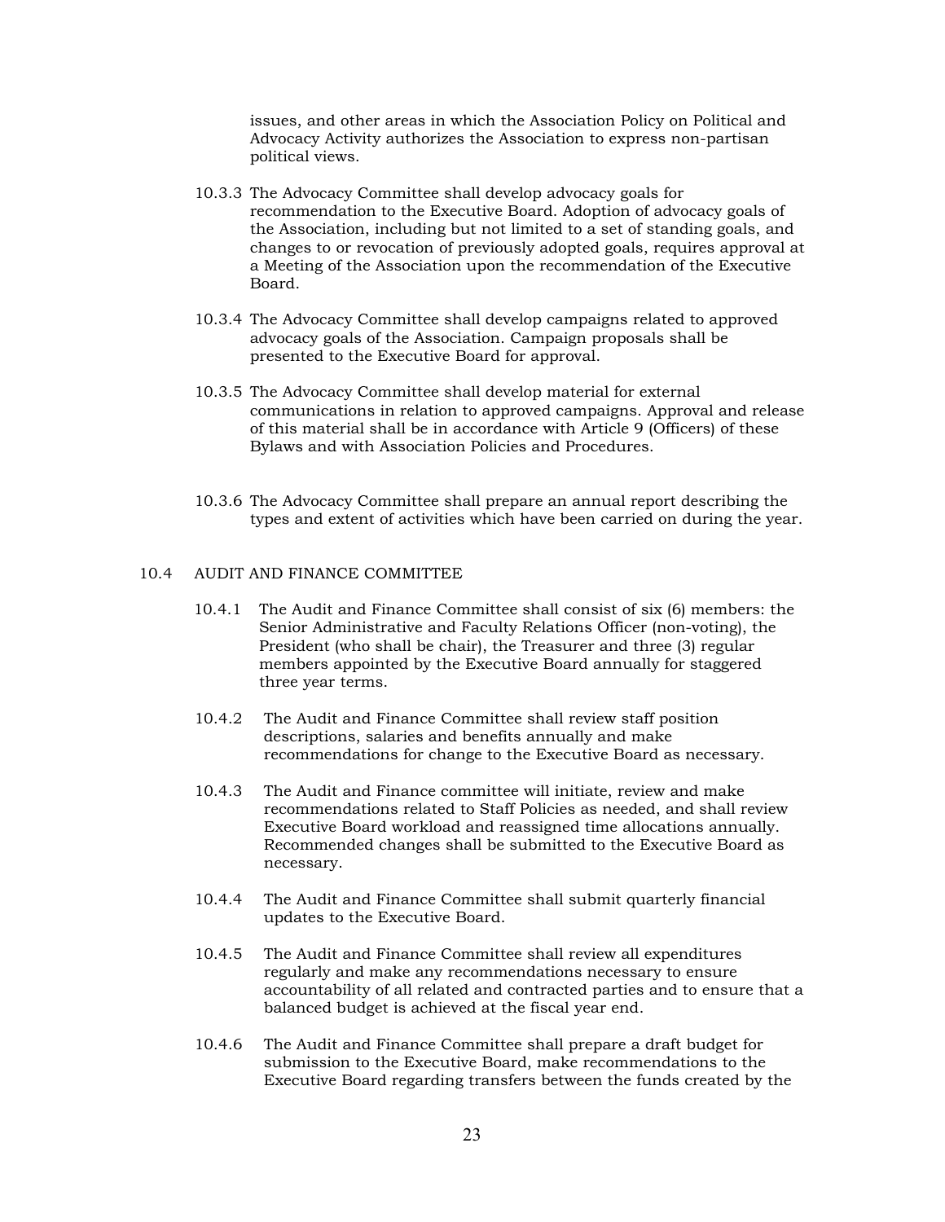issues, and other areas in which the Association Policy on Political and Advocacy Activity authorizes the Association to express non-partisan political views.

10.3.3 The Advocacy Committee shall develop advocacy goals for recommendation to the Executive Board. Adoption of advocacy goals of the Association, including but not limited to a set of standing goals, and changes to or revocation of previously adopted goals, requires approval at a Meeting of the Association upon the recommendation of the Executive Board.

10.3.4 The Advocacy Committee shall develop campaigns related to approved advocacy goals of the Association. Campaign proposals shall be presented to the Executive Board for approval.

10.3.5 The Advocacy Committee shall develop material for external communications in relation to approved campaigns. Approval and release of this material shall be in accordance with Article 9 (Officers) of these Bylaws and with Association Policies and Procedures.

10.3.6 The Advocacy Committee shall prepare an annual report describing the types and extent of activities which have been carried on during the year.

10.4 AUDIT AND FINANCE COMMITTEE

10.4.1 The Audit and Finance Committee shall consist of six (6) members: the Senior Administrative and Faculty Relations Officer (non-voting), the President (who shall be chair), the Treasurer and three (3) regular members appointed by the Executive Board annually for staggered three year terms.

10.4.2 The Audit and Finance Committee shall review staff position descriptions, salaries and benefits annually and make recommendations for change to the Executive Board as necessary.

10.4.3 The Audit and Finance committee will initiate, review and make recommendations related to Staff Policies as needed, and shall review Executive Board workload and reassigned time allocations annually. Recommended changes shall be submitted to the Executive Board as necessary.

10.4.4 The Audit and Finance Committee shall submit quarterly financial updates to the Executive Board.

10.4.5 The Audit and Finance Committee shall review all expenditures regularly and make any recommendations necessary to ensure accountability of all related and contracted parties and to ensure that a balanced budget is achieved at the fiscal year end.

10.4.6 The Audit and Finance Committee shall prepare a draft budget for submission to the Executive Board, make recommendations to the Executive Board regarding transfers between the funds created by the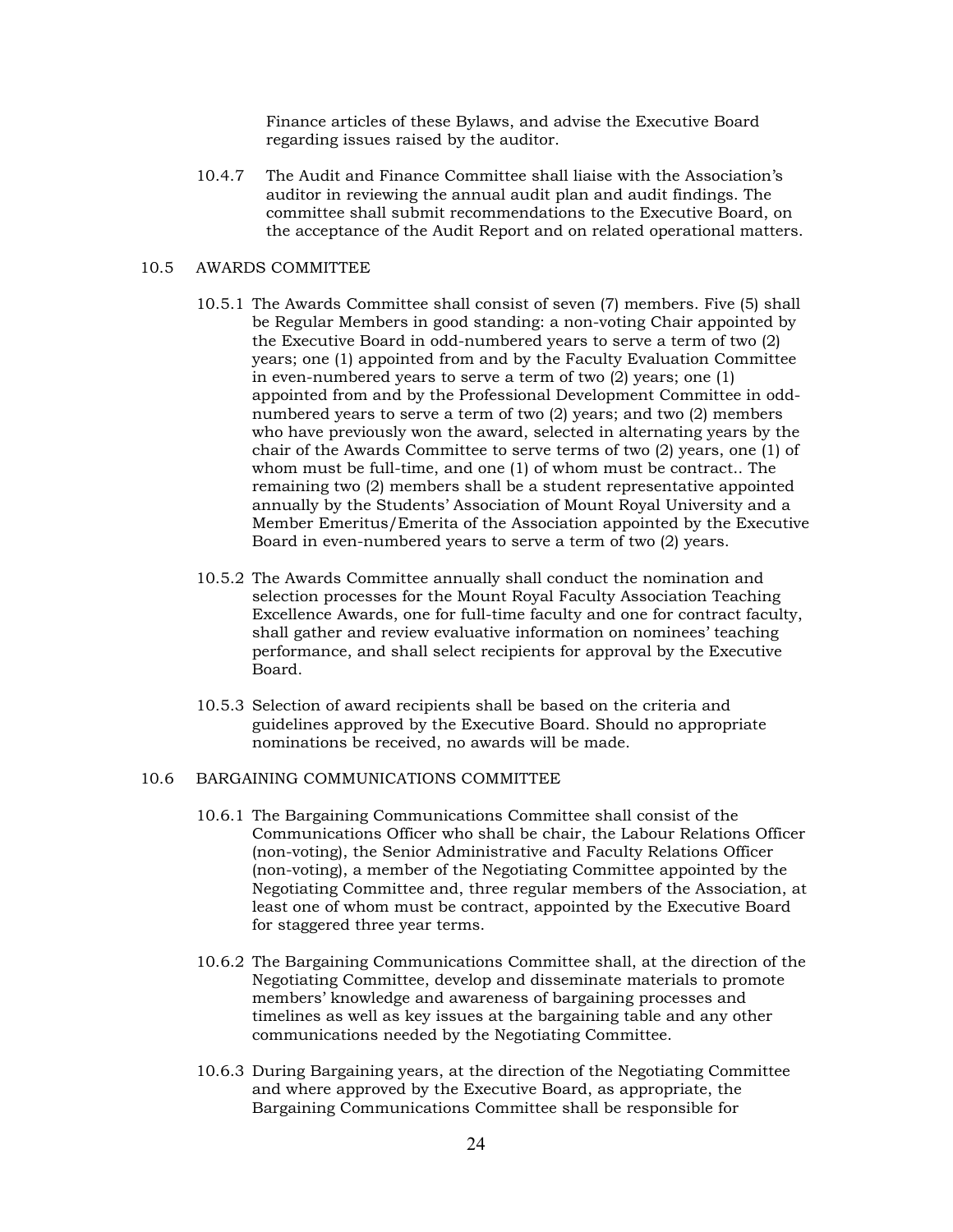Finance articles of these Bylaws, and advise the Executive Board regarding issues raised by the auditor.

10.4.7 The Audit and Finance Committee shall liaise with the Association's auditor in reviewing the annual audit plan and audit findings. The committee shall submit recommendations to the Executive Board, on the acceptance of the Audit Report and on related operational matters.

## 10.5 AWARDS COMMITTEE

10.5.1 The Awards Committee shall consist of seven (7) members. Five (5) shall be Regular Members in good standing: a non-voting Chair appointed by the Executive Board in odd-numbered years to serve a term of two (2) years; one (1) appointed from and by the Faculty Evaluation Committee in even-numbered years to serve a term of two (2) years; one (1) appointed from and by the Professional Development Committee in odd-numbered years to serve a term of two (2) years; and two (2) members who have previously won the award, selected in alternating years by the chair of the Awards Committee to serve terms of two (2) years, one (1) of whom must be full-time, and one (1) of whom must be contract.. The remaining two (2) members shall be a student representative appointed annually by the Students' Association of Mount Royal University and a Member Emeritus/Emerita of the Association appointed by the Executive Board in even-numbered years to serve a term of two (2) years.

10.5.2 The Awards Committee annually shall conduct the nomination and selection processes for the Mount Royal Faculty Association Teaching Excellence Awards, one for full-time faculty and one for contract faculty, shall gather and review evaluative information on nominees' teaching performance, and shall select recipients for approval by the Executive Board.

10.5.3 Selection of award recipients shall be based on the criteria and guidelines approved by the Executive Board. Should no appropriate nominations be received, no awards will be made.

## 10.6 BARGAINING COMMUNICATIONS COMMITTEE

10.6.1 The Bargaining Communications Committee shall consist of the Communications Officer who shall be chair, the Labour Relations Officer (non-voting), the Senior Administrative and Faculty Relations Officer (non-voting), a member of the Negotiating Committee appointed by the Negotiating Committee and, three regular members of the Association, at least one of whom must be contract, appointed by the Executive Board for staggered three year terms.

10.6.2 The Bargaining Communications Committee shall, at the direction of the Negotiating Committee, develop and disseminate materials to promote members' knowledge and awareness of bargaining processes and timelines as well as key issues at the bargaining table and any other communications needed by the Negotiating Committee.

10.6.3 During Bargaining years, at the direction of the Negotiating Committee and where approved by the Executive Board, as appropriate, the Bargaining Communications Committee shall be responsible for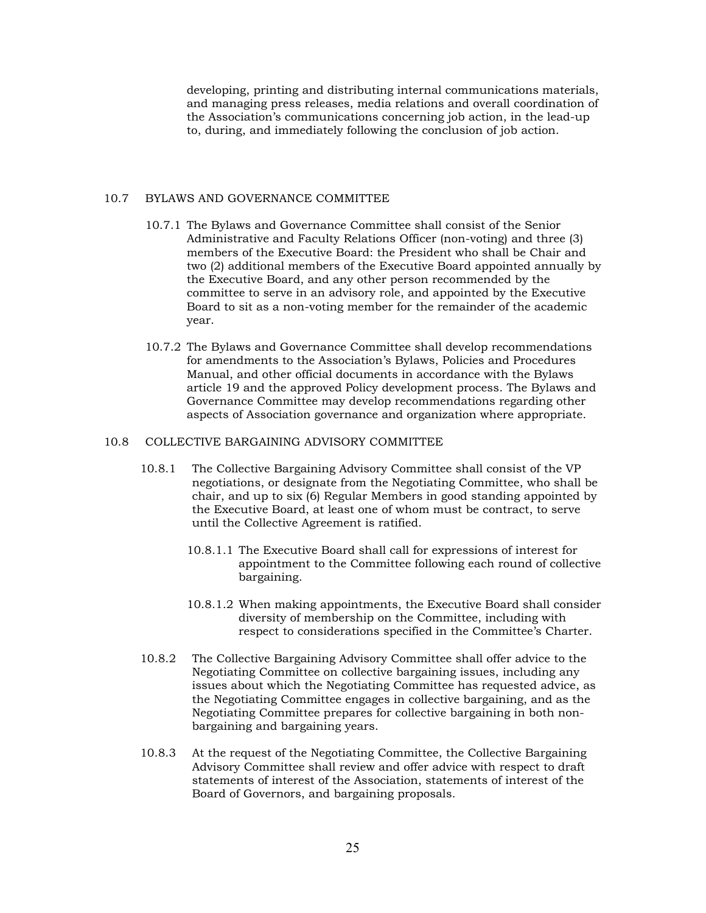developing, printing and distributing internal communications materials, and managing press releases, media relations and overall coordination of the Association's communications concerning job action, in the lead-up to, during, and immediately following the conclusion of job action.

## 10.7 BYLAWS AND GOVERNANCE COMMITTEE

10.7.1 The Bylaws and Governance Committee shall consist of the Senior Administrative and Faculty Relations Officer (non-voting) and three (3) members of the Executive Board: the President who shall be Chair and two (2) additional members of the Executive Board appointed annually by the Executive Board, and any other person recommended by the committee to serve in an advisory role, and appointed by the Executive Board to sit as a non-voting member for the remainder of the academic year.

10.7.2 The Bylaws and Governance Committee shall develop recommendations for amendments to the Association's Bylaws, Policies and Procedures Manual, and other official documents in accordance with the Bylaws article 19 and the approved Policy development process. The Bylaws and Governance Committee may develop recommendations regarding other aspects of Association governance and organization where appropriate.

## 10.8 COLLECTIVE BARGAINING ADVISORY COMMITTEE

10.8.1 The Collective Bargaining Advisory Committee shall consist of the VP negotiations, or designate from the Negotiating Committee, who shall be chair, and up to six (6) Regular Members in good standing appointed by the Executive Board, at least one of whom must be contract, to serve until the Collective Agreement is ratified.

10.8.1.1 The Executive Board shall call for expressions of interest for appointment to the Committee following each round of collective bargaining.

10.8.1.2 When making appointments, the Executive Board shall consider diversity of membership on the Committee, including with respect to considerations specified in the Committee's Charter.

10.8.2 The Collective Bargaining Advisory Committee shall offer advice to the Negotiating Committee on collective bargaining issues, including any issues about which the Negotiating Committee has requested advice, as the Negotiating Committee engages in collective bargaining, and as the Negotiating Committee prepares for collective bargaining in both non-bargaining and bargaining years.

10.8.3 At the request of the Negotiating Committee, the Collective Bargaining Advisory Committee shall review and offer advice with respect to draft statements of interest of the Association, statements of interest of the Board of Governors, and bargaining proposals.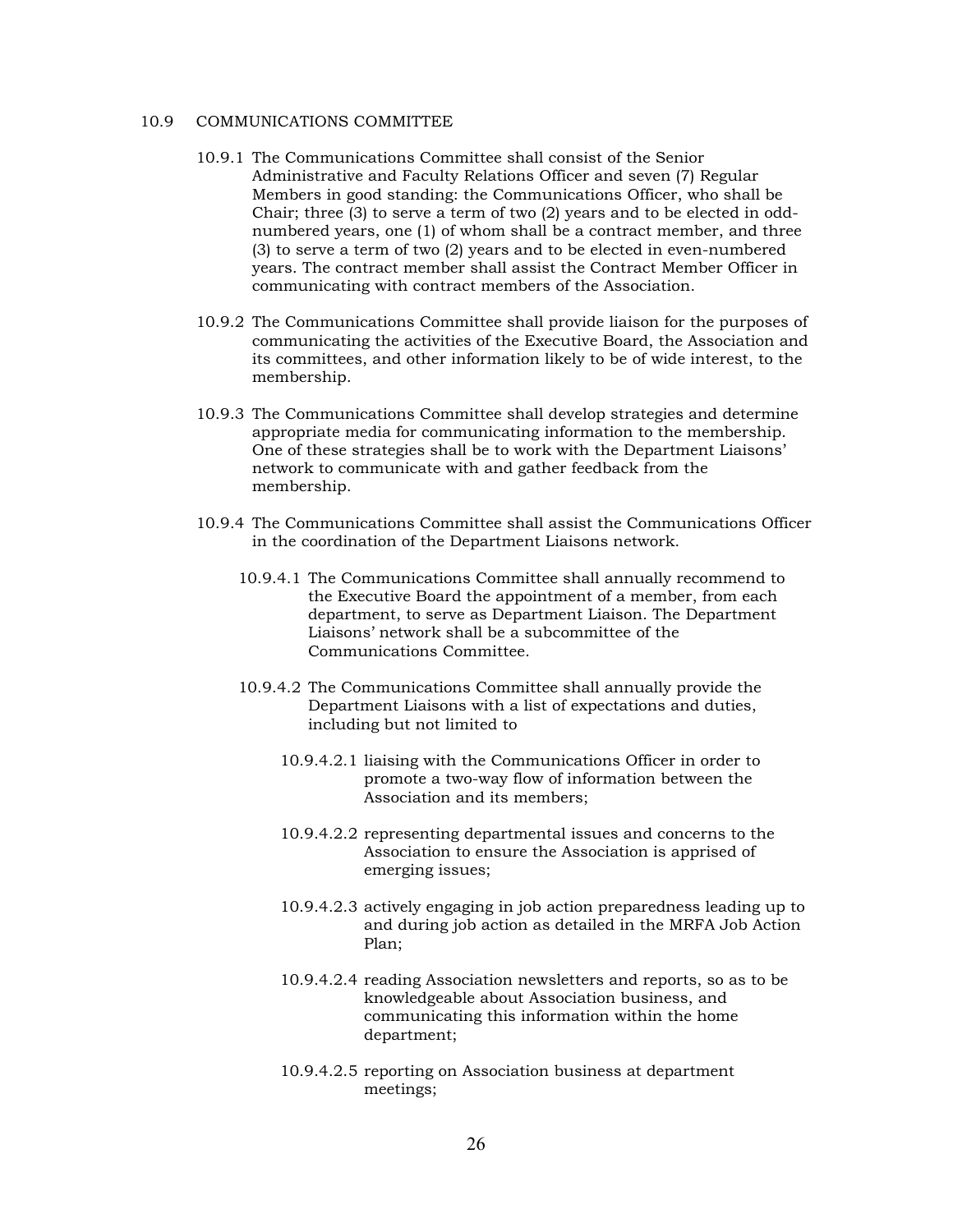## 10.9 COMMUNICATIONS COMMITTEE

10.9.1 The Communications Committee shall consist of the Senior Administrative and Faculty Relations Officer and seven (7) Regular Members in good standing: the Communications Officer, who shall be Chair; three (3) to serve a term of two (2) years and to be elected in odd-numbered years, one (1) of whom shall be a contract member, and three (3) to serve a term of two (2) years and to be elected in even-numbered years. The contract member shall assist the Contract Member Officer in communicating with contract members of the Association.

10.9.2 The Communications Committee shall provide liaison for the purposes of communicating the activities of the Executive Board, the Association and its committees, and other information likely to be of wide interest, to the membership.

10.9.3 The Communications Committee shall develop strategies and determine appropriate media for communicating information to the membership. One of these strategies shall be to work with the Department Liaisons' network to communicate with and gather feedback from the membership.

10.9.4 The Communications Committee shall assist the Communications Officer in the coordination of the Department Liaisons network.

10.9.4.1 The Communications Committee shall annually recommend to the Executive Board the appointment of a member, from each department, to serve as Department Liaison. The Department Liaisons' network shall be a subcommittee of the Communications Committee.

10.9.4.2 The Communications Committee shall annually provide the Department Liaisons with a list of expectations and duties, including but not limited to

10.9.4.2.1 liaising with the Communications Officer in order to promote a two-way flow of information between the Association and its members;

10.9.4.2.2 representing departmental issues and concerns to the Association to ensure the Association is apprised of emerging issues;

10.9.4.2.3 actively engaging in job action preparedness leading up to and during job action as detailed in the MRFA Job Action Plan;

10.9.4.2.4 reading Association newsletters and reports, so as to be knowledgeable about Association business, and communicating this information within the home department;

10.9.4.2.5 reporting on Association business at department meetings;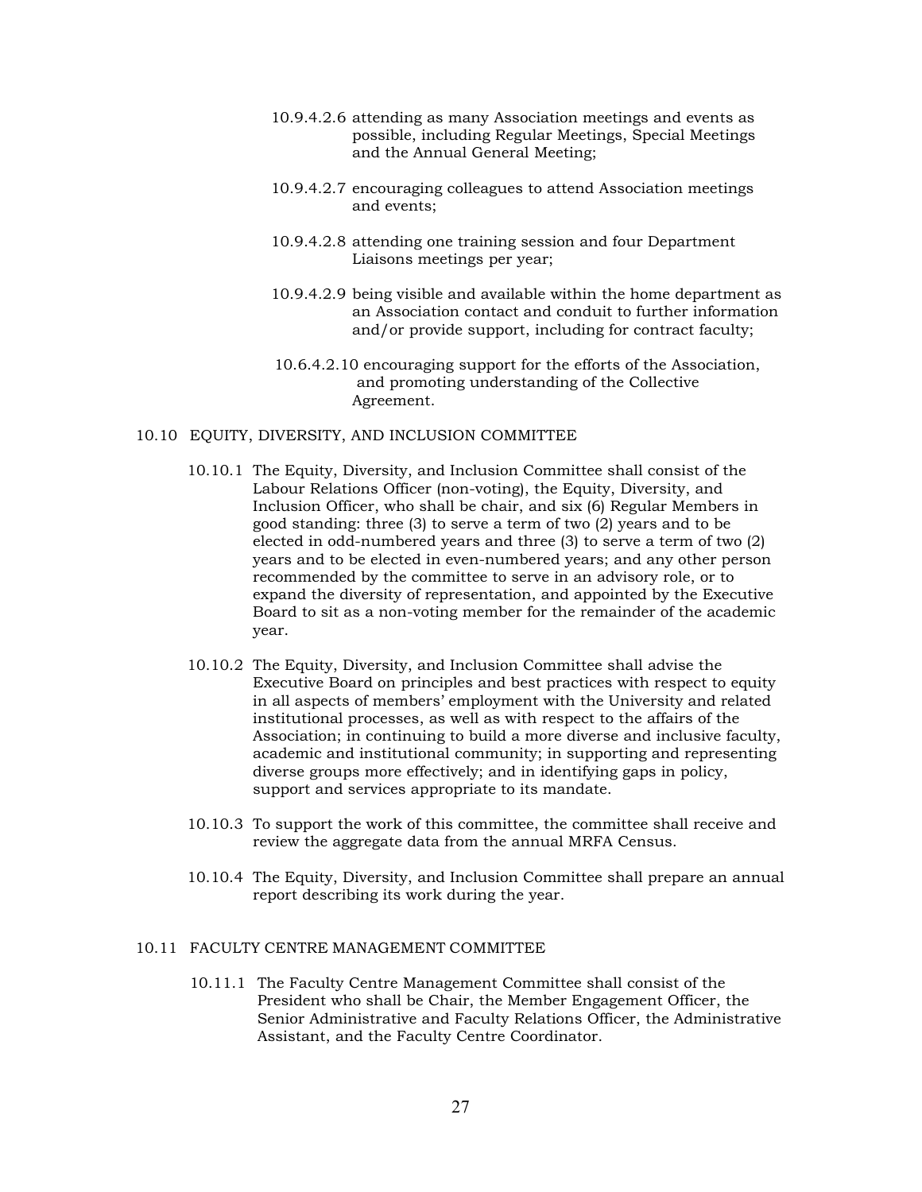10.9.4.2.6 attending as many Association meetings and events as possible, including Regular Meetings, Special Meetings and the Annual General Meeting;

10.9.4.2.7 encouraging colleagues to attend Association meetings and events;

10.9.4.2.8 attending one training session and four Department Liaisons meetings per year;

10.9.4.2.9 being visible and available within the home department as an Association contact and conduit to further information and/or provide support, including for contract faculty;

10.6.4.2.10 encouraging support for the efforts of the Association, and promoting understanding of the Collective Agreement.

## 10.10 EQUITY, DIVERSITY, AND INCLUSION COMMITTEE

10.10.1 The Equity, Diversity, and Inclusion Committee shall consist of the Labour Relations Officer (non-voting), the Equity, Diversity, and Inclusion Officer, who shall be chair, and six (6) Regular Members in good standing: three (3) to serve a term of two (2) years and to be elected in odd-numbered years and three (3) to serve a term of two (2) years and to be elected in even-numbered years; and any other person recommended by the committee to serve in an advisory role, or to expand the diversity of representation, and appointed by the Executive Board to sit as a non-voting member for the remainder of the academic year.

10.10.2 The Equity, Diversity, and Inclusion Committee shall advise the Executive Board on principles and best practices with respect to equity in all aspects of members' employment with the University and related institutional processes, as well as with respect to the affairs of the Association; in continuing to build a more diverse and inclusive faculty, academic and institutional community; in supporting and representing diverse groups more effectively; and in identifying gaps in policy, support and services appropriate to its mandate.

10.10.3 To support the work of this committee, the committee shall receive and review the aggregate data from the annual MRFA Census.

10.10.4 The Equity, Diversity, and Inclusion Committee shall prepare an annual report describing its work during the year.

## 10.11 FACULTY CENTRE MANAGEMENT COMMITTEE

10.11.1 The Faculty Centre Management Committee shall consist of the President who shall be Chair, the Member Engagement Officer, the Senior Administrative and Faculty Relations Officer, the Administrative Assistant, and the Faculty Centre Coordinator.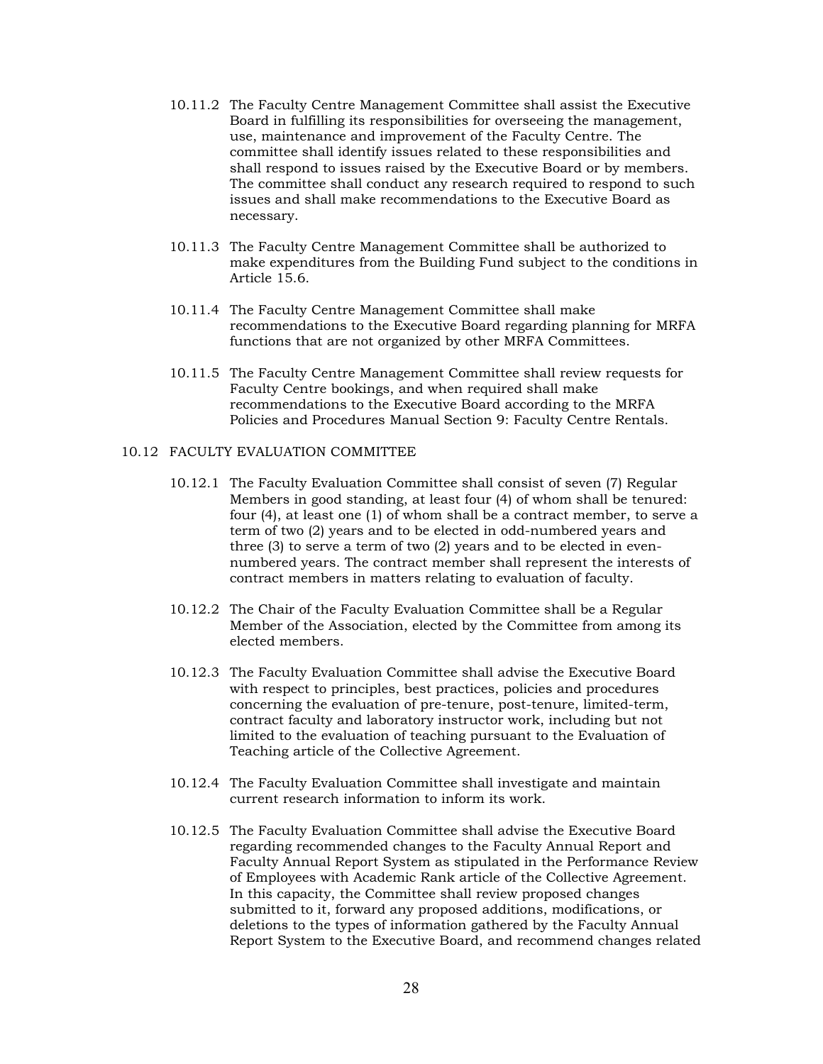10.11.2 The Faculty Centre Management Committee shall assist the Executive Board in fulfilling its responsibilities for overseeing the management, use, maintenance and improvement of the Faculty Centre. The committee shall identify issues related to these responsibilities and shall respond to issues raised by the Executive Board or by members. The committee shall conduct any research required to respond to such issues and shall make recommendations to the Executive Board as necessary.

10.11.3 The Faculty Centre Management Committee shall be authorized to make expenditures from the Building Fund subject to the conditions in Article 15.6.

10.11.4 The Faculty Centre Management Committee shall make recommendations to the Executive Board regarding planning for MRFA functions that are not organized by other MRFA Committees.

10.11.5 The Faculty Centre Management Committee shall review requests for Faculty Centre bookings, and when required shall make recommendations to the Executive Board according to the MRFA Policies and Procedures Manual Section 9: Faculty Centre Rentals.

## 10.12 FACULTY EVALUATION COMMITTEE

10.12.1 The Faculty Evaluation Committee shall consist of seven (7) Regular Members in good standing, at least four (4) of whom shall be tenured: four (4), at least one (1) of whom shall be a contract member, to serve a term of two (2) years and to be elected in odd-numbered years and three (3) to serve a term of two (2) years and to be elected in even-numbered years. The contract member shall represent the interests of contract members in matters relating to evaluation of faculty.

10.12.2 The Chair of the Faculty Evaluation Committee shall be a Regular Member of the Association, elected by the Committee from among its elected members.

10.12.3 The Faculty Evaluation Committee shall advise the Executive Board with respect to principles, best practices, policies and procedures concerning the evaluation of pre-tenure, post-tenure, limited-term, contract faculty and laboratory instructor work, including but not limited to the evaluation of teaching pursuant to the Evaluation of Teaching article of the Collective Agreement.

10.12.4 The Faculty Evaluation Committee shall investigate and maintain current research information to inform its work.

10.12.5 The Faculty Evaluation Committee shall advise the Executive Board regarding recommended changes to the Faculty Annual Report and Faculty Annual Report System as stipulated in the Performance Review of Employees with Academic Rank article of the Collective Agreement. In this capacity, the Committee shall review proposed changes submitted to it, forward any proposed additions, modifications, or deletions to the types of information gathered by the Faculty Annual Report System to the Executive Board, and recommend changes related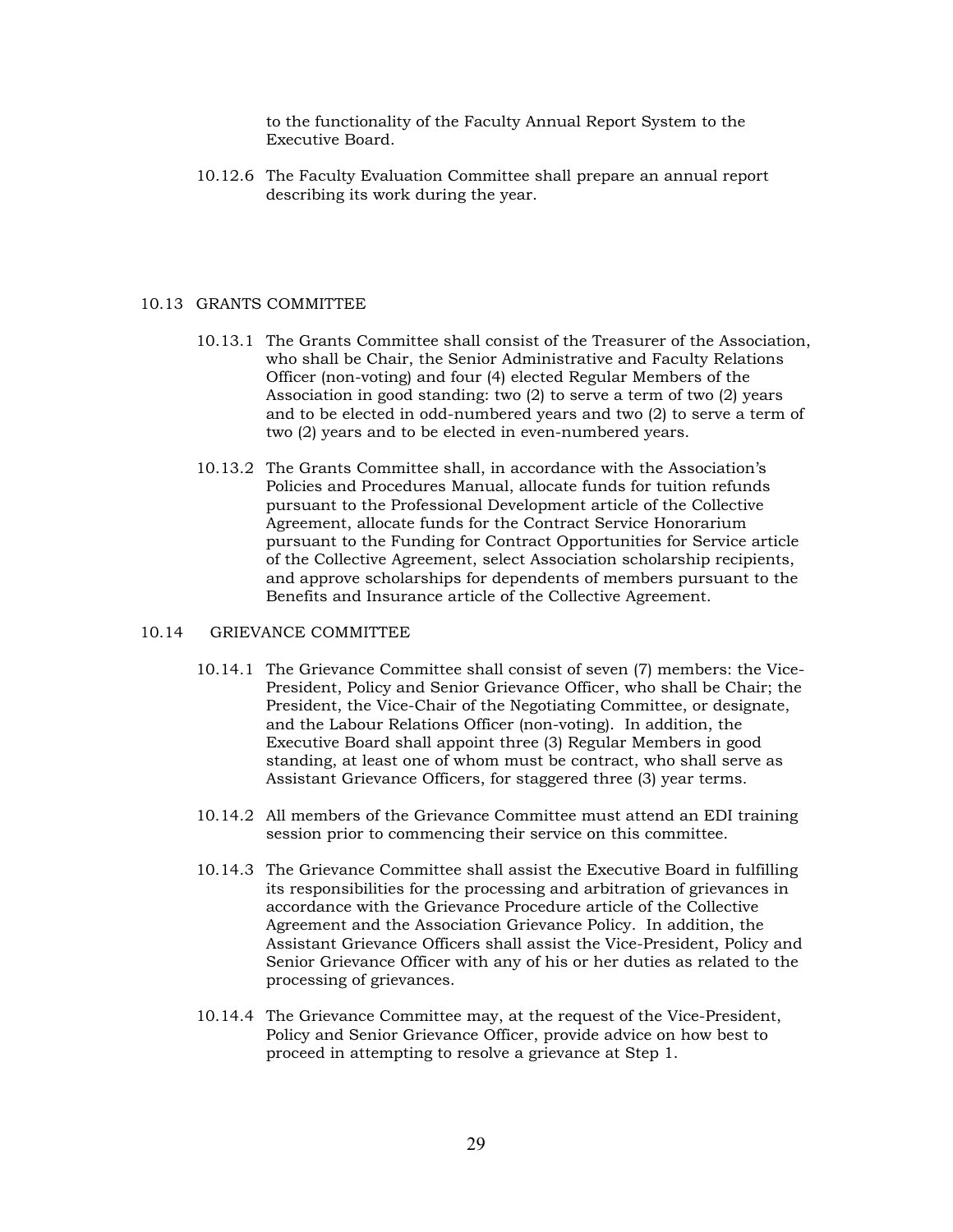to the functionality of the Faculty Annual Report System to the Executive Board.

10.12.6 The Faculty Evaluation Committee shall prepare an annual report describing its work during the year.

## 10.13 GRANTS COMMITTEE

10.13.1 The Grants Committee shall consist of the Treasurer of the Association, who shall be Chair, the Senior Administrative and Faculty Relations Officer (non-voting) and four (4) elected Regular Members of the Association in good standing: two (2) to serve a term of two (2) years and to be elected in odd-numbered years and two (2) to serve a term of two (2) years and to be elected in even-numbered years.

10.13.2 The Grants Committee shall, in accordance with the Association's Policies and Procedures Manual, allocate funds for tuition refunds pursuant to the Professional Development article of the Collective Agreement, allocate funds for the Contract Service Honorarium pursuant to the Funding for Contract Opportunities for Service article of the Collective Agreement, select Association scholarship recipients, and approve scholarships for dependents of members pursuant to the Benefits and Insurance article of the Collective Agreement.

## 10.14 GRIEVANCE COMMITTEE

10.14.1 The Grievance Committee shall consist of seven (7) members: the Vice-President, Policy and Senior Grievance Officer, who shall be Chair; the President, the Vice-Chair of the Negotiating Committee, or designate, and the Labour Relations Officer (non-voting). In addition, the Executive Board shall appoint three (3) Regular Members in good standing, at least one of whom must be contract, who shall serve as Assistant Grievance Officers, for staggered three (3) year terms.

10.14.2 All members of the Grievance Committee must attend an EDI training session prior to commencing their service on this committee.

10.14.3 The Grievance Committee shall assist the Executive Board in fulfilling its responsibilities for the processing and arbitration of grievances in accordance with the Grievance Procedure article of the Collective Agreement and the Association Grievance Policy. In addition, the Assistant Grievance Officers shall assist the Vice-President, Policy and Senior Grievance Officer with any of his or her duties as related to the processing of grievances.

10.14.4 The Grievance Committee may, at the request of the Vice-President, Policy and Senior Grievance Officer, provide advice on how best to proceed in attempting to resolve a grievance at Step 1.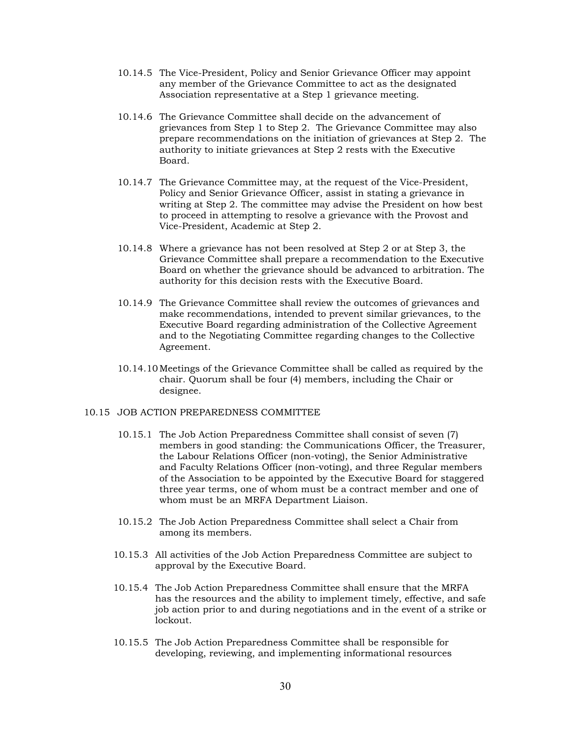10.14.5 The Vice-President, Policy and Senior Grievance Officer may appoint any member of the Grievance Committee to act as the designated Association representative at a Step 1 grievance meeting.

10.14.6 The Grievance Committee shall decide on the advancement of grievances from Step 1 to Step 2. The Grievance Committee may also prepare recommendations on the initiation of grievances at Step 2. The authority to initiate grievances at Step 2 rests with the Executive Board.

10.14.7 The Grievance Committee may, at the request of the Vice-President, Policy and Senior Grievance Officer, assist in stating a grievance in writing at Step 2. The committee may advise the President on how best to proceed in attempting to resolve a grievance with the Provost and Vice-President, Academic at Step 2.

10.14.8 Where a grievance has not been resolved at Step 2 or at Step 3, the Grievance Committee shall prepare a recommendation to the Executive Board on whether the grievance should be advanced to arbitration. The authority for this decision rests with the Executive Board.

10.14.9 The Grievance Committee shall review the outcomes of grievances and make recommendations, intended to prevent similar grievances, to the Executive Board regarding administration of the Collective Agreement and to the Negotiating Committee regarding changes to the Collective Agreement.

10.14.10 Meetings of the Grievance Committee shall be called as required by the chair. Quorum shall be four (4) members, including the Chair or designee.

10.15 JOB ACTION PREPAREDNESS COMMITTEE

10.15.1 The Job Action Preparedness Committee shall consist of seven (7) members in good standing: the Communications Officer, the Treasurer, the Labour Relations Officer (non-voting), the Senior Administrative and Faculty Relations Officer (non-voting), and three Regular members of the Association to be appointed by the Executive Board for staggered three year terms, one of whom must be a contract member and one of whom must be an MRFA Department Liaison.

10.15.2 The Job Action Preparedness Committee shall select a Chair from among its members.

10.15.3 All activities of the Job Action Preparedness Committee are subject to approval by the Executive Board.

10.15.4 The Job Action Preparedness Committee shall ensure that the MRFA has the resources and the ability to implement timely, effective, and safe job action prior to and during negotiations and in the event of a strike or lockout.

10.15.5 The Job Action Preparedness Committee shall be responsible for developing, reviewing, and implementing informational resources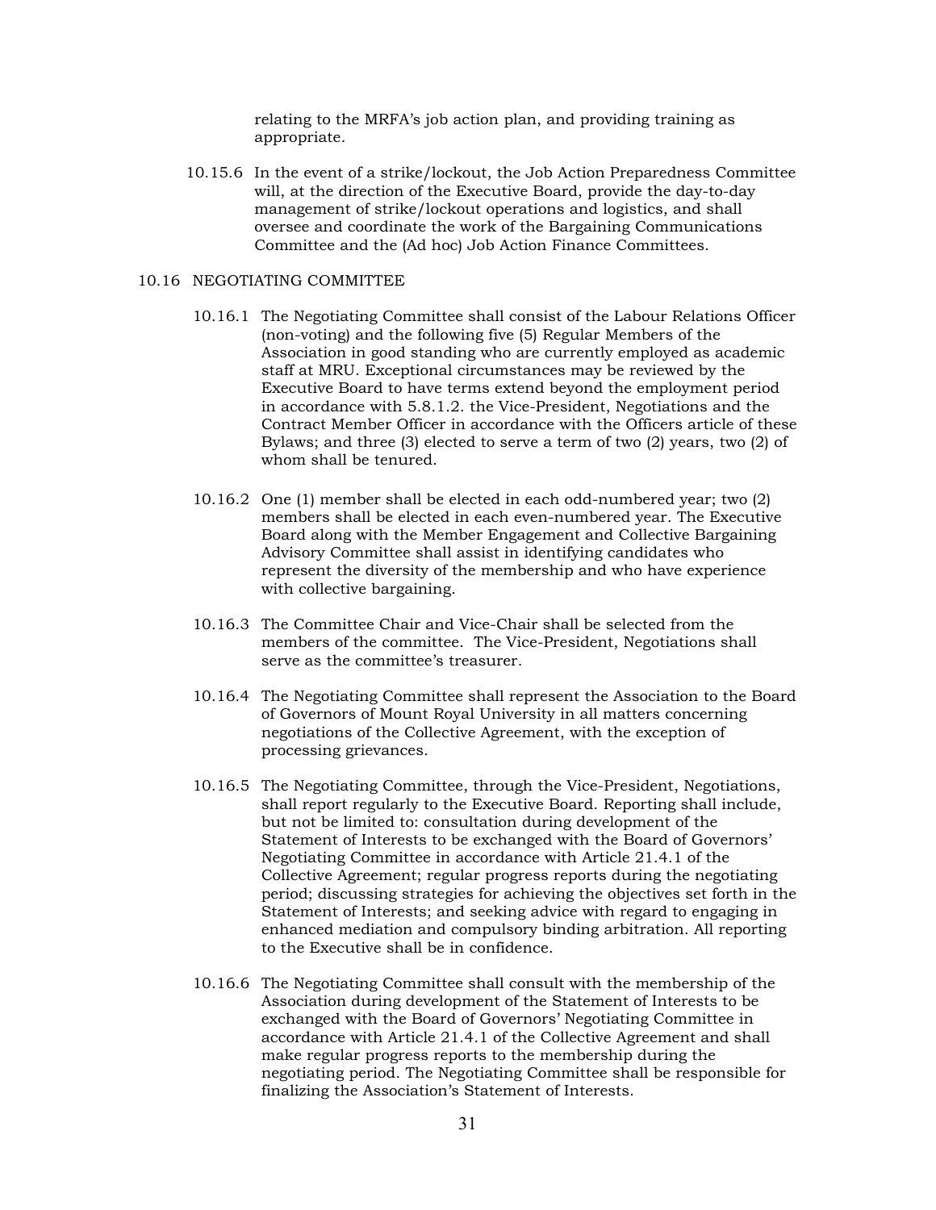relating to the MRFA's job action plan, and providing training as appropriate.

10.15.6 In the event of a strike/lockout, the Job Action Preparedness Committee will, at the direction of the Executive Board, provide the day-to-day management of strike/lockout operations and logistics, and shall oversee and coordinate the work of the Bargaining Communications Committee and the (Ad hoc) Job Action Finance Committees.

## 10.16 NEGOTIATING COMMITTEE

10.16.1 The Negotiating Committee shall consist of the Labour Relations Officer (non-voting) and the following five (5) Regular Members of the Association in good standing who are currently employed as academic staff at MRU. Exceptional circumstances may be reviewed by the Executive Board to have terms extend beyond the employment period in accordance with 5.8.1.2. the Vice-President, Negotiations and the Contract Member Officer in accordance with the Officers article of these Bylaws; and three (3) elected to serve a term of two (2) years, two (2) of whom shall be tenured.

10.16.2 One (1) member shall be elected in each odd-numbered year; two (2) members shall be elected in each even-numbered year. The Executive Board along with the Member Engagement and Collective Bargaining Advisory Committee shall assist in identifying candidates who represent the diversity of the membership and who have experience with collective bargaining.

10.16.3 The Committee Chair and Vice-Chair shall be selected from the members of the committee. The Vice-President, Negotiations shall serve as the committee's treasurer.

10.16.4 The Negotiating Committee shall represent the Association to the Board of Governors of Mount Royal University in all matters concerning negotiations of the Collective Agreement, with the exception of processing grievances.

10.16.5 The Negotiating Committee, through the Vice-President, Negotiations, shall report regularly to the Executive Board. Reporting shall include, but not be limited to: consultation during development of the Statement of Interests to be exchanged with the Board of Governors' Negotiating Committee in accordance with Article 21.4.1 of the Collective Agreement; regular progress reports during the negotiating period; discussing strategies for achieving the objectives set forth in the Statement of Interests; and seeking advice with regard to engaging in enhanced mediation and compulsory binding arbitration. All reporting to the Executive shall be in confidence.

10.16.6 The Negotiating Committee shall consult with the membership of the Association during development of the Statement of Interests to be exchanged with the Board of Governors' Negotiating Committee in accordance with Article 21.4.1 of the Collective Agreement and shall make regular progress reports to the membership during the negotiating period. The Negotiating Committee shall be responsible for finalizing the Association's Statement of Interests.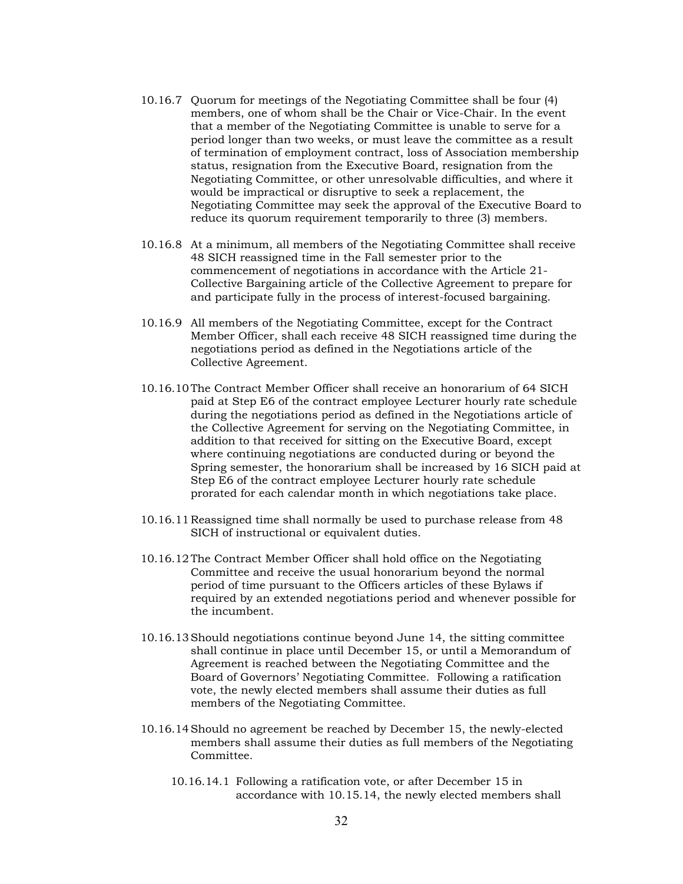10.16.7 Quorum for meetings of the Negotiating Committee shall be four (4) members, one of whom shall be the Chair or Vice-Chair. In the event that a member of the Negotiating Committee is unable to serve for a period longer than two weeks, or must leave the committee as a result of termination of employment contract, loss of Association membership status, resignation from the Executive Board, resignation from the Negotiating Committee, or other unresolvable difficulties, and where it would be impractical or disruptive to seek a replacement, the Negotiating Committee may seek the approval of the Executive Board to reduce its quorum requirement temporarily to three (3) members.

10.16.8 At a minimum, all members of the Negotiating Committee shall receive 48 SICH reassigned time in the Fall semester prior to the commencement of negotiations in accordance with the Article 21-Collective Bargaining article of the Collective Agreement to prepare for and participate fully in the process of interest-focused bargaining.

10.16.9 All members of the Negotiating Committee, except for the Contract Member Officer, shall each receive 48 SICH reassigned time during the negotiations period as defined in the Negotiations article of the Collective Agreement.

10.16.10 The Contract Member Officer shall receive an honorarium of 64 SICH paid at Step E6 of the contract employee Lecturer hourly rate schedule during the negotiations period as defined in the Negotiations article of the Collective Agreement for serving on the Negotiating Committee, in addition to that received for sitting on the Executive Board, except where continuing negotiations are conducted during or beyond the Spring semester, the honorarium shall be increased by 16 SICH paid at Step E6 of the contract employee Lecturer hourly rate schedule prorated for each calendar month in which negotiations take place.

10.16.11 Reassigned time shall normally be used to purchase release from 48 SICH of instructional or equivalent duties.

10.16.12 The Contract Member Officer shall hold office on the Negotiating Committee and receive the usual honorarium beyond the normal period of time pursuant to the Officers articles of these Bylaws if required by an extended negotiations period and whenever possible for the incumbent.

10.16.13 Should negotiations continue beyond June 14, the sitting committee shall continue in place until December 15, or until a Memorandum of Agreement is reached between the Negotiating Committee and the Board of Governors' Negotiating Committee. Following a ratification vote, the newly elected members shall assume their duties as full members of the Negotiating Committee.

10.16.14 Should no agreement be reached by December 15, the newly-elected members shall assume their duties as full members of the Negotiating Committee.

10.16.14.1 Following a ratification vote, or after December 15 in accordance with 10.15.14, the newly elected members shall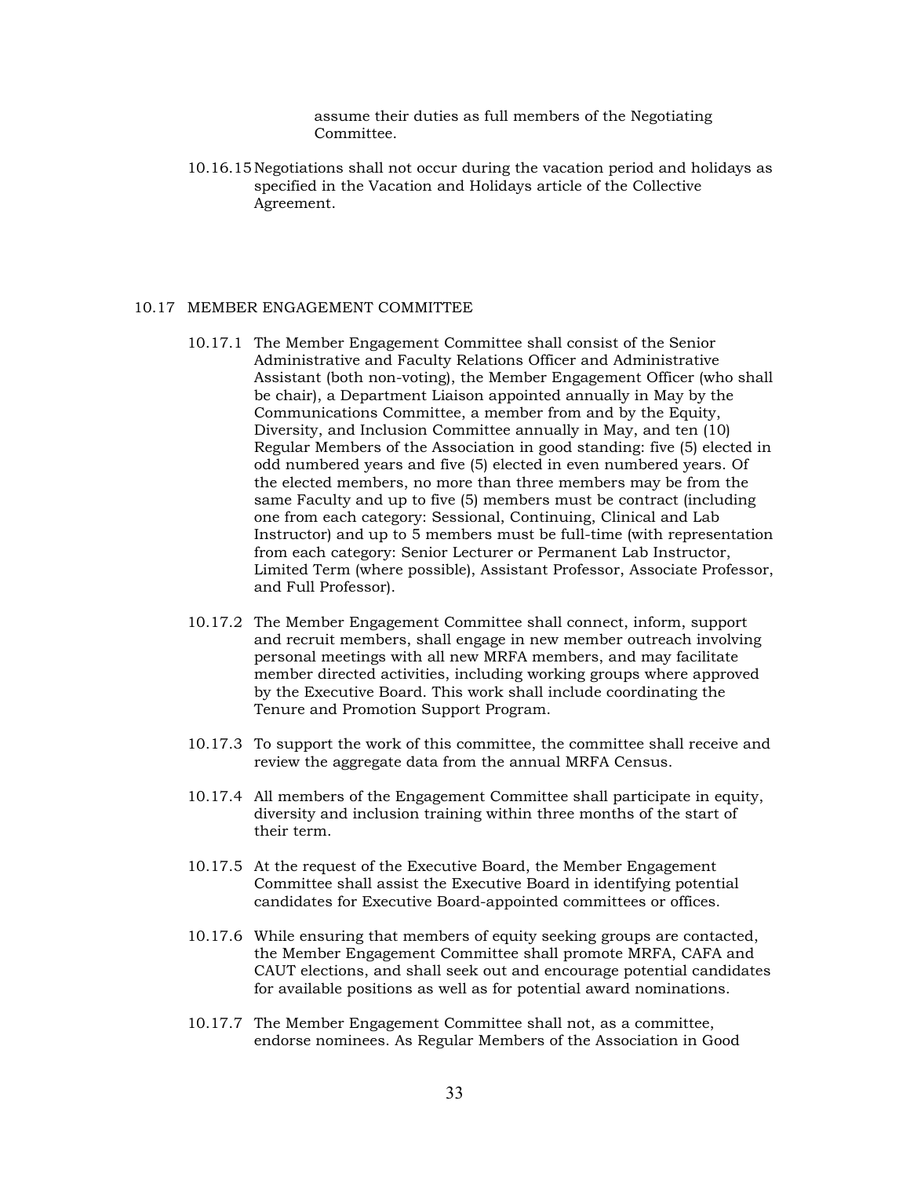assume their duties as full members of the Negotiating Committee.

10.16.15 Negotiations shall not occur during the vacation period and holidays as specified in the Vacation and Holidays article of the Collective Agreement.

## 10.17 MEMBER ENGAGEMENT COMMITTEE

10.17.1 The Member Engagement Committee shall consist of the Senior Administrative and Faculty Relations Officer and Administrative Assistant (both non-voting), the Member Engagement Officer (who shall be chair), a Department Liaison appointed annually in May by the Communications Committee, a member from and by the Equity, Diversity, and Inclusion Committee annually in May, and ten (10) Regular Members of the Association in good standing: five (5) elected in odd numbered years and five (5) elected in even numbered years. Of the elected members, no more than three members may be from the same Faculty and up to five (5) members must be contract (including one from each category: Sessional, Continuing, Clinical and Lab Instructor) and up to 5 members must be full-time (with representation from each category: Senior Lecturer or Permanent Lab Instructor, Limited Term (where possible), Assistant Professor, Associate Professor, and Full Professor).

10.17.2 The Member Engagement Committee shall connect, inform, support and recruit members, shall engage in new member outreach involving personal meetings with all new MRFA members, and may facilitate member directed activities, including working groups where approved by the Executive Board. This work shall include coordinating the Tenure and Promotion Support Program.

10.17.3 To support the work of this committee, the committee shall receive and review the aggregate data from the annual MRFA Census.

10.17.4 All members of the Engagement Committee shall participate in equity, diversity and inclusion training within three months of the start of their term.

10.17.5 At the request of the Executive Board, the Member Engagement Committee shall assist the Executive Board in identifying potential candidates for Executive Board-appointed committees or offices.

10.17.6 While ensuring that members of equity seeking groups are contacted, the Member Engagement Committee shall promote MRFA, CAFA and CAUT elections, and shall seek out and encourage potential candidates for available positions as well as for potential award nominations.

10.17.7 The Member Engagement Committee shall not, as a committee, endorse nominees. As Regular Members of the Association in Good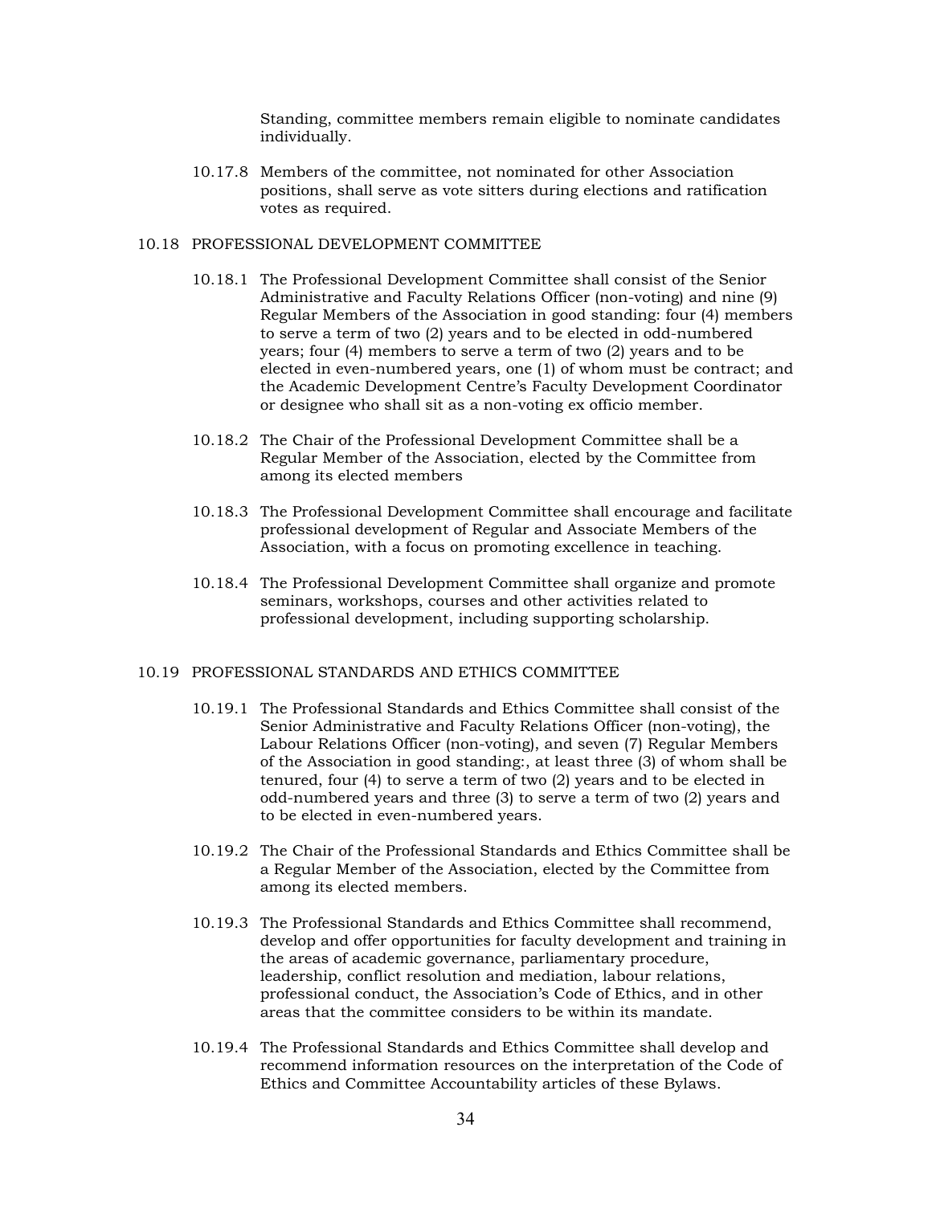Standing, committee members remain eligible to nominate candidates individually.

10.17.8 Members of the committee, not nominated for other Association positions, shall serve as vote sitters during elections and ratification votes as required.

## 10.18 PROFESSIONAL DEVELOPMENT COMMITTEE

10.18.1 The Professional Development Committee shall consist of the Senior Administrative and Faculty Relations Officer (non-voting) and nine (9) Regular Members of the Association in good standing: four (4) members to serve a term of two (2) years and to be elected in odd-numbered years; four (4) members to serve a term of two (2) years and to be elected in even-numbered years, one (1) of whom must be contract; and the Academic Development Centre's Faculty Development Coordinator or designee who shall sit as a non-voting ex officio member.

10.18.2 The Chair of the Professional Development Committee shall be a Regular Member of the Association, elected by the Committee from among its elected members

10.18.3 The Professional Development Committee shall encourage and facilitate professional development of Regular and Associate Members of the Association, with a focus on promoting excellence in teaching.

10.18.4 The Professional Development Committee shall organize and promote seminars, workshops, courses and other activities related to professional development, including supporting scholarship.

## 10.19 PROFESSIONAL STANDARDS AND ETHICS COMMITTEE

10.19.1 The Professional Standards and Ethics Committee shall consist of the Senior Administrative and Faculty Relations Officer (non-voting), the Labour Relations Officer (non-voting), and seven (7) Regular Members of the Association in good standing:, at least three (3) of whom shall be tenured, four (4) to serve a term of two (2) years and to be elected in odd-numbered years and three (3) to serve a term of two (2) years and to be elected in even-numbered years.

10.19.2 The Chair of the Professional Standards and Ethics Committee shall be a Regular Member of the Association, elected by the Committee from among its elected members.

10.19.3 The Professional Standards and Ethics Committee shall recommend, develop and offer opportunities for faculty development and training in the areas of academic governance, parliamentary procedure, leadership, conflict resolution and mediation, labour relations, professional conduct, the Association's Code of Ethics, and in other areas that the committee considers to be within its mandate.

10.19.4 The Professional Standards and Ethics Committee shall develop and recommend information resources on the interpretation of the Code of Ethics and Committee Accountability articles of these Bylaws.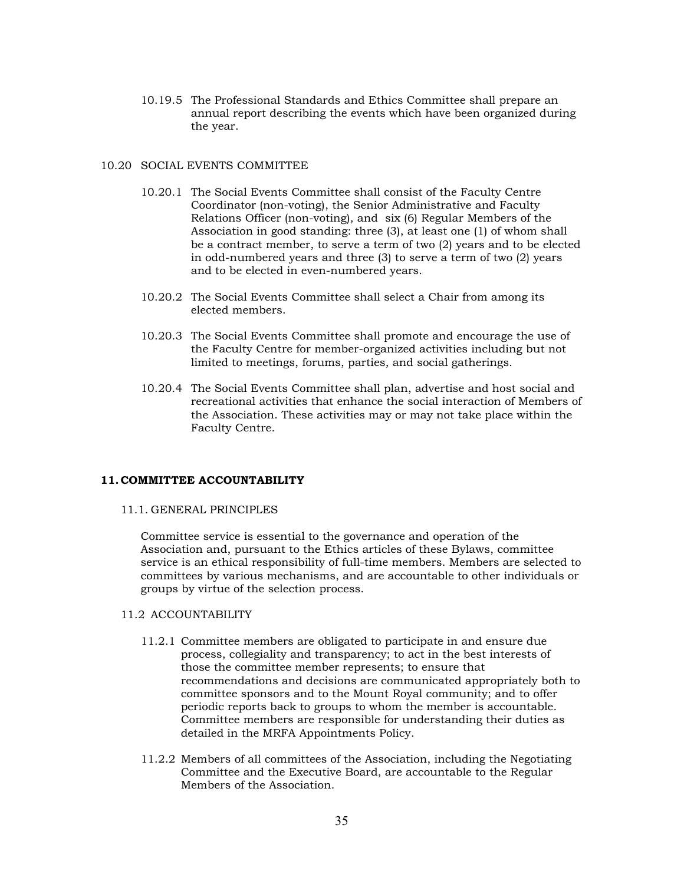10.19.5 The Professional Standards and Ethics Committee shall prepare an annual report describing the events which have been organized during the year.

10.20 SOCIAL EVENTS COMMITTEE

10.20.1 The Social Events Committee shall consist of the Faculty Centre Coordinator (non-voting), the Senior Administrative and Faculty Relations Officer (non-voting), and six (6) Regular Members of the Association in good standing: three (3), at least one (1) of whom shall be a contract member, to serve a term of two (2) years and to be elected in odd-numbered years and three (3) to serve a term of two (2) years and to be elected in even-numbered years.

10.20.2 The Social Events Committee shall select a Chair from among its elected members.

10.20.3 The Social Events Committee shall promote and encourage the use of the Faculty Centre for member-organized activities including but not limited to meetings, forums, parties, and social gatherings.

10.20.4 The Social Events Committee shall plan, advertise and host social and recreational activities that enhance the social interaction of Members of the Association. These activities may or may not take place within the Faculty Centre.

## 11. COMMITTEE ACCOUNTABILITY

11.1. GENERAL PRINCIPLES

Committee service is essential to the governance and operation of the Association and, pursuant to the Ethics articles of these Bylaws, committee service is an ethical responsibility of full-time members. Members are selected to committees by various mechanisms, and are accountable to other individuals or groups by virtue of the selection process.

11.2 ACCOUNTABILITY

11.2.1 Committee members are obligated to participate in and ensure due process, collegiality and transparency; to act in the best interests of those the committee member represents; to ensure that recommendations and decisions are communicated appropriately both to committee sponsors and to the Mount Royal community; and to offer periodic reports back to groups to whom the member is accountable. Committee members are responsible for understanding their duties as detailed in the MRFA Appointments Policy.

11.2.2 Members of all committees of the Association, including the Negotiating Committee and the Executive Board, are accountable to the Regular Members of the Association.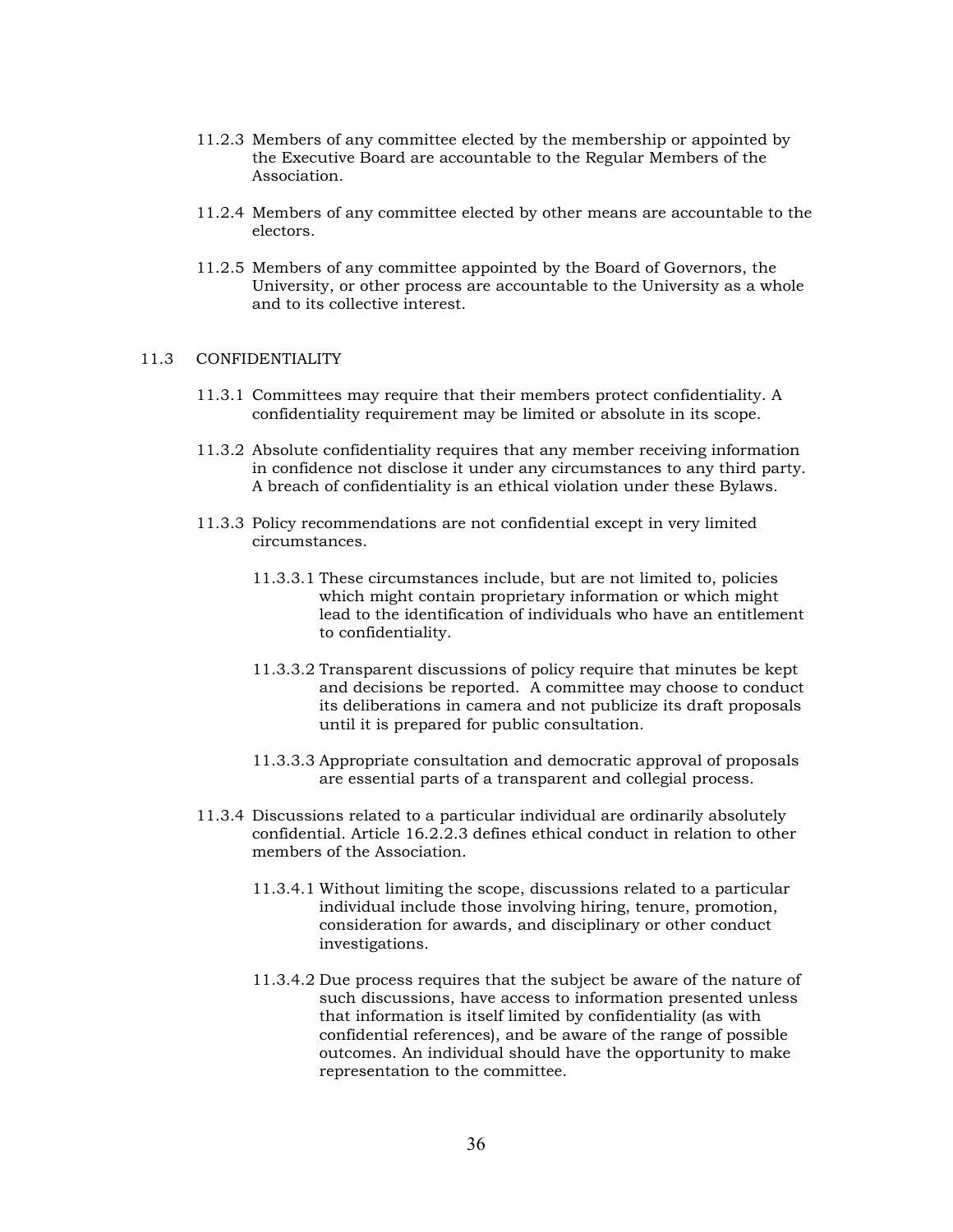11.2.3 Members of any committee elected by the membership or appointed by the Executive Board are accountable to the Regular Members of the Association.

11.2.4 Members of any committee elected by other means are accountable to the electors.

11.2.5 Members of any committee appointed by the Board of Governors, the University, or other process are accountable to the University as a whole and to its collective interest.

## 11.3 CONFIDENTIALITY

11.3.1 Committees may require that their members protect confidentiality. A confidentiality requirement may be limited or absolute in its scope.

11.3.2 Absolute confidentiality requires that any member receiving information in confidence not disclose it under any circumstances to any third party. A breach of confidentiality is an ethical violation under these Bylaws.

11.3.3 Policy recommendations are not confidential except in very limited circumstances.

11.3.3.1 These circumstances include, but are not limited to, policies which might contain proprietary information or which might lead to the identification of individuals who have an entitlement to confidentiality.

11.3.3.2 Transparent discussions of policy require that minutes be kept and decisions be reported. A committee may choose to conduct its deliberations in camera and not publicize its draft proposals until it is prepared for public consultation.

11.3.3.3 Appropriate consultation and democratic approval of proposals are essential parts of a transparent and collegial process.

11.3.4 Discussions related to a particular individual are ordinarily absolutely confidential. Article 16.2.2.3 defines ethical conduct in relation to other members of the Association.

11.3.4.1 Without limiting the scope, discussions related to a particular individual include those involving hiring, tenure, promotion, consideration for awards, and disciplinary or other conduct investigations.

11.3.4.2 Due process requires that the subject be aware of the nature of such discussions, have access to information presented unless that information is itself limited by confidentiality (as with confidential references), and be aware of the range of possible outcomes. An individual should have the opportunity to make representation to the committee.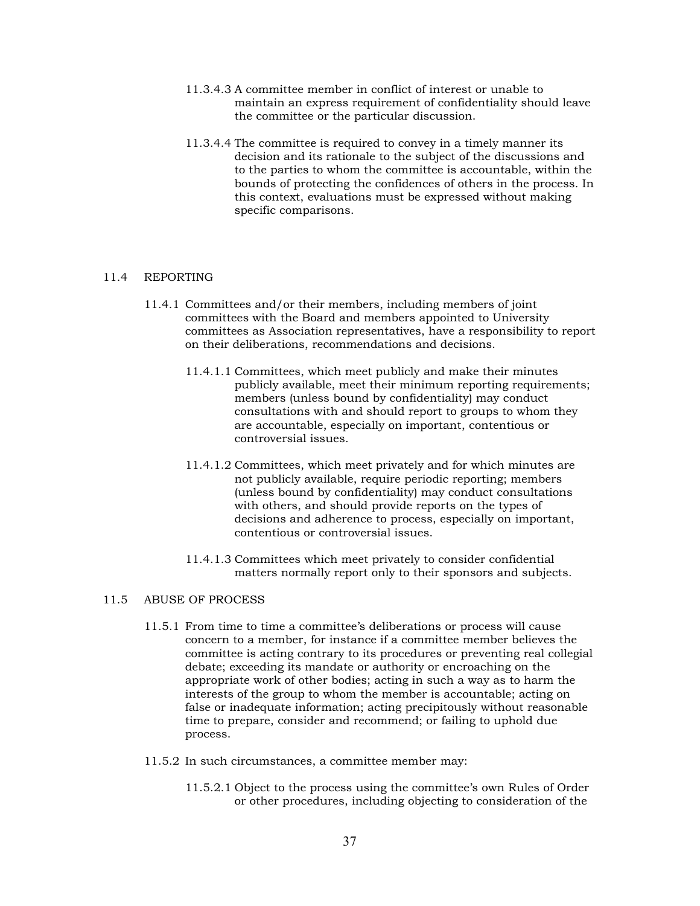11.3.4.3 A committee member in conflict of interest or unable to maintain an express requirement of confidentiality should leave the committee or the particular discussion.

11.3.4.4 The committee is required to convey in a timely manner its decision and its rationale to the subject of the discussions and to the parties to whom the committee is accountable, within the bounds of protecting the confidences of others in the process. In this context, evaluations must be expressed without making specific comparisons.

## 11.4 REPORTING

11.4.1 Committees and/or their members, including members of joint committees with the Board and members appointed to University committees as Association representatives, have a responsibility to report on their deliberations, recommendations and decisions.

11.4.1.1 Committees, which meet publicly and make their minutes publicly available, meet their minimum reporting requirements; members (unless bound by confidentiality) may conduct consultations with and should report to groups to whom they are accountable, especially on important, contentious or controversial issues.

11.4.1.2 Committees, which meet privately and for which minutes are not publicly available, require periodic reporting; members (unless bound by confidentiality) may conduct consultations with others, and should provide reports on the types of decisions and adherence to process, especially on important, contentious or controversial issues.

11.4.1.3 Committees which meet privately to consider confidential matters normally report only to their sponsors and subjects.

## 11.5 ABUSE OF PROCESS

11.5.1 From time to time a committee's deliberations or process will cause concern to a member, for instance if a committee member believes the committee is acting contrary to its procedures or preventing real collegial debate; exceeding its mandate or authority or encroaching on the appropriate work of other bodies; acting in such a way as to harm the interests of the group to whom the member is accountable; acting on false or inadequate information; acting precipitously without reasonable time to prepare, consider and recommend; or failing to uphold due process.

11.5.2 In such circumstances, a committee member may:

11.5.2.1 Object to the process using the committee's own Rules of Order or other procedures, including objecting to consideration of the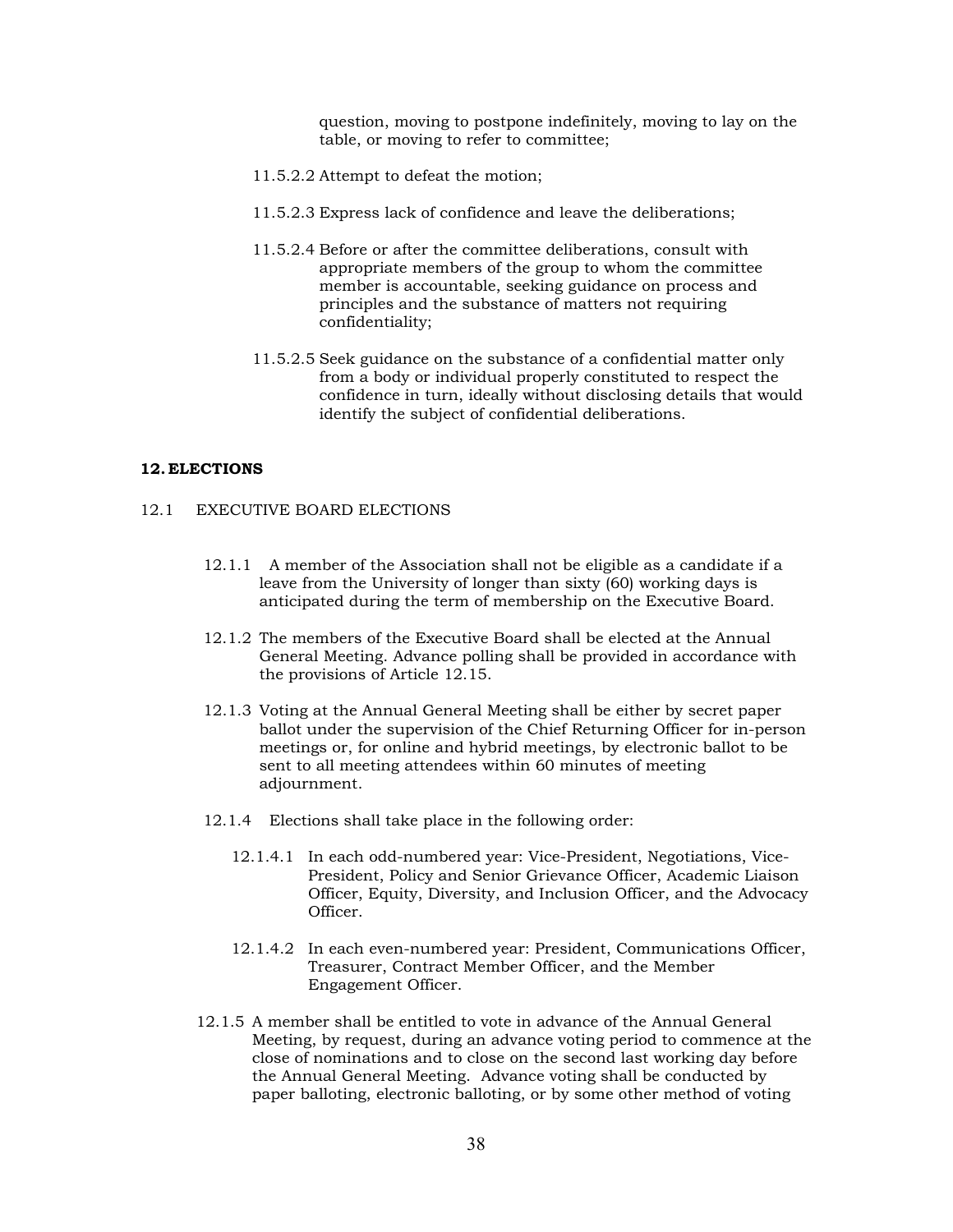question, moving to postpone indefinitely, moving to lay on the table, or moving to refer to committee;

11.5.2.2 Attempt to defeat the motion;

11.5.2.3 Express lack of confidence and leave the deliberations;

11.5.2.4 Before or after the committee deliberations, consult with appropriate members of the group to whom the committee member is accountable, seeking guidance on process and principles and the substance of matters not requiring confidentiality;

11.5.2.5 Seek guidance on the substance of a confidential matter only from a body or individual properly constituted to respect the confidence in turn, ideally without disclosing details that would identify the subject of confidential deliberations.

## 12. ELECTIONS

### 12.1 EXECUTIVE BOARD ELECTIONS

12.1.1 A member of the Association shall not be eligible as a candidate if a leave from the University of longer than sixty (60) working days is anticipated during the term of membership on the Executive Board.

12.1.2 The members of the Executive Board shall be elected at the Annual General Meeting. Advance polling shall be provided in accordance with the provisions of Article 12.15.

12.1.3 Voting at the Annual General Meeting shall be either by secret paper ballot under the supervision of the Chief Returning Officer for in-person meetings or, for online and hybrid meetings, by electronic ballot to be sent to all meeting attendees within 60 minutes of meeting adjournment.

12.1.4 Elections shall take place in the following order:

12.1.4.1 In each odd-numbered year: Vice-President, Negotiations, Vice-President, Policy and Senior Grievance Officer, Academic Liaison Officer, Equity, Diversity, and Inclusion Officer, and the Advocacy Officer.

12.1.4.2 In each even-numbered year: President, Communications Officer, Treasurer, Contract Member Officer, and the Member Engagement Officer.

12.1.5 A member shall be entitled to vote in advance of the Annual General Meeting, by request, during an advance voting period to commence at the close of nominations and to close on the second last working day before the Annual General Meeting. Advance voting shall be conducted by paper balloting, electronic balloting, or by some other method of voting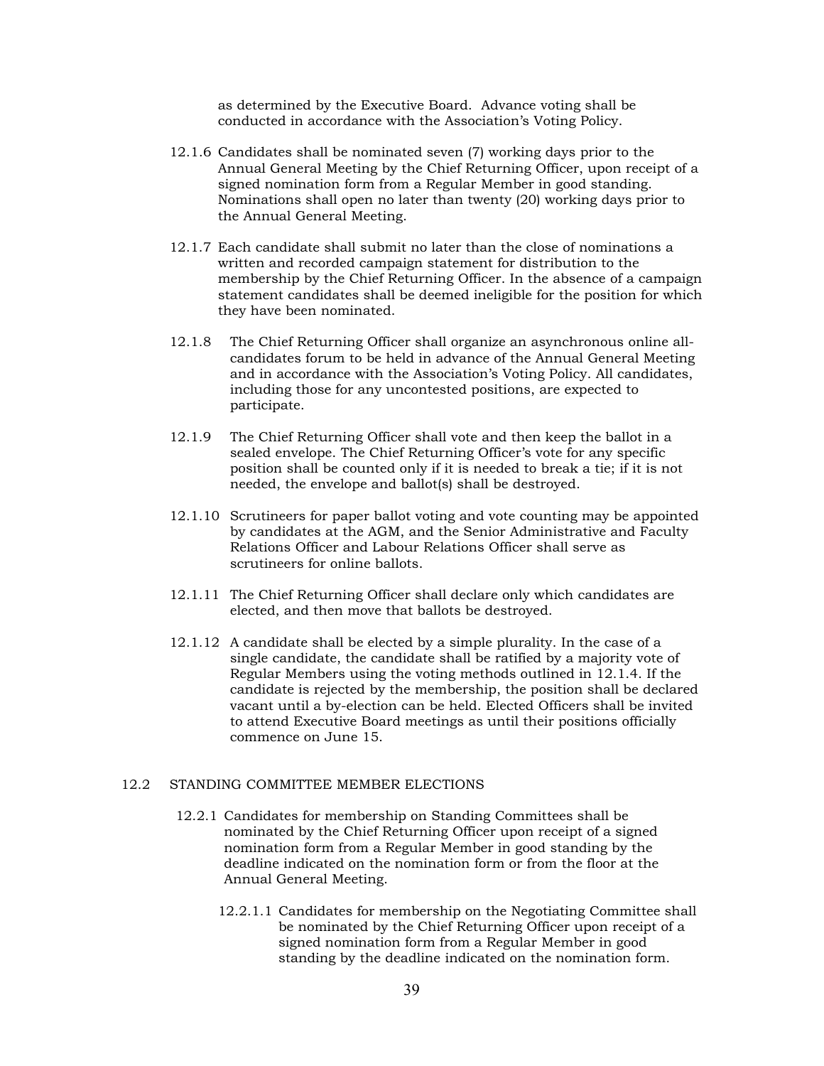as determined by the Executive Board. Advance voting shall be conducted in accordance with the Association's Voting Policy.

12.1.6 Candidates shall be nominated seven (7) working days prior to the Annual General Meeting by the Chief Returning Officer, upon receipt of a signed nomination form from a Regular Member in good standing. Nominations shall open no later than twenty (20) working days prior to the Annual General Meeting.

12.1.7 Each candidate shall submit no later than the close of nominations a written and recorded campaign statement for distribution to the membership by the Chief Returning Officer. In the absence of a campaign statement candidates shall be deemed ineligible for the position for which they have been nominated.

12.1.8 The Chief Returning Officer shall organize an asynchronous online all-candidates forum to be held in advance of the Annual General Meeting and in accordance with the Association's Voting Policy. All candidates, including those for any uncontested positions, are expected to participate.

12.1.9 The Chief Returning Officer shall vote and then keep the ballot in a sealed envelope. The Chief Returning Officer's vote for any specific position shall be counted only if it is needed to break a tie; if it is not needed, the envelope and ballot(s) shall be destroyed.

12.1.10 Scrutineers for paper ballot voting and vote counting may be appointed by candidates at the AGM, and the Senior Administrative and Faculty Relations Officer and Labour Relations Officer shall serve as scrutineers for online ballots.

12.1.11 The Chief Returning Officer shall declare only which candidates are elected, and then move that ballots be destroyed.

12.1.12 A candidate shall be elected by a simple plurality. In the case of a single candidate, the candidate shall be ratified by a majority vote of Regular Members using the voting methods outlined in 12.1.4. If the candidate is rejected by the membership, the position shall be declared vacant until a by-election can be held. Elected Officers shall be invited to attend Executive Board meetings as until their positions officially commence on June 15.

## 12.2 STANDING COMMITTEE MEMBER ELECTIONS

12.2.1 Candidates for membership on Standing Committees shall be nominated by the Chief Returning Officer upon receipt of a signed nomination form from a Regular Member in good standing by the deadline indicated on the nomination form or from the floor at the Annual General Meeting.

12.2.1.1 Candidates for membership on the Negotiating Committee shall be nominated by the Chief Returning Officer upon receipt of a signed nomination form from a Regular Member in good standing by the deadline indicated on the nomination form.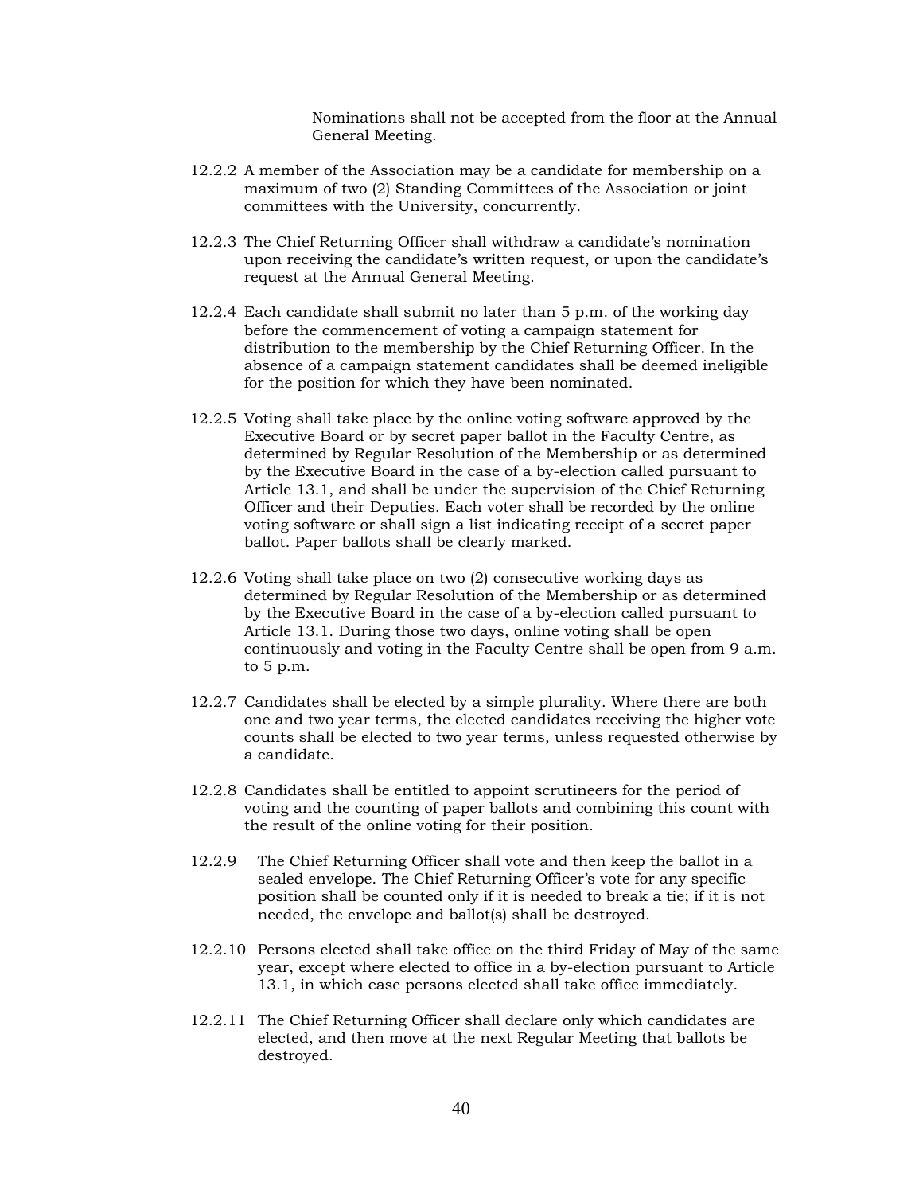Nominations shall not be accepted from the floor at the Annual General Meeting.

12.2.2 A member of the Association may be a candidate for membership on a maximum of two (2) Standing Committees of the Association or joint committees with the University, concurrently.

12.2.3 The Chief Returning Officer shall withdraw a candidate's nomination upon receiving the candidate's written request, or upon the candidate's request at the Annual General Meeting.

12.2.4 Each candidate shall submit no later than 5 p.m. of the working day before the commencement of voting a campaign statement for distribution to the membership by the Chief Returning Officer. In the absence of a campaign statement candidates shall be deemed ineligible for the position for which they have been nominated.

12.2.5 Voting shall take place by the online voting software approved by the Executive Board or by secret paper ballot in the Faculty Centre, as determined by Regular Resolution of the Membership or as determined by the Executive Board in the case of a by-election called pursuant to Article 13.1, and shall be under the supervision of the Chief Returning Officer and their Deputies. Each voter shall be recorded by the online voting software or shall sign a list indicating receipt of a secret paper ballot. Paper ballots shall be clearly marked.

12.2.6 Voting shall take place on two (2) consecutive working days as determined by Regular Resolution of the Membership or as determined by the Executive Board in the case of a by-election called pursuant to Article 13.1. During those two days, online voting shall be open continuously and voting in the Faculty Centre shall be open from 9 a.m. to 5 p.m.

12.2.7 Candidates shall be elected by a simple plurality. Where there are both one and two year terms, the elected candidates receiving the higher vote counts shall be elected to two year terms, unless requested otherwise by a candidate.

12.2.8 Candidates shall be entitled to appoint scrutineers for the period of voting and the counting of paper ballots and combining this count with the result of the online voting for their position.

12.2.9 The Chief Returning Officer shall vote and then keep the ballot in a sealed envelope. The Chief Returning Officer's vote for any specific position shall be counted only if it is needed to break a tie; if it is not needed, the envelope and ballot(s) shall be destroyed.

12.2.10 Persons elected shall take office on the third Friday of May of the same year, except where elected to office in a by-election pursuant to Article 13.1, in which case persons elected shall take office immediately.

12.2.11 The Chief Returning Officer shall declare only which candidates are elected, and then move at the next Regular Meeting that ballots be destroyed.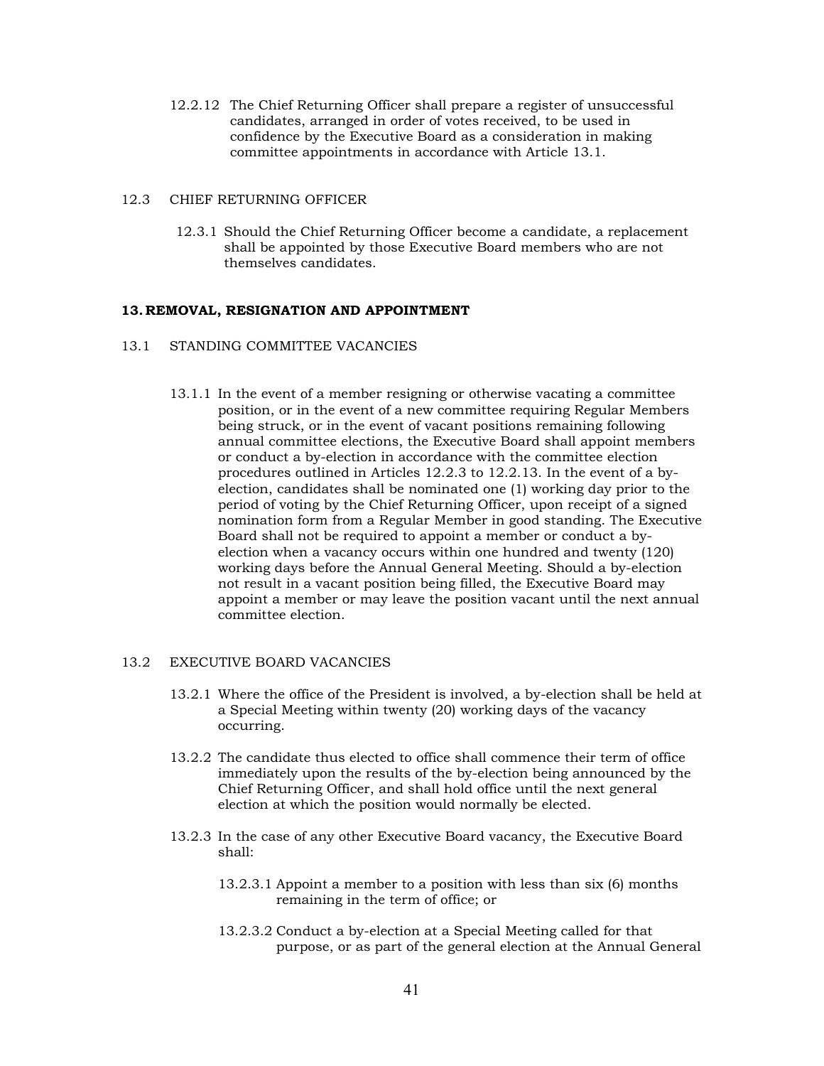12.2.12 The Chief Returning Officer shall prepare a register of unsuccessful candidates, arranged in order of votes received, to be used in confidence by the Executive Board as a consideration in making committee appointments in accordance with Article 13.1.

12.3 CHIEF RETURNING OFFICER

12.3.1 Should the Chief Returning Officer become a candidate, a replacement shall be appointed by those Executive Board members who are not themselves candidates.

## 13. REMOVAL, RESIGNATION AND APPOINTMENT

13.1 STANDING COMMITTEE VACANCIES

13.1.1 In the event of a member resigning or otherwise vacating a committee position, or in the event of a new committee requiring Regular Members being struck, or in the event of vacant positions remaining following annual committee elections, the Executive Board shall appoint members or conduct a by-election in accordance with the committee election procedures outlined in Articles 12.2.3 to 12.2.13. In the event of a by-election, candidates shall be nominated one (1) working day prior to the period of voting by the Chief Returning Officer, upon receipt of a signed nomination form from a Regular Member in good standing. The Executive Board shall not be required to appoint a member or conduct a by-election when a vacancy occurs within one hundred and twenty (120) working days before the Annual General Meeting. Should a by-election not result in a vacant position being filled, the Executive Board may appoint a member or may leave the position vacant until the next annual committee election.

13.2 EXECUTIVE BOARD VACANCIES

13.2.1 Where the office of the President is involved, a by-election shall be held at a Special Meeting within twenty (20) working days of the vacancy occurring.

13.2.2 The candidate thus elected to office shall commence their term of office immediately upon the results of the by-election being announced by the Chief Returning Officer, and shall hold office until the next general election at which the position would normally be elected.

13.2.3 In the case of any other Executive Board vacancy, the Executive Board shall:

13.2.3.1 Appoint a member to a position with less than six (6) months remaining in the term of office; or

13.2.3.2 Conduct a by-election at a Special Meeting called for that purpose, or as part of the general election at the Annual General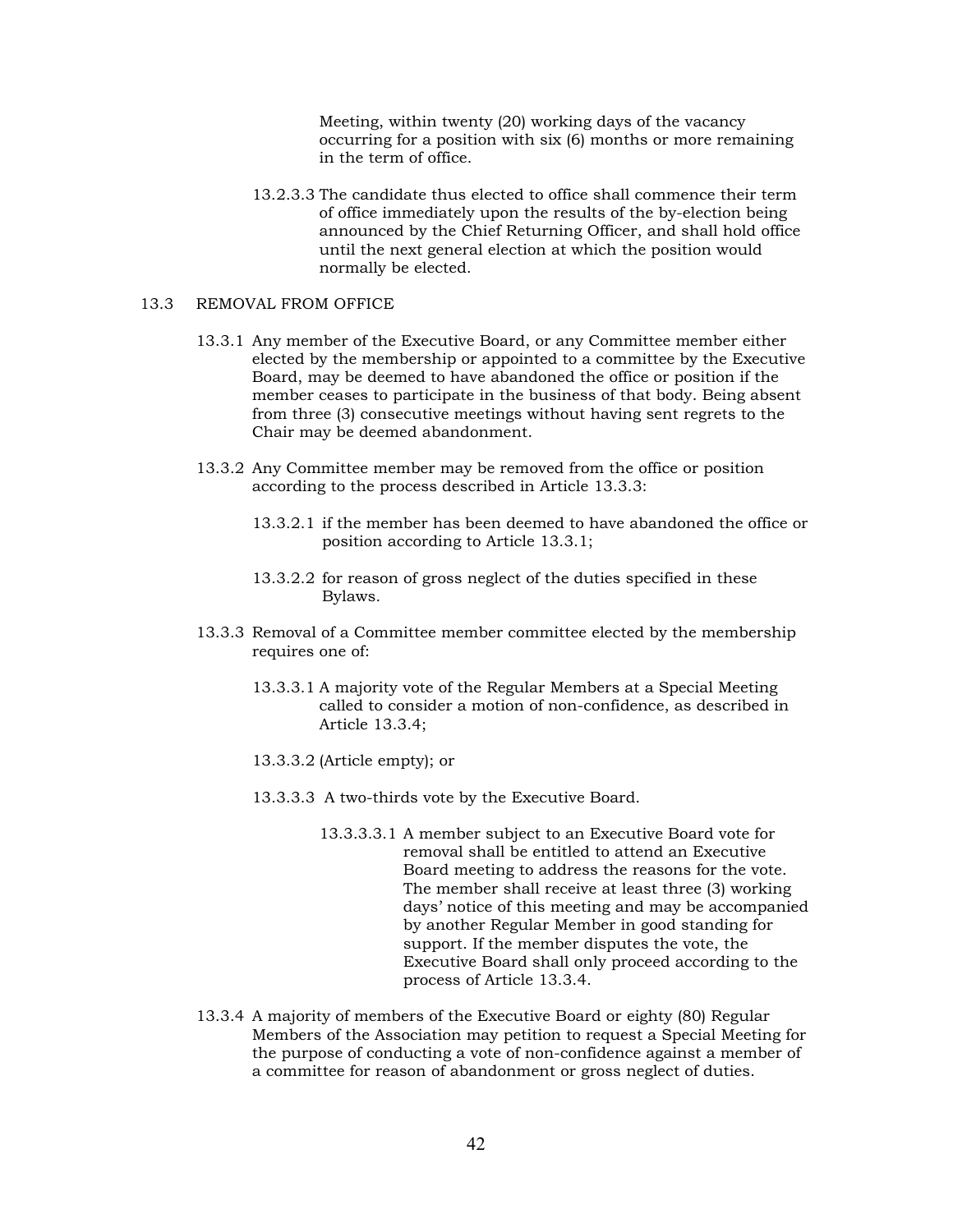Meeting, within twenty (20) working days of the vacancy occurring for a position with six (6) months or more remaining in the term of office.

13.2.3.3 The candidate thus elected to office shall commence their term of office immediately upon the results of the by-election being announced by the Chief Returning Officer, and shall hold office until the next general election at which the position would normally be elected.

13.3 REMOVAL FROM OFFICE

13.3.1 Any member of the Executive Board, or any Committee member either elected by the membership or appointed to a committee by the Executive Board, may be deemed to have abandoned the office or position if the member ceases to participate in the business of that body. Being absent from three (3) consecutive meetings without having sent regrets to the Chair may be deemed abandonment.

13.3.2 Any Committee member may be removed from the office or position according to the process described in Article 13.3.3:

13.3.2.1 if the member has been deemed to have abandoned the office or position according to Article 13.3.1;

13.3.2.2 for reason of gross neglect of the duties specified in these Bylaws.

13.3.3 Removal of a Committee member committee elected by the membership requires one of:

13.3.3.1 A majority vote of the Regular Members at a Special Meeting called to consider a motion of non-confidence, as described in Article 13.3.4;

13.3.3.2 (Article empty); or

13.3.3.3 A two-thirds vote by the Executive Board.

13.3.3.3.1 A member subject to an Executive Board vote for removal shall be entitled to attend an Executive Board meeting to address the reasons for the vote. The member shall receive at least three (3) working days' notice of this meeting and may be accompanied by another Regular Member in good standing for support. If the member disputes the vote, the Executive Board shall only proceed according to the process of Article 13.3.4.

13.3.4 A majority of members of the Executive Board or eighty (80) Regular Members of the Association may petition to request a Special Meeting for the purpose of conducting a vote of non-confidence against a member of a committee for reason of abandonment or gross neglect of duties.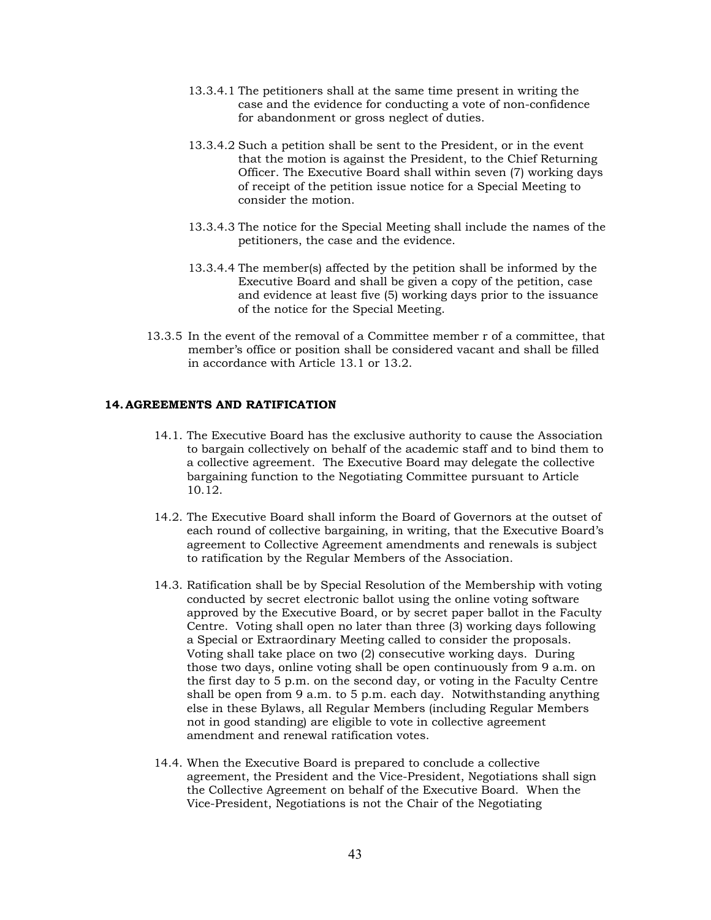13.3.4.1 The petitioners shall at the same time present in writing the case and the evidence for conducting a vote of non-confidence for abandonment or gross neglect of duties.

13.3.4.2 Such a petition shall be sent to the President, or in the event that the motion is against the President, to the Chief Returning Officer. The Executive Board shall within seven (7) working days of receipt of the petition issue notice for a Special Meeting to consider the motion.

13.3.4.3 The notice for the Special Meeting shall include the names of the petitioners, the case and the evidence.

13.3.4.4 The member(s) affected by the petition shall be informed by the Executive Board and shall be given a copy of the petition, case and evidence at least five (5) working days prior to the issuance of the notice for the Special Meeting.

13.3.5 In the event of the removal of a Committee member r of a committee, that member's office or position shall be considered vacant and shall be filled in accordance with Article 13.1 or 13.2.

## 14. AGREEMENTS AND RATIFICATION

14.1. The Executive Board has the exclusive authority to cause the Association to bargain collectively on behalf of the academic staff and to bind them to a collective agreement. The Executive Board may delegate the collective bargaining function to the Negotiating Committee pursuant to Article 10.12.

14.2. The Executive Board shall inform the Board of Governors at the outset of each round of collective bargaining, in writing, that the Executive Board's agreement to Collective Agreement amendments and renewals is subject to ratification by the Regular Members of the Association.

14.3. Ratification shall be by Special Resolution of the Membership with voting conducted by secret electronic ballot using the online voting software approved by the Executive Board, or by secret paper ballot in the Faculty Centre. Voting shall open no later than three (3) working days following a Special or Extraordinary Meeting called to consider the proposals. Voting shall take place on two (2) consecutive working days. During those two days, online voting shall be open continuously from 9 a.m. on the first day to 5 p.m. on the second day, or voting in the Faculty Centre shall be open from 9 a.m. to 5 p.m. each day. Notwithstanding anything else in these Bylaws, all Regular Members (including Regular Members not in good standing) are eligible to vote in collective agreement amendment and renewal ratification votes.

14.4. When the Executive Board is prepared to conclude a collective agreement, the President and the Vice-President, Negotiations shall sign the Collective Agreement on behalf of the Executive Board. When the Vice-President, Negotiations is not the Chair of the Negotiating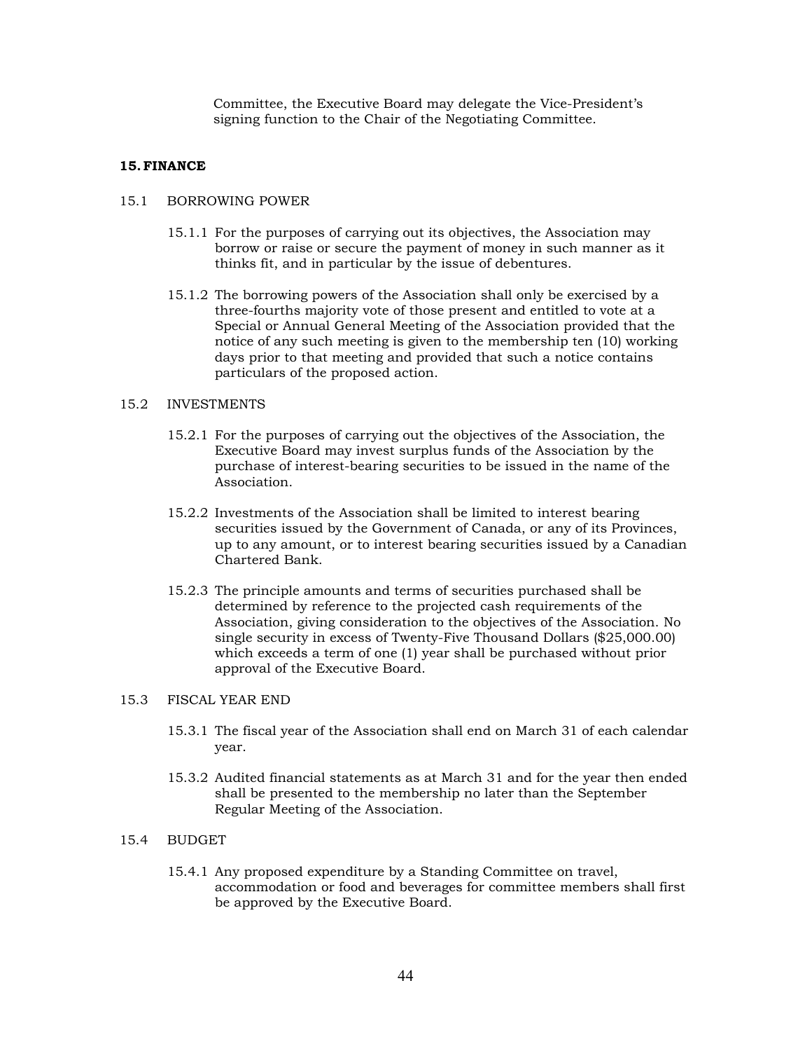Committee, the Executive Board may delegate the Vice-President's signing function to the Chair of the Negotiating Committee.

## 15. FINANCE

### 15.1 BORROWING POWER

15.1.1 For the purposes of carrying out its objectives, the Association may borrow or raise or secure the payment of money in such manner as it thinks fit, and in particular by the issue of debentures.

15.1.2 The borrowing powers of the Association shall only be exercised by a three-fourths majority vote of those present and entitled to vote at a Special or Annual General Meeting of the Association provided that the notice of any such meeting is given to the membership ten (10) working days prior to that meeting and provided that such a notice contains particulars of the proposed action.

### 15.2 INVESTMENTS

15.2.1 For the purposes of carrying out the objectives of the Association, the Executive Board may invest surplus funds of the Association by the purchase of interest-bearing securities to be issued in the name of the Association.

15.2.2 Investments of the Association shall be limited to interest bearing securities issued by the Government of Canada, or any of its Provinces, up to any amount, or to interest bearing securities issued by a Canadian Chartered Bank.

15.2.3 The principle amounts and terms of securities purchased shall be determined by reference to the projected cash requirements of the Association, giving consideration to the objectives of the Association. No single security in excess of Twenty-Five Thousand Dollars ($25,000.00) which exceeds a term of one (1) year shall be purchased without prior approval of the Executive Board.

### 15.3 FISCAL YEAR END

15.3.1 The fiscal year of the Association shall end on March 31 of each calendar year.

15.3.2 Audited financial statements as at March 31 and for the year then ended shall be presented to the membership no later than the September Regular Meeting of the Association.

### 15.4 BUDGET

15.4.1 Any proposed expenditure by a Standing Committee on travel, accommodation or food and beverages for committee members shall first be approved by the Executive Board.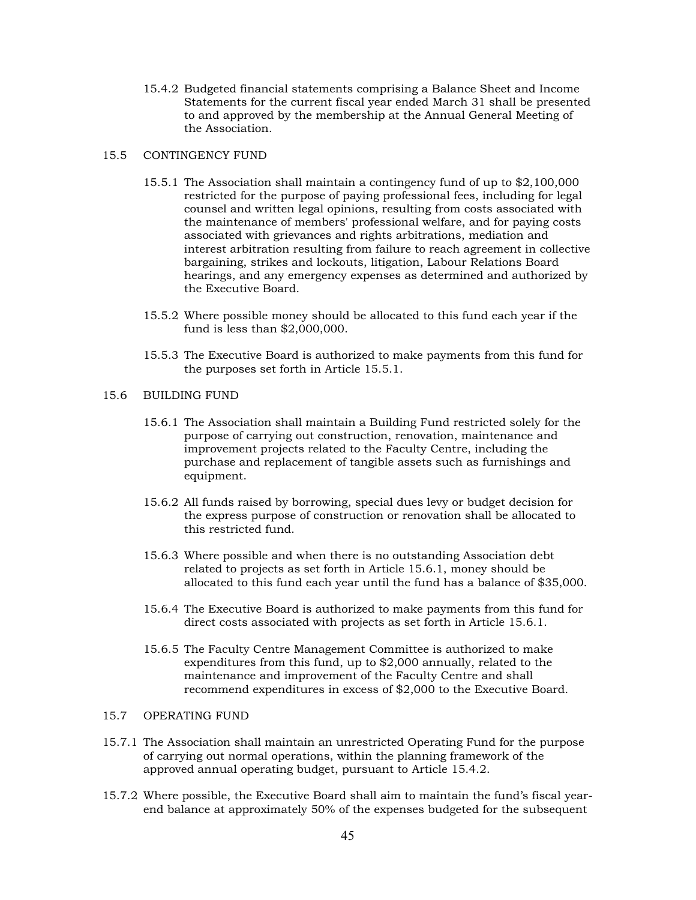15.4.2 Budgeted financial statements comprising a Balance Sheet and Income Statements for the current fiscal year ended March 31 shall be presented to and approved by the membership at the Annual General Meeting of the Association.

## 15.5 CONTINGENCY FUND

15.5.1 The Association shall maintain a contingency fund of up to $2,100,000 restricted for the purpose of paying professional fees, including for legal counsel and written legal opinions, resulting from costs associated with the maintenance of members' professional welfare, and for paying costs associated with grievances and rights arbitrations, mediation and interest arbitration resulting from failure to reach agreement in collective bargaining, strikes and lockouts, litigation, Labour Relations Board hearings, and any emergency expenses as determined and authorized by the Executive Board.

15.5.2 Where possible money should be allocated to this fund each year if the fund is less than $2,000,000.

15.5.3 The Executive Board is authorized to make payments from this fund for the purposes set forth in Article 15.5.1.

## 15.6 BUILDING FUND

15.6.1 The Association shall maintain a Building Fund restricted solely for the purpose of carrying out construction, renovation, maintenance and improvement projects related to the Faculty Centre, including the purchase and replacement of tangible assets such as furnishings and equipment.

15.6.2 All funds raised by borrowing, special dues levy or budget decision for the express purpose of construction or renovation shall be allocated to this restricted fund.

15.6.3 Where possible and when there is no outstanding Association debt related to projects as set forth in Article 15.6.1, money should be allocated to this fund each year until the fund has a balance of $35,000.

15.6.4 The Executive Board is authorized to make payments from this fund for direct costs associated with projects as set forth in Article 15.6.1.

15.6.5 The Faculty Centre Management Committee is authorized to make expenditures from this fund, up to $2,000 annually, related to the maintenance and improvement of the Faculty Centre and shall recommend expenditures in excess of $2,000 to the Executive Board.

## 15.7 OPERATING FUND

15.7.1 The Association shall maintain an unrestricted Operating Fund for the purpose of carrying out normal operations, within the planning framework of the approved annual operating budget, pursuant to Article 15.4.2.

15.7.2 Where possible, the Executive Board shall aim to maintain the fund's fiscal year-end balance at approximately 50% of the expenses budgeted for the subsequent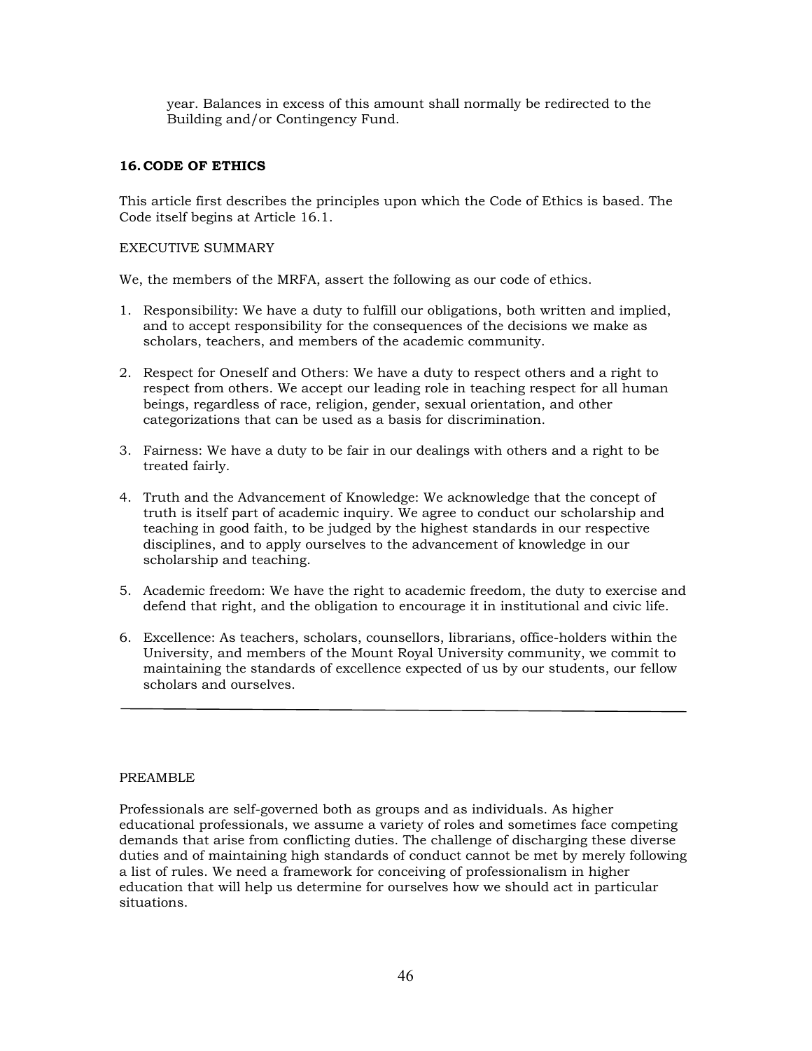year. Balances in excess of this amount shall normally be redirected to the Building and/or Contingency Fund.

## 16. CODE OF ETHICS

This article first describes the principles upon which the Code of Ethics is based. The Code itself begins at Article 16.1.

EXECUTIVE SUMMARY

We, the members of the MRFA, assert the following as our code of ethics.

1. Responsibility: We have a duty to fulfill our obligations, both written and implied, and to accept responsibility for the consequences of the decisions we make as scholars, teachers, and members of the academic community.

2. Respect for Oneself and Others: We have a duty to respect others and a right to respect from others. We accept our leading role in teaching respect for all human beings, regardless of race, religion, gender, sexual orientation, and other categorizations that can be used as a basis for discrimination.

3. Fairness: We have a duty to be fair in our dealings with others and a right to be treated fairly.

4. Truth and the Advancement of Knowledge: We acknowledge that the concept of truth is itself part of academic inquiry. We agree to conduct our scholarship and teaching in good faith, to be judged by the highest standards in our respective disciplines, and to apply ourselves to the advancement of knowledge in our scholarship and teaching.

5. Academic freedom: We have the right to academic freedom, the duty to exercise and defend that right, and the obligation to encourage it in institutional and civic life.

6. Excellence: As teachers, scholars, counsellors, librarians, office-holders within the University, and members of the Mount Royal University community, we commit to maintaining the standards of excellence expected of us by our students, our fellow scholars and ourselves.

---

PREAMBLE

Professionals are self-governed both as groups and as individuals. As higher educational professionals, we assume a variety of roles and sometimes face competing demands that arise from conflicting duties. The challenge of discharging these diverse duties and of maintaining high standards of conduct cannot be met by merely following a list of rules. We need a framework for conceiving of professionalism in higher education that will help us determine for ourselves how we should act in particular situations.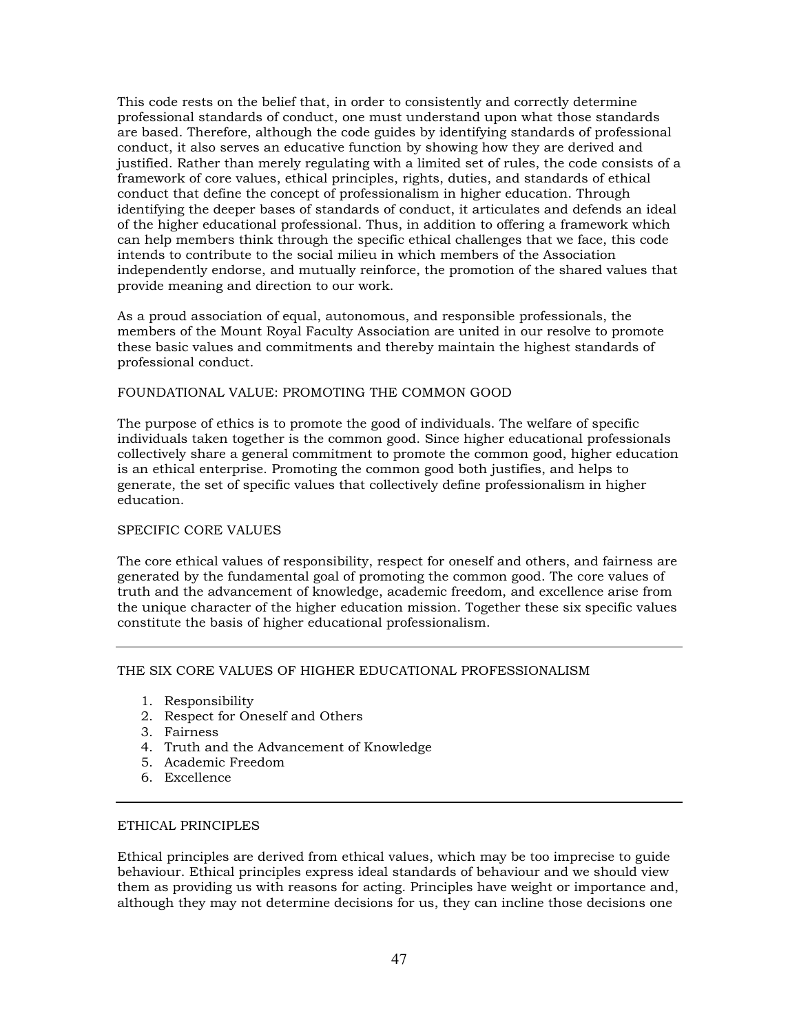This code rests on the belief that, in order to consistently and correctly determine professional standards of conduct, one must understand upon what those standards are based. Therefore, although the code guides by identifying standards of professional conduct, it also serves an educative function by showing how they are derived and justified. Rather than merely regulating with a limited set of rules, the code consists of a framework of core values, ethical principles, rights, duties, and standards of ethical conduct that define the concept of professionalism in higher education. Through identifying the deeper bases of standards of conduct, it articulates and defends an ideal of the higher educational professional. Thus, in addition to offering a framework which can help members think through the specific ethical challenges that we face, this code intends to contribute to the social milieu in which members of the Association independently endorse, and mutually reinforce, the promotion of the shared values that provide meaning and direction to our work.

As a proud association of equal, autonomous, and responsible professionals, the members of the Mount Royal Faculty Association are united in our resolve to promote these basic values and commitments and thereby maintain the highest standards of professional conduct.

## FOUNDATIONAL VALUE: PROMOTING THE COMMON GOOD

The purpose of ethics is to promote the good of individuals. The welfare of specific individuals taken together is the common good. Since higher educational professionals collectively share a general commitment to promote the common good, higher education is an ethical enterprise. Promoting the common good both justifies, and helps to generate, the set of specific values that collectively define professionalism in higher education.

## SPECIFIC CORE VALUES

The core ethical values of responsibility, respect for oneself and others, and fairness are generated by the fundamental goal of promoting the common good. The core values of truth and the advancement of knowledge, academic freedom, and excellence arise from the unique character of the higher education mission. Together these six specific values constitute the basis of higher educational professionalism.

---

## THE SIX CORE VALUES OF HIGHER EDUCATIONAL PROFESSIONALISM

1. Responsibility
2. Respect for Oneself and Others
3. Fairness
4. Truth and the Advancement of Knowledge
5. Academic Freedom
6. Excellence

---

## ETHICAL PRINCIPLES

Ethical principles are derived from ethical values, which may be too imprecise to guide behaviour. Ethical principles express ideal standards of behaviour and we should view them as providing us with reasons for acting. Principles have weight or importance and, although they may not determine decisions for us, they can incline those decisions one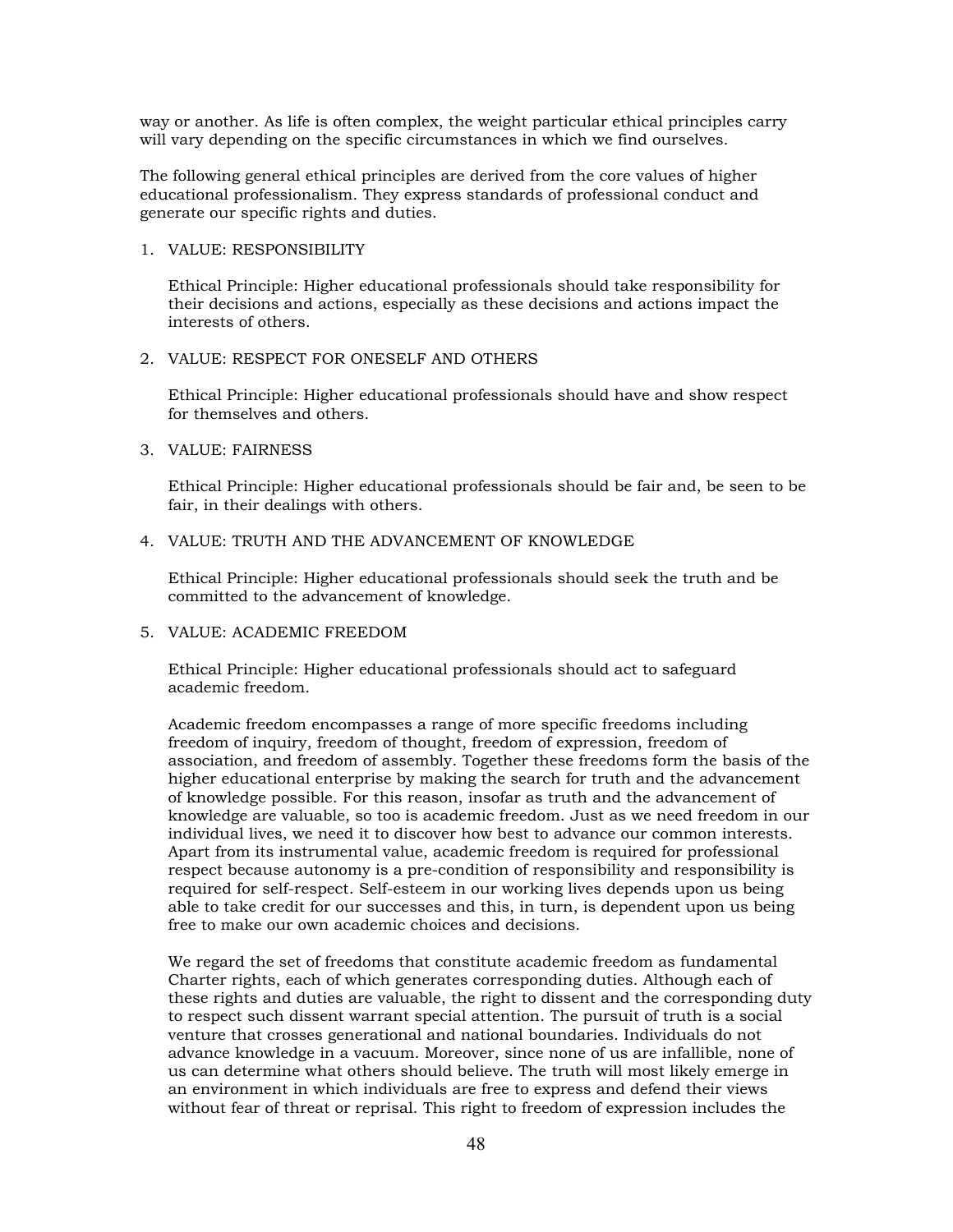way or another. As life is often complex, the weight particular ethical principles carry will vary depending on the specific circumstances in which we find ourselves.

The following general ethical principles are derived from the core values of higher educational professionalism. They express standards of professional conduct and generate our specific rights and duties.

1. VALUE: RESPONSIBILITY

   Ethical Principle: Higher educational professionals should take responsibility for their decisions and actions, especially as these decisions and actions impact the interests of others.

2. VALUE: RESPECT FOR ONESELF AND OTHERS

   Ethical Principle: Higher educational professionals should have and show respect for themselves and others.

3. VALUE: FAIRNESS

   Ethical Principle: Higher educational professionals should be fair and, be seen to be fair, in their dealings with others.

4. VALUE: TRUTH AND THE ADVANCEMENT OF KNOWLEDGE

   Ethical Principle: Higher educational professionals should seek the truth and be committed to the advancement of knowledge.

5. VALUE: ACADEMIC FREEDOM

   Ethical Principle: Higher educational professionals should act to safeguard academic freedom.

   Academic freedom encompasses a range of more specific freedoms including freedom of inquiry, freedom of thought, freedom of expression, freedom of association, and freedom of assembly. Together these freedoms form the basis of the higher educational enterprise by making the search for truth and the advancement of knowledge possible. For this reason, insofar as truth and the advancement of knowledge are valuable, so too is academic freedom. Just as we need freedom in our individual lives, we need it to discover how best to advance our common interests. Apart from its instrumental value, academic freedom is required for professional respect because autonomy is a pre-condition of responsibility and responsibility is required for self-respect. Self-esteem in our working lives depends upon us being able to take credit for our successes and this, in turn, is dependent upon us being free to make our own academic choices and decisions.

   We regard the set of freedoms that constitute academic freedom as fundamental Charter rights, each of which generates corresponding duties. Although each of these rights and duties are valuable, the right to dissent and the corresponding duty to respect such dissent warrant special attention. The pursuit of truth is a social venture that crosses generational and national boundaries. Individuals do not advance knowledge in a vacuum. Moreover, since none of us are infallible, none of us can determine what others should believe. The truth will most likely emerge in an environment in which individuals are free to express and defend their views without fear of threat or reprisal. This right to freedom of expression includes the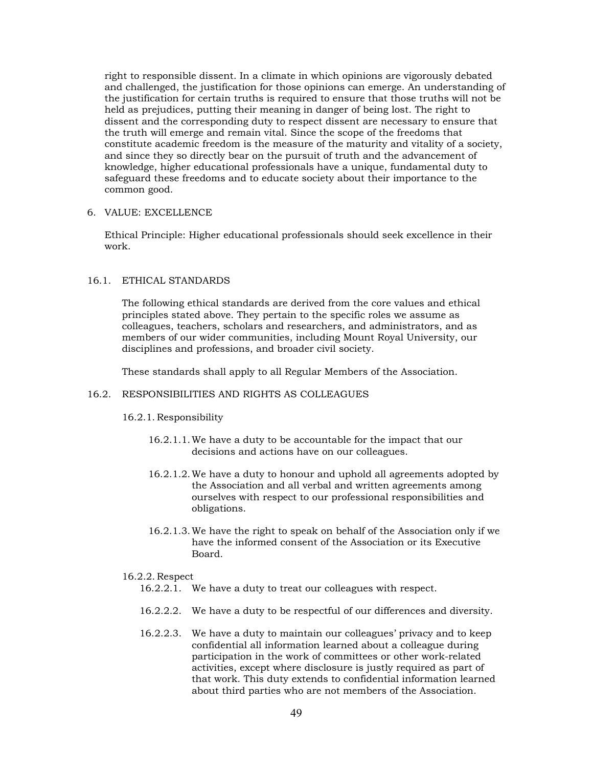right to responsible dissent. In a climate in which opinions are vigorously debated and challenged, the justification for those opinions can emerge. An understanding of the justification for certain truths is required to ensure that those truths will not be held as prejudices, putting their meaning in danger of being lost. The right to dissent and the corresponding duty to respect dissent are necessary to ensure that the truth will emerge and remain vital. Since the scope of the freedoms that constitute academic freedom is the measure of the maturity and vitality of a society, and since they so directly bear on the pursuit of truth and the advancement of knowledge, higher educational professionals have a unique, fundamental duty to safeguard these freedoms and to educate society about their importance to the common good.

6. VALUE: EXCELLENCE

   Ethical Principle: Higher educational professionals should seek excellence in their work.

## 16.1. ETHICAL STANDARDS

The following ethical standards are derived from the core values and ethical principles stated above. They pertain to the specific roles we assume as colleagues, teachers, scholars and researchers, and administrators, and as members of our wider communities, including Mount Royal University, our disciplines and professions, and broader civil society.

These standards shall apply to all Regular Members of the Association.

## 16.2. RESPONSIBILITIES AND RIGHTS AS COLLEAGUES

### 16.2.1. Responsibility

16.2.1.1. We have a duty to be accountable for the impact that our decisions and actions have on our colleagues.

16.2.1.2. We have a duty to honour and uphold all agreements adopted by the Association and all verbal and written agreements among ourselves with respect to our professional responsibilities and obligations.

16.2.1.3. We have the right to speak on behalf of the Association only if we have the informed consent of the Association or its Executive Board.

### 16.2.2. Respect

16.2.2.1. We have a duty to treat our colleagues with respect.

16.2.2.2. We have a duty to be respectful of our differences and diversity.

16.2.2.3. We have a duty to maintain our colleagues' privacy and to keep confidential all information learned about a colleague during participation in the work of committees or other work-related activities, except where disclosure is justly required as part of that work. This duty extends to confidential information learned about third parties who are not members of the Association.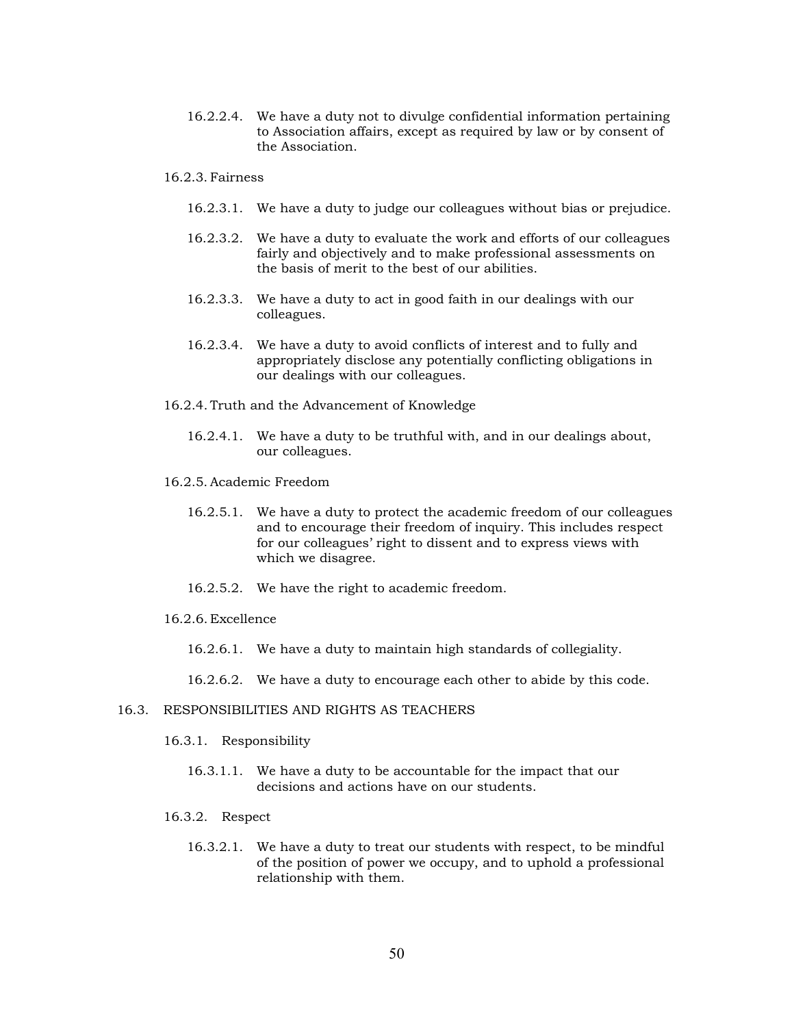16.2.2.4. We have a duty not to divulge confidential information pertaining to Association affairs, except as required by law or by consent of the Association.

16.2.3. Fairness

16.2.3.1. We have a duty to judge our colleagues without bias or prejudice.

16.2.3.2. We have a duty to evaluate the work and efforts of our colleagues fairly and objectively and to make professional assessments on the basis of merit to the best of our abilities.

16.2.3.3. We have a duty to act in good faith in our dealings with our colleagues.

16.2.3.4. We have a duty to avoid conflicts of interest and to fully and appropriately disclose any potentially conflicting obligations in our dealings with our colleagues.

16.2.4. Truth and the Advancement of Knowledge

16.2.4.1. We have a duty to be truthful with, and in our dealings about, our colleagues.

16.2.5. Academic Freedom

16.2.5.1. We have a duty to protect the academic freedom of our colleagues and to encourage their freedom of inquiry. This includes respect for our colleagues' right to dissent and to express views with which we disagree.

16.2.5.2. We have the right to academic freedom.

16.2.6. Excellence

16.2.6.1. We have a duty to maintain high standards of collegiality.

16.2.6.2. We have a duty to encourage each other to abide by this code.

16.3. RESPONSIBILITIES AND RIGHTS AS TEACHERS

16.3.1. Responsibility

16.3.1.1. We have a duty to be accountable for the impact that our decisions and actions have on our students.

16.3.2. Respect

16.3.2.1. We have a duty to treat our students with respect, to be mindful of the position of power we occupy, and to uphold a professional relationship with them.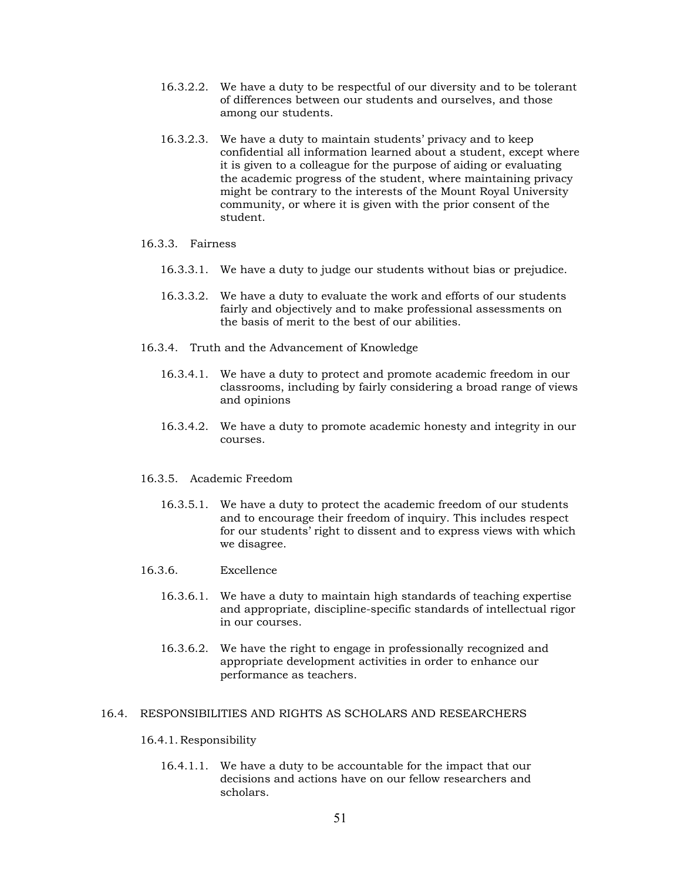16.3.2.2. We have a duty to be respectful of our diversity and to be tolerant of differences between our students and ourselves, and those among our students.

16.3.2.3. We have a duty to maintain students' privacy and to keep confidential all information learned about a student, except where it is given to a colleague for the purpose of aiding or evaluating the academic progress of the student, where maintaining privacy might be contrary to the interests of the Mount Royal University community, or where it is given with the prior consent of the student.

16.3.3. Fairness

16.3.3.1. We have a duty to judge our students without bias or prejudice.

16.3.3.2. We have a duty to evaluate the work and efforts of our students fairly and objectively and to make professional assessments on the basis of merit to the best of our abilities.

16.3.4. Truth and the Advancement of Knowledge

16.3.4.1. We have a duty to protect and promote academic freedom in our classrooms, including by fairly considering a broad range of views and opinions

16.3.4.2. We have a duty to promote academic honesty and integrity in our courses.

16.3.5. Academic Freedom

16.3.5.1. We have a duty to protect the academic freedom of our students and to encourage their freedom of inquiry. This includes respect for our students' right to dissent and to express views with which we disagree.

16.3.6. Excellence

16.3.6.1. We have a duty to maintain high standards of teaching expertise and appropriate, discipline-specific standards of intellectual rigor in our courses.

16.3.6.2. We have the right to engage in professionally recognized and appropriate development activities in order to enhance our performance as teachers.

## 16.4. RESPONSIBILITIES AND RIGHTS AS SCHOLARS AND RESEARCHERS

16.4.1. Responsibility

16.4.1.1. We have a duty to be accountable for the impact that our decisions and actions have on our fellow researchers and scholars.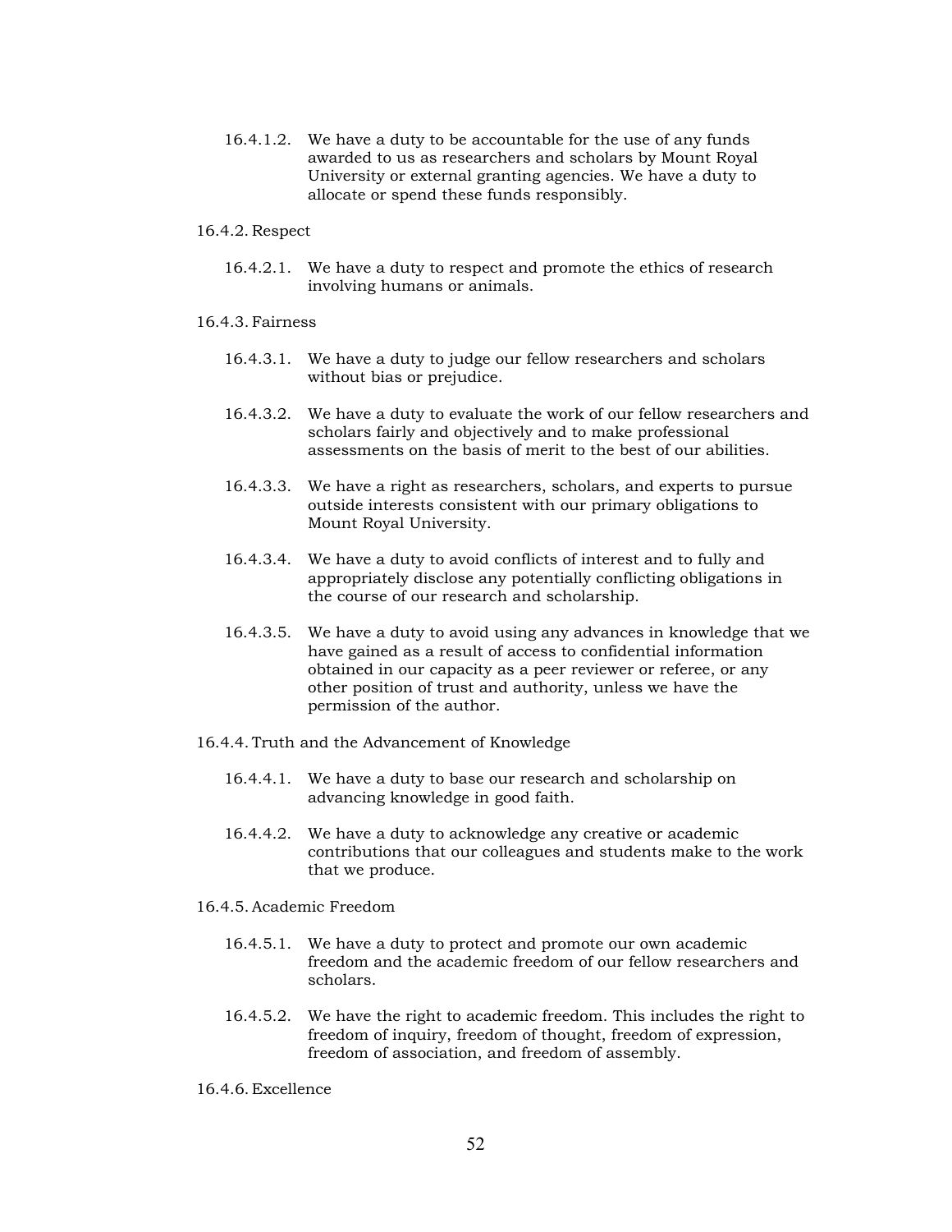16.4.1.2. We have a duty to be accountable for the use of any funds awarded to us as researchers and scholars by Mount Royal University or external granting agencies. We have a duty to allocate or spend these funds responsibly.

16.4.2. Respect

16.4.2.1. We have a duty to respect and promote the ethics of research involving humans or animals.

16.4.3. Fairness

16.4.3.1. We have a duty to judge our fellow researchers and scholars without bias or prejudice.

16.4.3.2. We have a duty to evaluate the work of our fellow researchers and scholars fairly and objectively and to make professional assessments on the basis of merit to the best of our abilities.

16.4.3.3. We have a right as researchers, scholars, and experts to pursue outside interests consistent with our primary obligations to Mount Royal University.

16.4.3.4. We have a duty to avoid conflicts of interest and to fully and appropriately disclose any potentially conflicting obligations in the course of our research and scholarship.

16.4.3.5. We have a duty to avoid using any advances in knowledge that we have gained as a result of access to confidential information obtained in our capacity as a peer reviewer or referee, or any other position of trust and authority, unless we have the permission of the author.

16.4.4. Truth and the Advancement of Knowledge

16.4.4.1. We have a duty to base our research and scholarship on advancing knowledge in good faith.

16.4.4.2. We have a duty to acknowledge any creative or academic contributions that our colleagues and students make to the work that we produce.

16.4.5. Academic Freedom

16.4.5.1. We have a duty to protect and promote our own academic freedom and the academic freedom of our fellow researchers and scholars.

16.4.5.2. We have the right to academic freedom. This includes the right to freedom of inquiry, freedom of thought, freedom of expression, freedom of association, and freedom of assembly.

16.4.6. Excellence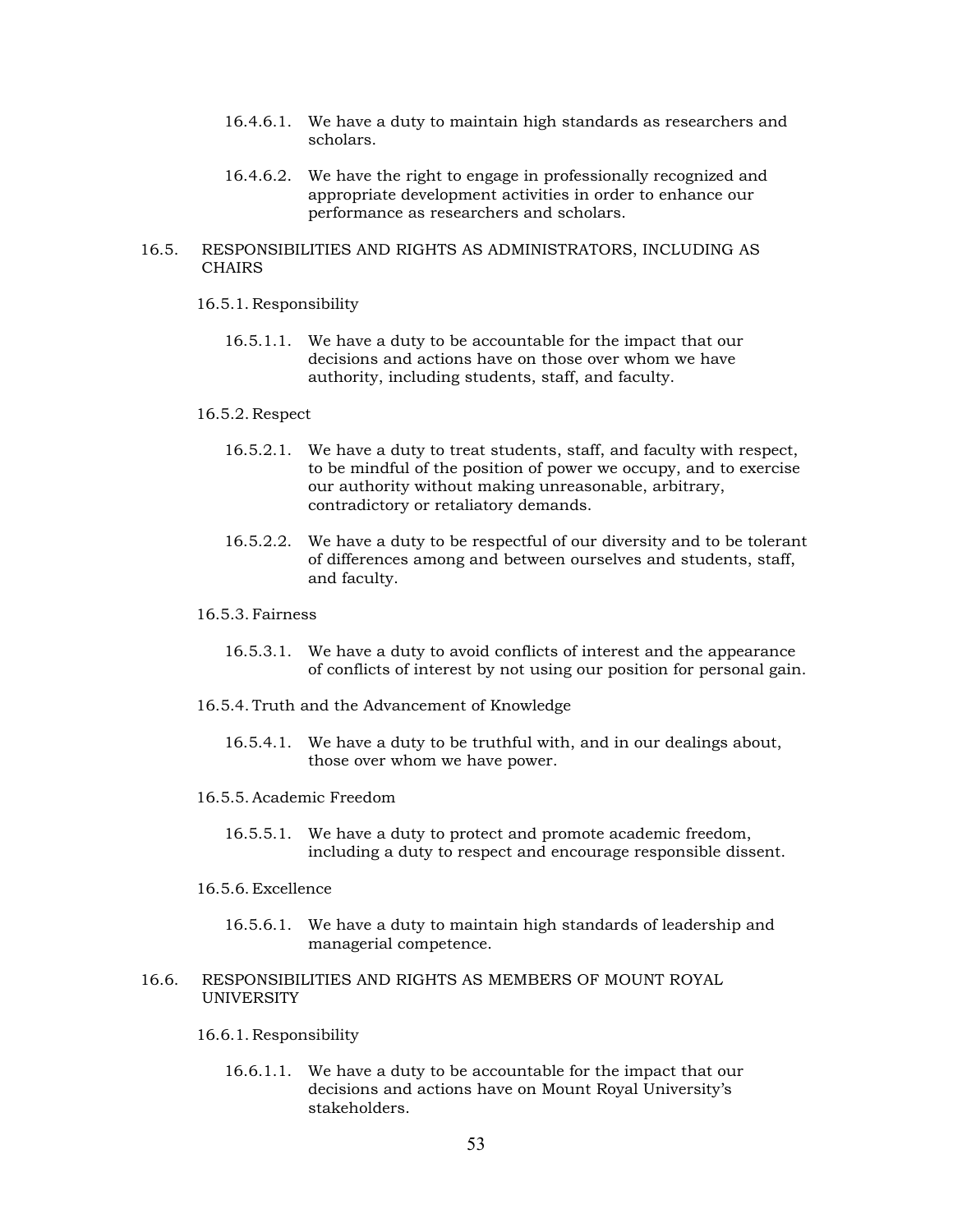16.4.6.1. We have a duty to maintain high standards as researchers and scholars.

16.4.6.2. We have the right to engage in professionally recognized and appropriate development activities in order to enhance our performance as researchers and scholars.

## 16.5. RESPONSIBILITIES AND RIGHTS AS ADMINISTRATORS, INCLUDING AS CHAIRS

### 16.5.1. Responsibility

16.5.1.1. We have a duty to be accountable for the impact that our decisions and actions have on those over whom we have authority, including students, staff, and faculty.

### 16.5.2. Respect

16.5.2.1. We have a duty to treat students, staff, and faculty with respect, to be mindful of the position of power we occupy, and to exercise our authority without making unreasonable, arbitrary, contradictory or retaliatory demands.

16.5.2.2. We have a duty to be respectful of our diversity and to be tolerant of differences among and between ourselves and students, staff, and faculty.

### 16.5.3. Fairness

16.5.3.1. We have a duty to avoid conflicts of interest and the appearance of conflicts of interest by not using our position for personal gain.

### 16.5.4. Truth and the Advancement of Knowledge

16.5.4.1. We have a duty to be truthful with, and in our dealings about, those over whom we have power.

### 16.5.5. Academic Freedom

16.5.5.1. We have a duty to protect and promote academic freedom, including a duty to respect and encourage responsible dissent.

### 16.5.6. Excellence

16.5.6.1. We have a duty to maintain high standards of leadership and managerial competence.

## 16.6. RESPONSIBILITIES AND RIGHTS AS MEMBERS OF MOUNT ROYAL UNIVERSITY

### 16.6.1. Responsibility

16.6.1.1. We have a duty to be accountable for the impact that our decisions and actions have on Mount Royal University's stakeholders.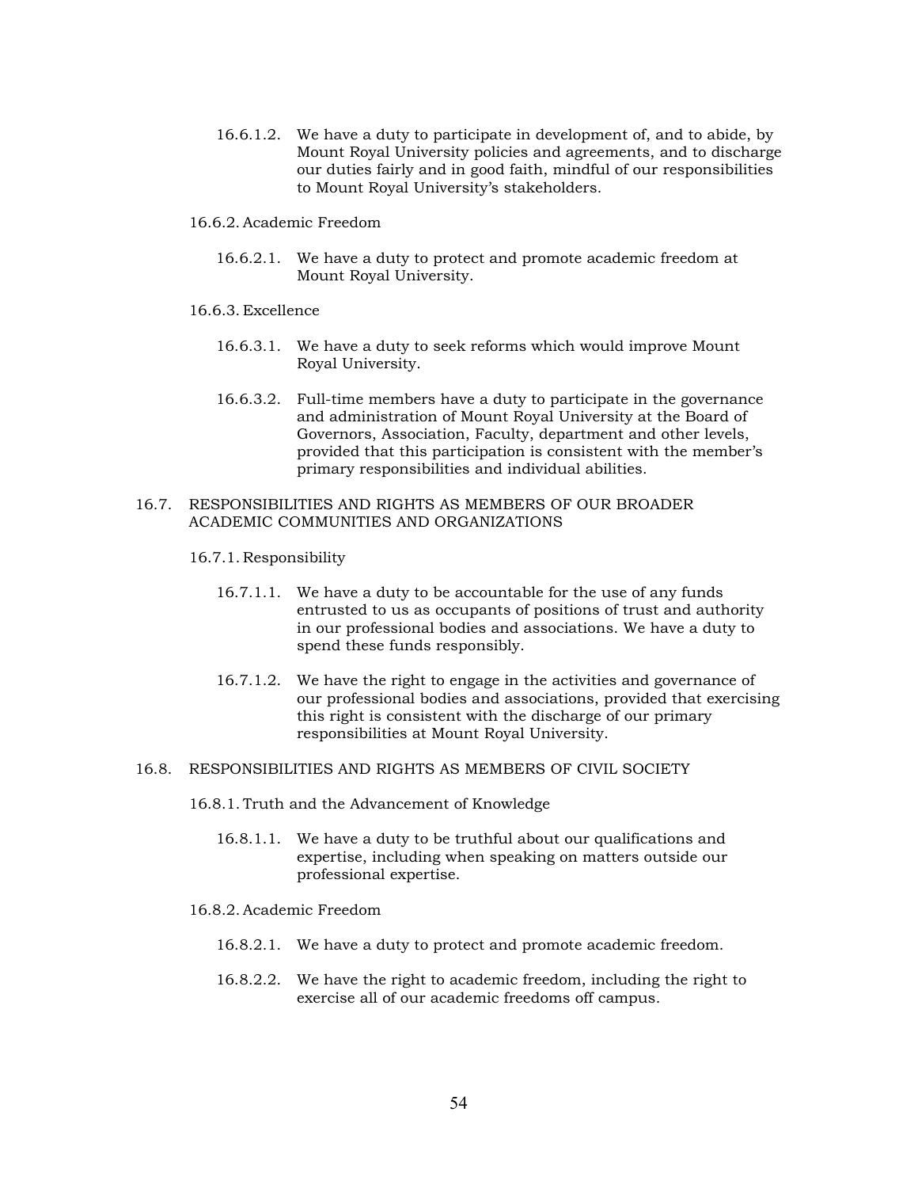16.6.1.2. We have a duty to participate in development of, and to abide, by Mount Royal University policies and agreements, and to discharge our duties fairly and in good faith, mindful of our responsibilities to Mount Royal University's stakeholders.

16.6.2. Academic Freedom

16.6.2.1. We have a duty to protect and promote academic freedom at Mount Royal University.

16.6.3. Excellence

16.6.3.1. We have a duty to seek reforms which would improve Mount Royal University.

16.6.3.2. Full-time members have a duty to participate in the governance and administration of Mount Royal University at the Board of Governors, Association, Faculty, department and other levels, provided that this participation is consistent with the member's primary responsibilities and individual abilities.

16.7. RESPONSIBILITIES AND RIGHTS AS MEMBERS OF OUR BROADER ACADEMIC COMMUNITIES AND ORGANIZATIONS

16.7.1. Responsibility

16.7.1.1. We have a duty to be accountable for the use of any funds entrusted to us as occupants of positions of trust and authority in our professional bodies and associations. We have a duty to spend these funds responsibly.

16.7.1.2. We have the right to engage in the activities and governance of our professional bodies and associations, provided that exercising this right is consistent with the discharge of our primary responsibilities at Mount Royal University.

16.8. RESPONSIBILITIES AND RIGHTS AS MEMBERS OF CIVIL SOCIETY

16.8.1. Truth and the Advancement of Knowledge

16.8.1.1. We have a duty to be truthful about our qualifications and expertise, including when speaking on matters outside our professional expertise.

16.8.2. Academic Freedom

16.8.2.1. We have a duty to protect and promote academic freedom.

16.8.2.2. We have the right to academic freedom, including the right to exercise all of our academic freedoms off campus.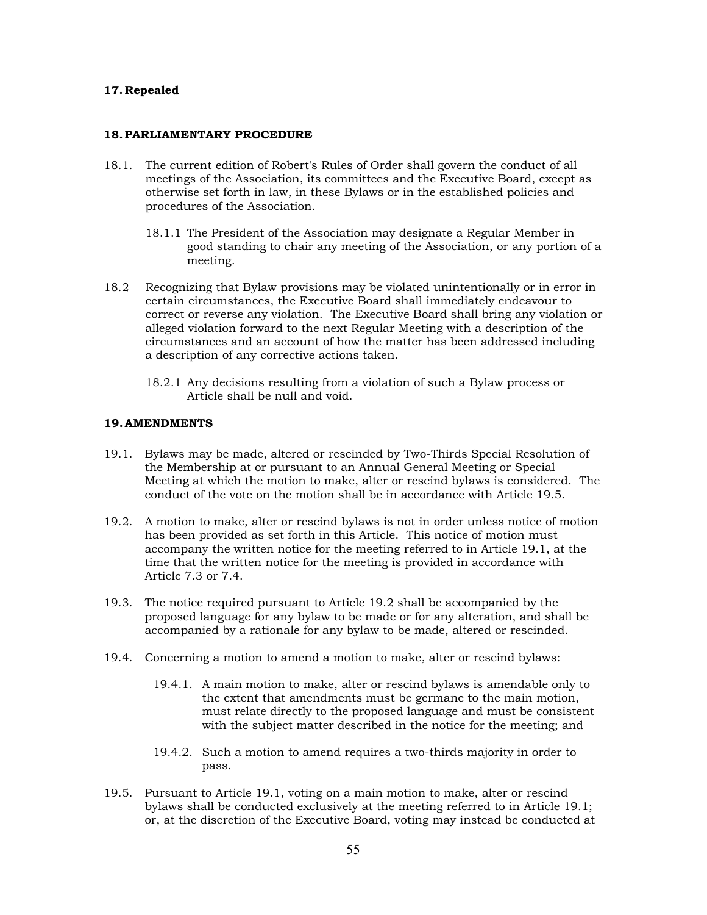## 17. Repealed

## 18. PARLIAMENTARY PROCEDURE

18.1. The current edition of Robert's Rules of Order shall govern the conduct of all meetings of the Association, its committees and the Executive Board, except as otherwise set forth in law, in these Bylaws or in the established policies and procedures of the Association.

18.1.1 The President of the Association may designate a Regular Member in good standing to chair any meeting of the Association, or any portion of a meeting.

18.2 Recognizing that Bylaw provisions may be violated unintentionally or in error in certain circumstances, the Executive Board shall immediately endeavour to correct or reverse any violation. The Executive Board shall bring any violation or alleged violation forward to the next Regular Meeting with a description of the circumstances and an account of how the matter has been addressed including a description of any corrective actions taken.

18.2.1 Any decisions resulting from a violation of such a Bylaw process or Article shall be null and void.

## 19. AMENDMENTS

19.1. Bylaws may be made, altered or rescinded by Two-Thirds Special Resolution of the Membership at or pursuant to an Annual General Meeting or Special Meeting at which the motion to make, alter or rescind bylaws is considered. The conduct of the vote on the motion shall be in accordance with Article 19.5.

19.2. A motion to make, alter or rescind bylaws is not in order unless notice of motion has been provided as set forth in this Article. This notice of motion must accompany the written notice for the meeting referred to in Article 19.1, at the time that the written notice for the meeting is provided in accordance with Article 7.3 or 7.4.

19.3. The notice required pursuant to Article 19.2 shall be accompanied by the proposed language for any bylaw to be made or for any alteration, and shall be accompanied by a rationale for any bylaw to be made, altered or rescinded.

19.4. Concerning a motion to amend a motion to make, alter or rescind bylaws:

19.4.1. A main motion to make, alter or rescind bylaws is amendable only to the extent that amendments must be germane to the main motion, must relate directly to the proposed language and must be consistent with the subject matter described in the notice for the meeting; and

19.4.2. Such a motion to amend requires a two-thirds majority in order to pass.

19.5. Pursuant to Article 19.1, voting on a main motion to make, alter or rescind bylaws shall be conducted exclusively at the meeting referred to in Article 19.1; or, at the discretion of the Executive Board, voting may instead be conducted at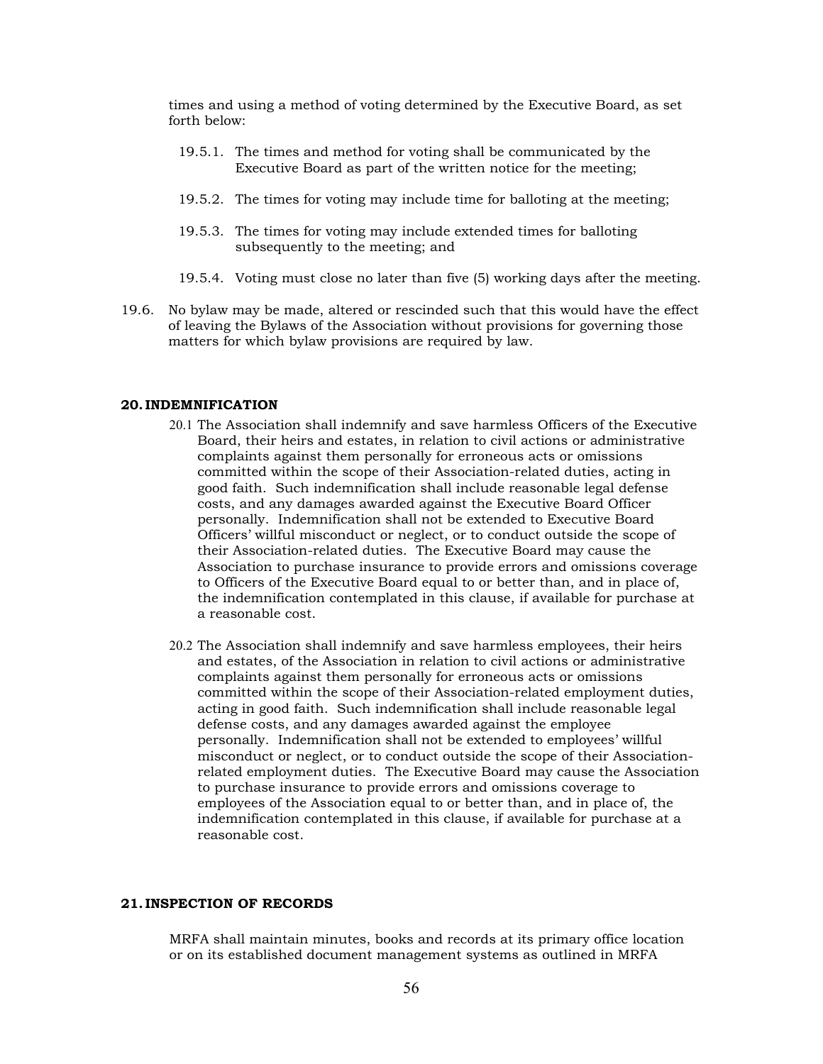times and using a method of voting determined by the Executive Board, as set forth below:

19.5.1. The times and method for voting shall be communicated by the Executive Board as part of the written notice for the meeting;

19.5.2. The times for voting may include time for balloting at the meeting;

19.5.3. The times for voting may include extended times for balloting subsequently to the meeting; and

19.5.4. Voting must close no later than five (5) working days after the meeting.

19.6. No bylaw may be made, altered or rescinded such that this would have the effect of leaving the Bylaws of the Association without provisions for governing those matters for which bylaw provisions are required by law.

## 20. INDEMNIFICATION

20.1 The Association shall indemnify and save harmless Officers of the Executive Board, their heirs and estates, in relation to civil actions or administrative complaints against them personally for erroneous acts or omissions committed within the scope of their Association-related duties, acting in good faith. Such indemnification shall include reasonable legal defense costs, and any damages awarded against the Executive Board Officer personally. Indemnification shall not be extended to Executive Board Officers' willful misconduct or neglect, or to conduct outside the scope of their Association-related duties. The Executive Board may cause the Association to purchase insurance to provide errors and omissions coverage to Officers of the Executive Board equal to or better than, and in place of, the indemnification contemplated in this clause, if available for purchase at a reasonable cost.

20.2 The Association shall indemnify and save harmless employees, their heirs and estates, of the Association in relation to civil actions or administrative complaints against them personally for erroneous acts or omissions committed within the scope of their Association-related employment duties, acting in good faith. Such indemnification shall include reasonable legal defense costs, and any damages awarded against the employee personally. Indemnification shall not be extended to employees' willful misconduct or neglect, or to conduct outside the scope of their Association-related employment duties. The Executive Board may cause the Association to purchase insurance to provide errors and omissions coverage to employees of the Association equal to or better than, and in place of, the indemnification contemplated in this clause, if available for purchase at a reasonable cost.

## 21. INSPECTION OF RECORDS

MRFA shall maintain minutes, books and records at its primary office location or on its established document management systems as outlined in MRFA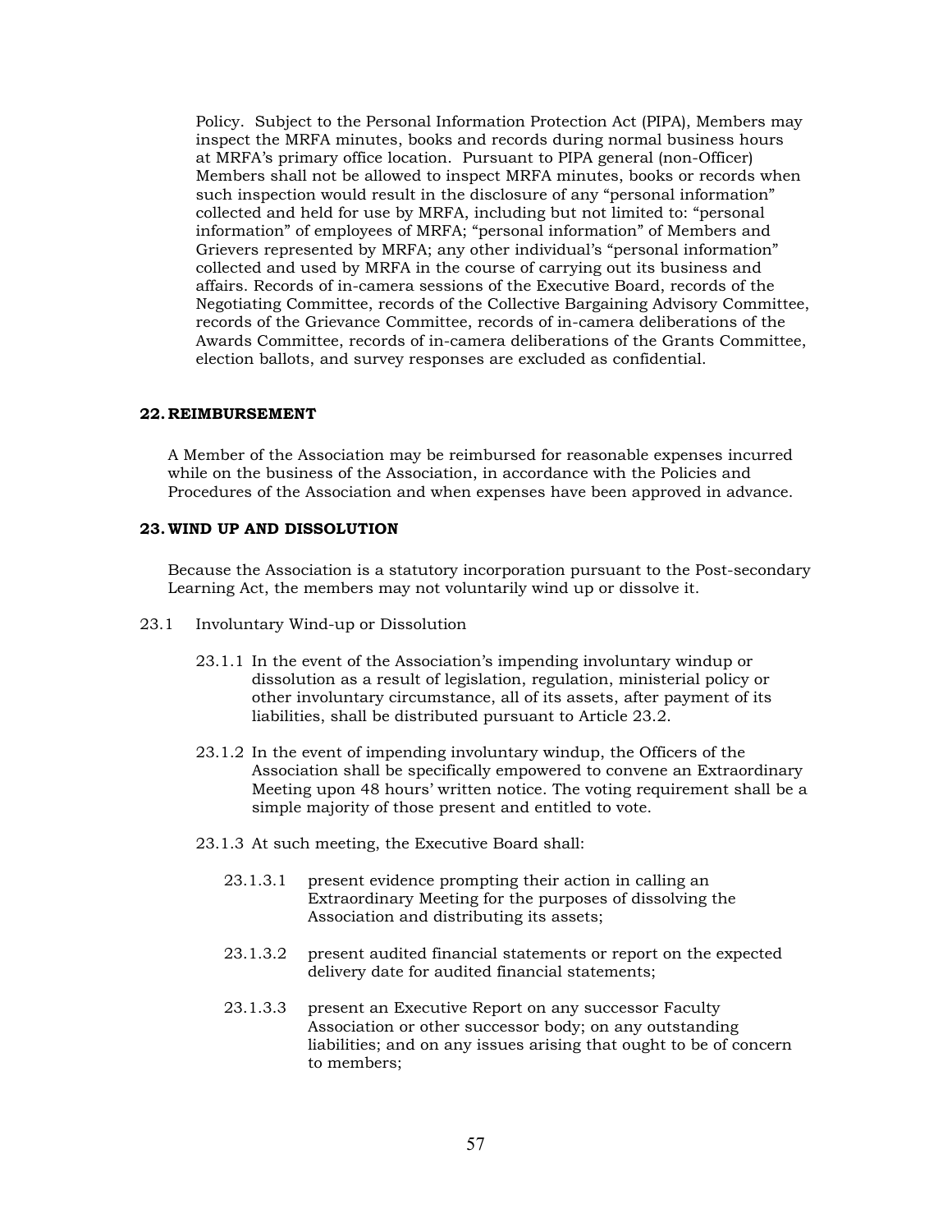Policy. Subject to the Personal Information Protection Act (PIPA), Members may inspect the MRFA minutes, books and records during normal business hours at MRFA's primary office location. Pursuant to PIPA general (non-Officer) Members shall not be allowed to inspect MRFA minutes, books or records when such inspection would result in the disclosure of any "personal information" collected and held for use by MRFA, including but not limited to: "personal information" of employees of MRFA; "personal information" of Members and Grievers represented by MRFA; any other individual's "personal information" collected and used by MRFA in the course of carrying out its business and affairs. Records of in-camera sessions of the Executive Board, records of the Negotiating Committee, records of the Collective Bargaining Advisory Committee, records of the Grievance Committee, records of in-camera deliberations of the Awards Committee, records of in-camera deliberations of the Grants Committee, election ballots, and survey responses are excluded as confidential.

## 22. REIMBURSEMENT

A Member of the Association may be reimbursed for reasonable expenses incurred while on the business of the Association, in accordance with the Policies and Procedures of the Association and when expenses have been approved in advance.

## 23. WIND UP AND DISSOLUTION

Because the Association is a statutory incorporation pursuant to the Post-secondary Learning Act, the members may not voluntarily wind up or dissolve it.

23.1 Involuntary Wind-up or Dissolution

23.1.1 In the event of the Association's impending involuntary windup or dissolution as a result of legislation, regulation, ministerial policy or other involuntary circumstance, all of its assets, after payment of its liabilities, shall be distributed pursuant to Article 23.2.

23.1.2 In the event of impending involuntary windup, the Officers of the Association shall be specifically empowered to convene an Extraordinary Meeting upon 48 hours' written notice. The voting requirement shall be a simple majority of those present and entitled to vote.

23.1.3 At such meeting, the Executive Board shall:

23.1.3.1 present evidence prompting their action in calling an Extraordinary Meeting for the purposes of dissolving the Association and distributing its assets;

23.1.3.2 present audited financial statements or report on the expected delivery date for audited financial statements;

23.1.3.3 present an Executive Report on any successor Faculty Association or other successor body; on any outstanding liabilities; and on any issues arising that ought to be of concern to members;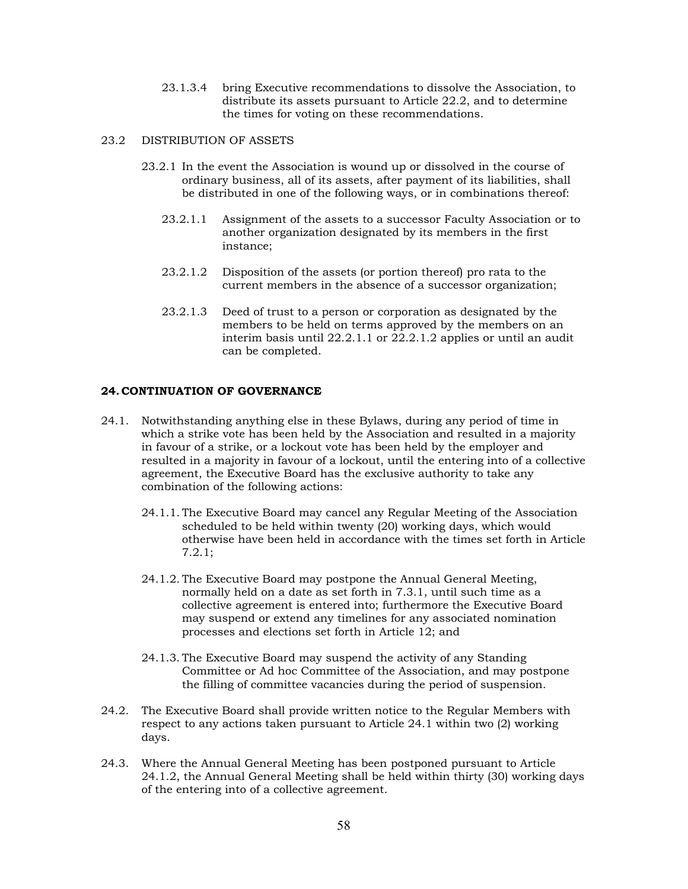23.1.3.4 bring Executive recommendations to dissolve the Association, to distribute its assets pursuant to Article 22.2, and to determine the times for voting on these recommendations.

23.2 DISTRIBUTION OF ASSETS

23.2.1 In the event the Association is wound up or dissolved in the course of ordinary business, all of its assets, after payment of its liabilities, shall be distributed in one of the following ways, or in combinations thereof:

23.2.1.1 Assignment of the assets to a successor Faculty Association or to another organization designated by its members in the first instance;

23.2.1.2 Disposition of the assets (or portion thereof) pro rata to the current members in the absence of a successor organization;

23.2.1.3 Deed of trust to a person or corporation as designated by the members to be held on terms approved by the members on an interim basis until 22.2.1.1 or 22.2.1.2 applies or until an audit can be completed.

## 24. CONTINUATION OF GOVERNANCE

24.1. Notwithstanding anything else in these Bylaws, during any period of time in which a strike vote has been held by the Association and resulted in a majority in favour of a strike, or a lockout vote has been held by the employer and resulted in a majority in favour of a lockout, until the entering into of a collective agreement, the Executive Board has the exclusive authority to take any combination of the following actions:

24.1.1. The Executive Board may cancel any Regular Meeting of the Association scheduled to be held within twenty (20) working days, which would otherwise have been held in accordance with the times set forth in Article 7.2.1;

24.1.2. The Executive Board may postpone the Annual General Meeting, normally held on a date as set forth in 7.3.1, until such time as a collective agreement is entered into; furthermore the Executive Board may suspend or extend any timelines for any associated nomination processes and elections set forth in Article 12; and

24.1.3. The Executive Board may suspend the activity of any Standing Committee or Ad hoc Committee of the Association, and may postpone the filling of committee vacancies during the period of suspension.

24.2. The Executive Board shall provide written notice to the Regular Members with respect to any actions taken pursuant to Article 24.1 within two (2) working days.

24.3. Where the Annual General Meeting has been postponed pursuant to Article 24.1.2, the Annual General Meeting shall be held within thirty (30) working days of the entering into of a collective agreement.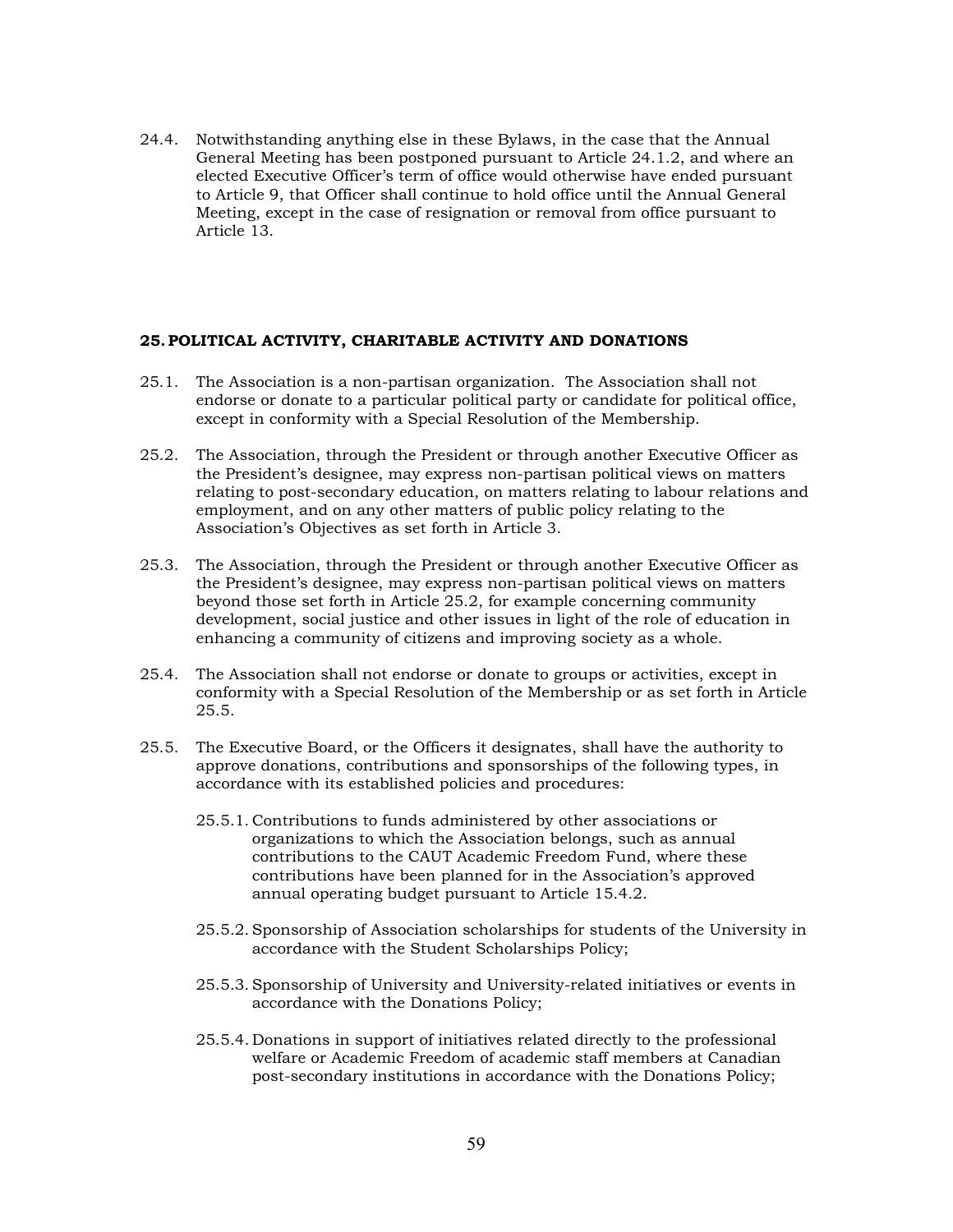24.4. Notwithstanding anything else in these Bylaws, in the case that the Annual General Meeting has been postponed pursuant to Article 24.1.2, and where an elected Executive Officer's term of office would otherwise have ended pursuant to Article 9, that Officer shall continue to hold office until the Annual General Meeting, except in the case of resignation or removal from office pursuant to Article 13.

## 25. POLITICAL ACTIVITY, CHARITABLE ACTIVITY AND DONATIONS

25.1. The Association is a non-partisan organization. The Association shall not endorse or donate to a particular political party or candidate for political office, except in conformity with a Special Resolution of the Membership.

25.2. The Association, through the President or through another Executive Officer as the President's designee, may express non-partisan political views on matters relating to post-secondary education, on matters relating to labour relations and employment, and on any other matters of public policy relating to the Association's Objectives as set forth in Article 3.

25.3. The Association, through the President or through another Executive Officer as the President's designee, may express non-partisan political views on matters beyond those set forth in Article 25.2, for example concerning community development, social justice and other issues in light of the role of education in enhancing a community of citizens and improving society as a whole.

25.4. The Association shall not endorse or donate to groups or activities, except in conformity with a Special Resolution of the Membership or as set forth in Article 25.5.

25.5. The Executive Board, or the Officers it designates, shall have the authority to approve donations, contributions and sponsorships of the following types, in accordance with its established policies and procedures:

25.5.1. Contributions to funds administered by other associations or organizations to which the Association belongs, such as annual contributions to the CAUT Academic Freedom Fund, where these contributions have been planned for in the Association's approved annual operating budget pursuant to Article 15.4.2.

25.5.2. Sponsorship of Association scholarships for students of the University in accordance with the Student Scholarships Policy;

25.5.3. Sponsorship of University and University-related initiatives or events in accordance with the Donations Policy;

25.5.4. Donations in support of initiatives related directly to the professional welfare or Academic Freedom of academic staff members at Canadian post-secondary institutions in accordance with the Donations Policy;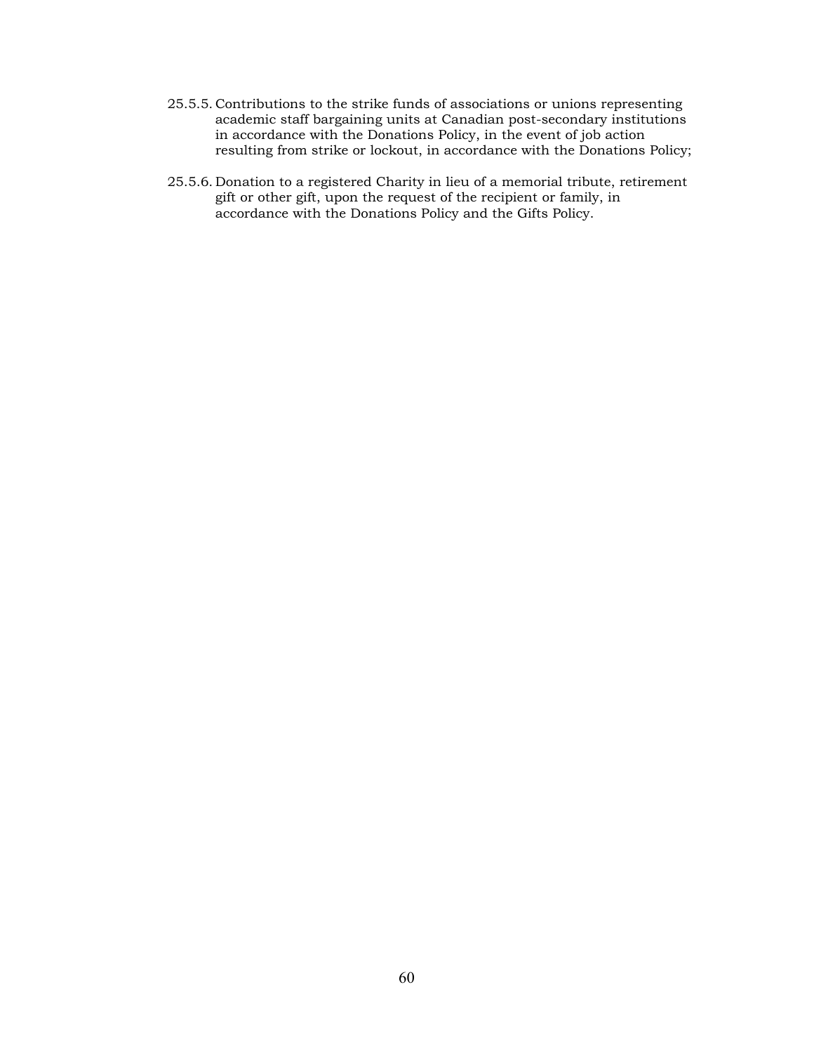25.5.5. Contributions to the strike funds of associations or unions representing academic staff bargaining units at Canadian post-secondary institutions in accordance with the Donations Policy, in the event of job action resulting from strike or lockout, in accordance with the Donations Policy;

25.5.6. Donation to a registered Charity in lieu of a memorial tribute, retirement gift or other gift, upon the request of the recipient or family, in accordance with the Donations Policy and the Gifts Policy.